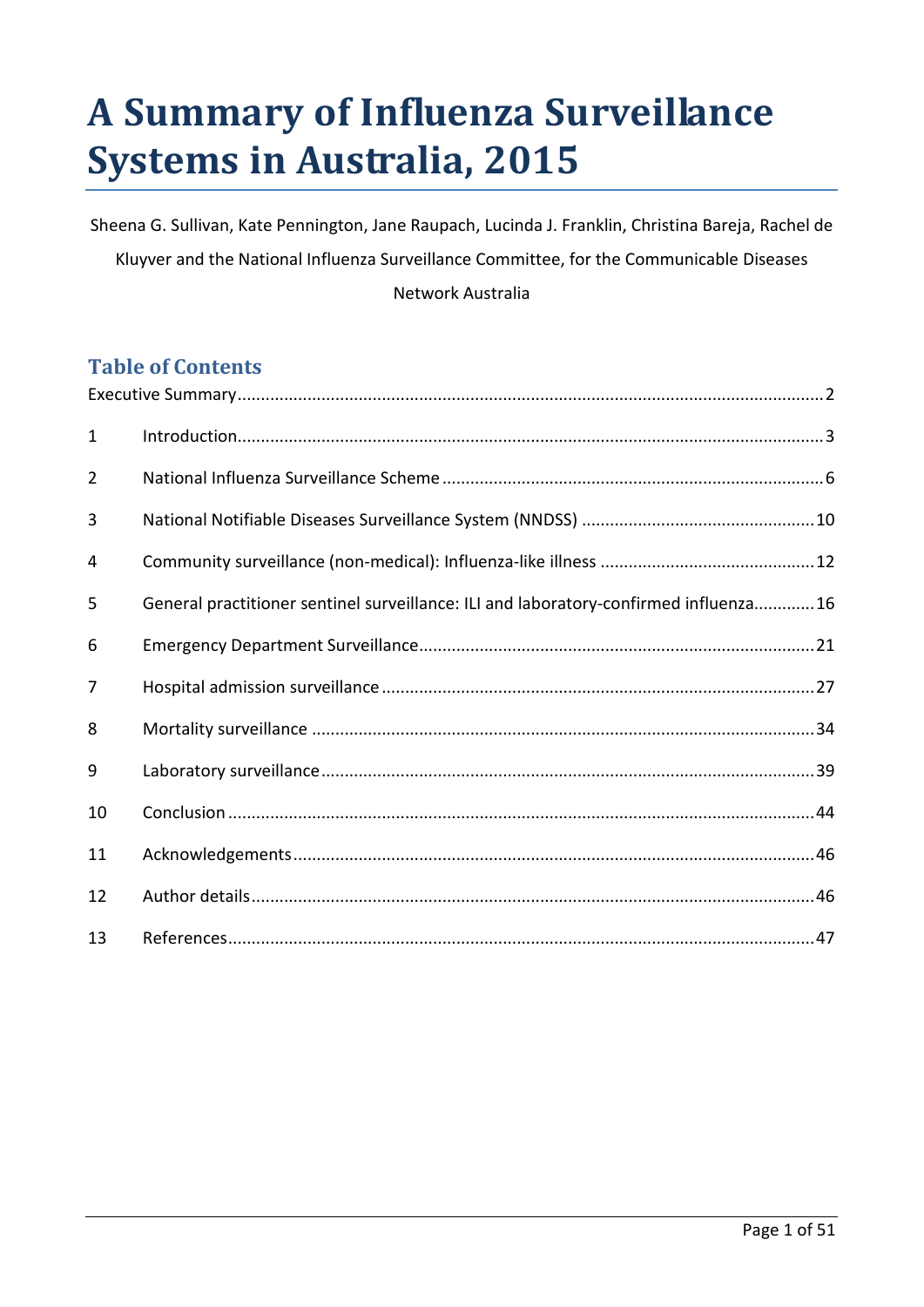# A Summary of Influenza Surveillance Systems in Australia, 2015

Sheena G. Sullivan, Kate Pennington, Jane Raupach, Lucinda J. Franklin, Christina Bareja, Rachel de Kluyver and the National Influenza Surveillance Committee, for the Communicable Diseases Network Australia

## Table of Contents

| | | |
|---|---|---|
| Executive Summary | | 2 |
| 1 | Introduction | 3 |
| 2 | National Influenza Surveillance Scheme | 6 |
| 3 | National Notifiable Diseases Surveillance System (NNDSS) | 10 |
| 4 | Community surveillance (non-medical): Influenza-like illness | 12 |
| 5 | General practitioner sentinel surveillance: ILI and laboratory-confirmed influenza | 16 |
| 6 | Emergency Department Surveillance | 21 |
| 7 | Hospital admission surveillance | 27 |
| 8 | Mortality surveillance | 34 |
| 9 | Laboratory surveillance | 39 |
| 10 | Conclusion | 44 |
| 11 | Acknowledgements | 46 |
| 12 | Author details | 46 |
| 13 | References | 47 |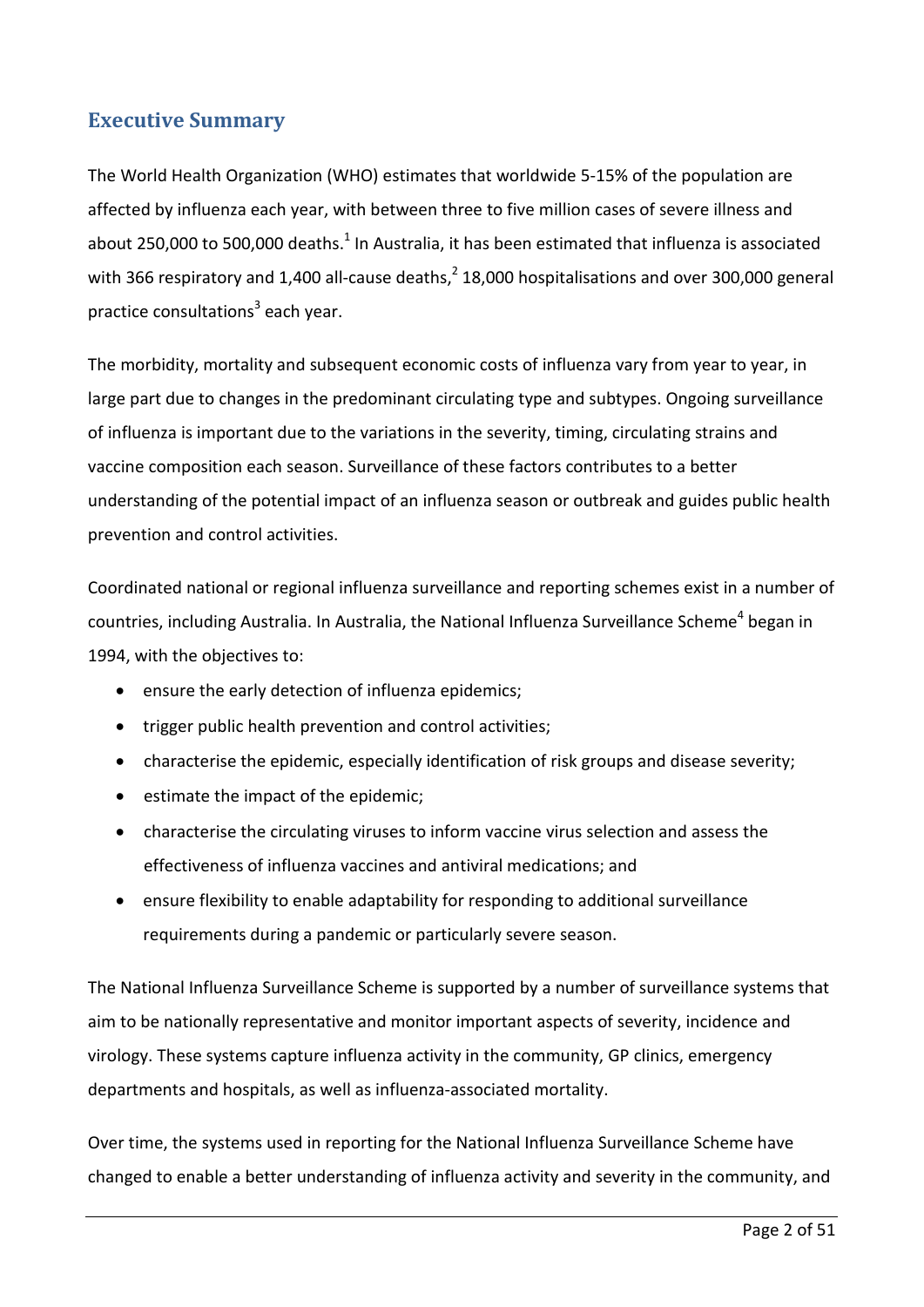## Executive Summary

The World Health Organization (WHO) estimates that worldwide 5-15% of the population are affected by influenza each year, with between three to five million cases of severe illness and about 250,000 to 500,000 deaths.[1] In Australia, it has been estimated that influenza is associated with 366 respiratory and 1,400 all-cause deaths,[2] 18,000 hospitalisations and over 300,000 general practice consultations[3] each year.

The morbidity, mortality and subsequent economic costs of influenza vary from year to year, in large part due to changes in the predominant circulating type and subtypes. Ongoing surveillance of influenza is important due to the variations in the severity, timing, circulating strains and vaccine composition each season. Surveillance of these factors contributes to a better understanding of the potential impact of an influenza season or outbreak and guides public health prevention and control activities.

Coordinated national or regional influenza surveillance and reporting schemes exist in a number of countries, including Australia. In Australia, the National Influenza Surveillance Scheme[4] began in 1994, with the objectives to:

- ensure the early detection of influenza epidemics;
- trigger public health prevention and control activities;
- characterise the epidemic, especially identification of risk groups and disease severity;
- estimate the impact of the epidemic;
- characterise the circulating viruses to inform vaccine virus selection and assess the effectiveness of influenza vaccines and antiviral medications; and
- ensure flexibility to enable adaptability for responding to additional surveillance requirements during a pandemic or particularly severe season.

The National Influenza Surveillance Scheme is supported by a number of surveillance systems that aim to be nationally representative and monitor important aspects of severity, incidence and virology. These systems capture influenza activity in the community, GP clinics, emergency departments and hospitals, as well as influenza-associated mortality.

Over time, the systems used in reporting for the National Influenza Surveillance Scheme have changed to enable a better understanding of influenza activity and severity in the community, and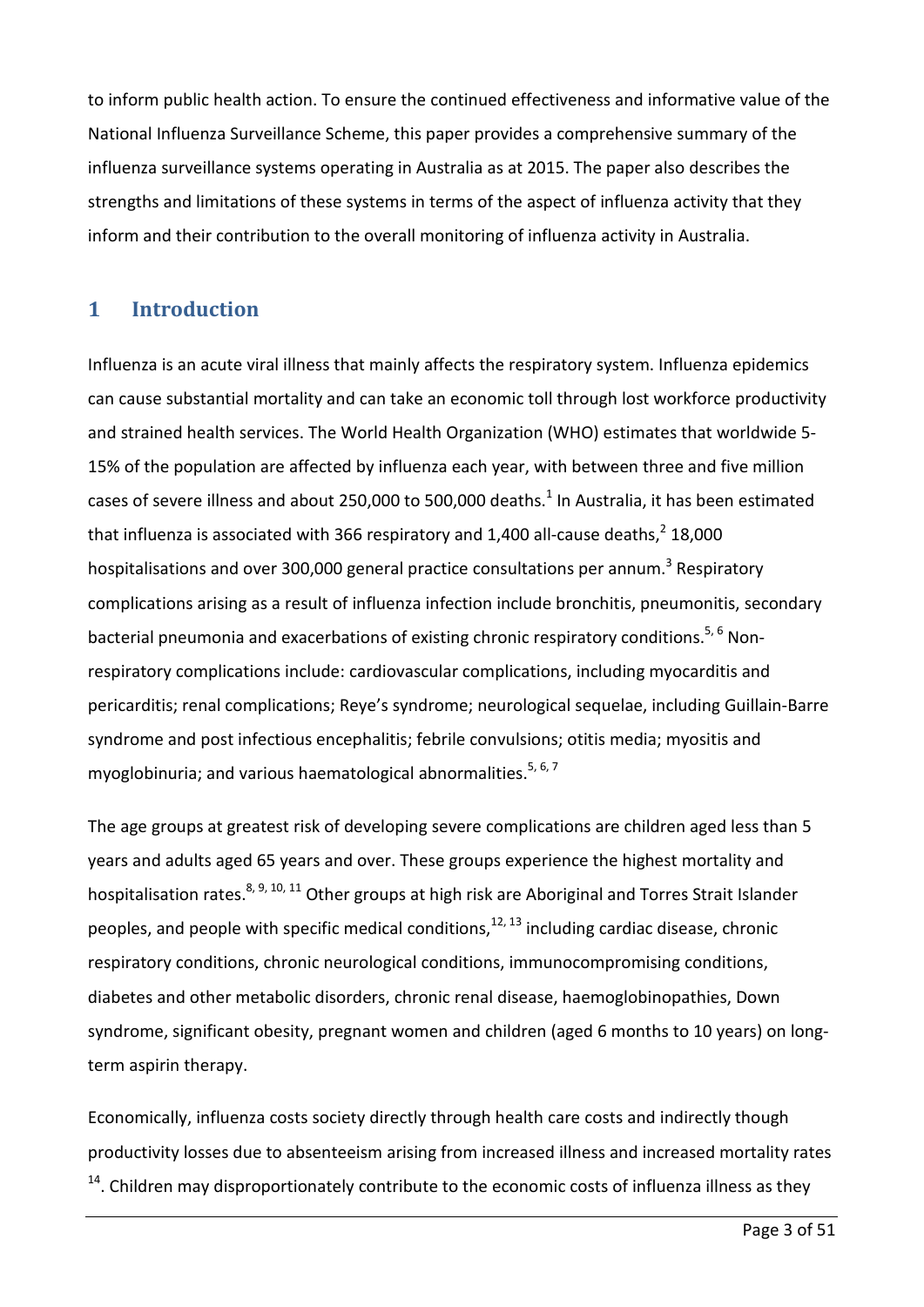to inform public health action. To ensure the continued effectiveness and informative value of the National Influenza Surveillance Scheme, this paper provides a comprehensive summary of the influenza surveillance systems operating in Australia as at 2015. The paper also describes the strengths and limitations of these systems in terms of the aspect of influenza activity that they inform and their contribution to the overall monitoring of influenza activity in Australia.

## 1 Introduction

Influenza is an acute viral illness that mainly affects the respiratory system. Influenza epidemics can cause substantial mortality and can take an economic toll through lost workforce productivity and strained health services. The World Health Organization (WHO) estimates that worldwide 5-15% of the population are affected by influenza each year, with between three and five million cases of severe illness and about 250,000 to 500,000 deaths.[1] In Australia, it has been estimated that influenza is associated with 366 respiratory and 1,400 all-cause deaths,[2] 18,000 hospitalisations and over 300,000 general practice consultations per annum.[3] Respiratory complications arising as a result of influenza infection include bronchitis, pneumonitis, secondary bacterial pneumonia and exacerbations of existing chronic respiratory conditions.[5, 6] Non-respiratory complications include: cardiovascular complications, including myocarditis and pericarditis; renal complications; Reye's syndrome; neurological sequelae, including Guillain-Barre syndrome and post infectious encephalitis; febrile convulsions; otitis media; myositis and myoglobinuria; and various haematological abnormalities.[5, 6, 7]

The age groups at greatest risk of developing severe complications are children aged less than 5 years and adults aged 65 years and over. These groups experience the highest mortality and hospitalisation rates.[8, 9, 10, 11] Other groups at high risk are Aboriginal and Torres Strait Islander peoples, and people with specific medical conditions,[12, 13] including cardiac disease, chronic respiratory conditions, chronic neurological conditions, immunocompromising conditions, diabetes and other metabolic disorders, chronic renal disease, haemoglobinopathies, Down syndrome, significant obesity, pregnant women and children (aged 6 months to 10 years) on long-term aspirin therapy.

Economically, influenza costs society directly through health care costs and indirectly though productivity losses due to absenteeism arising from increased illness and increased mortality rates [14]. Children may disproportionately contribute to the economic costs of influenza illness as they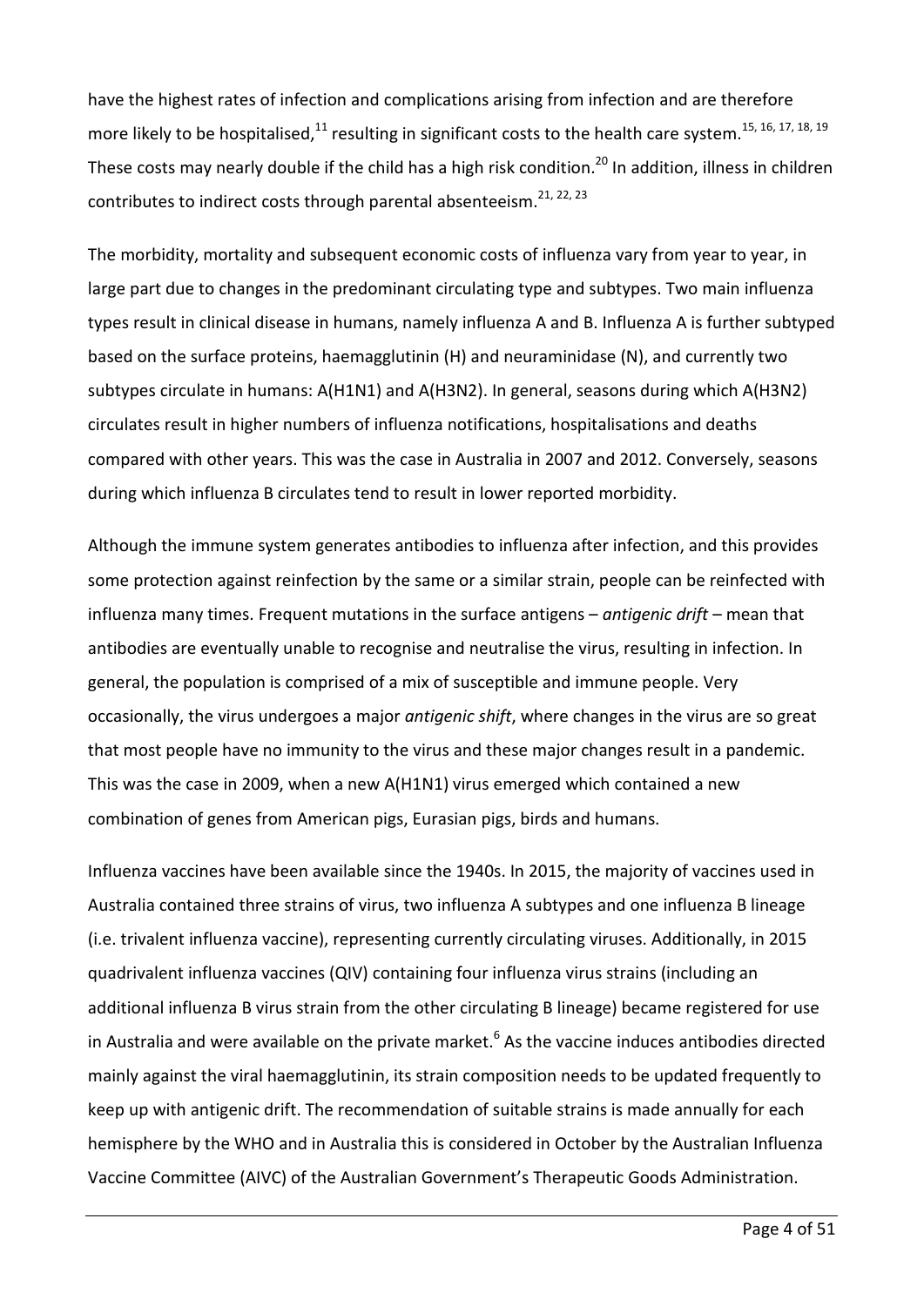have the highest rates of infection and complications arising from infection and are therefore more likely to be hospitalised,[11] resulting in significant costs to the health care system.[15, 16, 17, 18, 19] These costs may nearly double if the child has a high risk condition.[20] In addition, illness in children contributes to indirect costs through parental absenteeism.[21, 22, 23]

The morbidity, mortality and subsequent economic costs of influenza vary from year to year, in large part due to changes in the predominant circulating type and subtypes. Two main influenza types result in clinical disease in humans, namely influenza A and B. Influenza A is further subtyped based on the surface proteins, haemagglutinin (H) and neuraminidase (N), and currently two subtypes circulate in humans: A(H1N1) and A(H3N2). In general, seasons during which A(H3N2) circulates result in higher numbers of influenza notifications, hospitalisations and deaths compared with other years. This was the case in Australia in 2007 and 2012. Conversely, seasons during which influenza B circulates tend to result in lower reported morbidity.

Although the immune system generates antibodies to influenza after infection, and this provides some protection against reinfection by the same or a similar strain, people can be reinfected with influenza many times. Frequent mutations in the surface antigens – *antigenic drift* – mean that antibodies are eventually unable to recognise and neutralise the virus, resulting in infection. In general, the population is comprised of a mix of susceptible and immune people. Very occasionally, the virus undergoes a major *antigenic shift*, where changes in the virus are so great that most people have no immunity to the virus and these major changes result in a pandemic. This was the case in 2009, when a new A(H1N1) virus emerged which contained a new combination of genes from American pigs, Eurasian pigs, birds and humans.

Influenza vaccines have been available since the 1940s. In 2015, the majority of vaccines used in Australia contained three strains of virus, two influenza A subtypes and one influenza B lineage (i.e. trivalent influenza vaccine), representing currently circulating viruses. Additionally, in 2015 quadrivalent influenza vaccines (QIV) containing four influenza virus strains (including an additional influenza B virus strain from the other circulating B lineage) became registered for use in Australia and were available on the private market.[6] As the vaccine induces antibodies directed mainly against the viral haemagglutinin, its strain composition needs to be updated frequently to keep up with antigenic drift. The recommendation of suitable strains is made annually for each hemisphere by the WHO and in Australia this is considered in October by the Australian Influenza Vaccine Committee (AIVC) of the Australian Government's Therapeutic Goods Administration.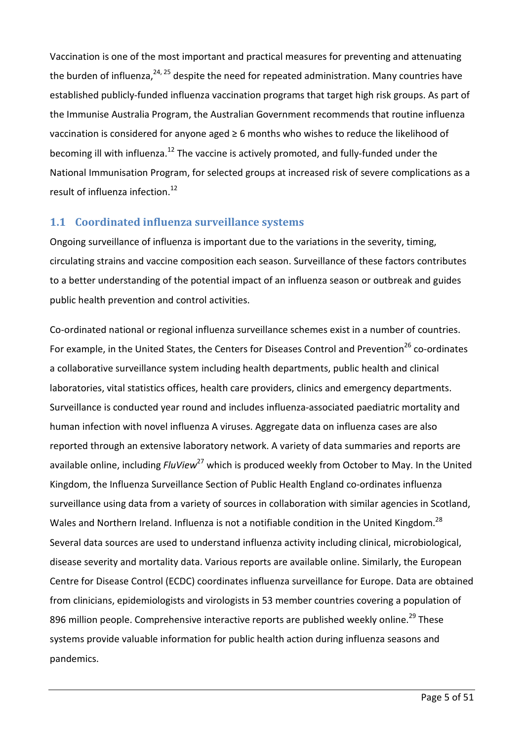Vaccination is one of the most important and practical measures for preventing and attenuating the burden of influenza,[24, 25] despite the need for repeated administration. Many countries have established publicly-funded influenza vaccination programs that target high risk groups. As part of the Immunise Australia Program, the Australian Government recommends that routine influenza vaccination is considered for anyone aged ≥ 6 months who wishes to reduce the likelihood of becoming ill with influenza.[12] The vaccine is actively promoted, and fully-funded under the National Immunisation Program, for selected groups at increased risk of severe complications as a result of influenza infection.[12]

## 1.1 Coordinated influenza surveillance systems

Ongoing surveillance of influenza is important due to the variations in the severity, timing, circulating strains and vaccine composition each season. Surveillance of these factors contributes to a better understanding of the potential impact of an influenza season or outbreak and guides public health prevention and control activities.

Co-ordinated national or regional influenza surveillance schemes exist in a number of countries. For example, in the United States, the Centers for Diseases Control and Prevention[26] co-ordinates a collaborative surveillance system including health departments, public health and clinical laboratories, vital statistics offices, health care providers, clinics and emergency departments. Surveillance is conducted year round and includes influenza-associated paediatric mortality and human infection with novel influenza A viruses. Aggregate data on influenza cases are also reported through an extensive laboratory network. A variety of data summaries and reports are available online, including *FluView*[27] which is produced weekly from October to May. In the United Kingdom, the Influenza Surveillance Section of Public Health England co-ordinates influenza surveillance using data from a variety of sources in collaboration with similar agencies in Scotland, Wales and Northern Ireland. Influenza is not a notifiable condition in the United Kingdom.[28] Several data sources are used to understand influenza activity including clinical, microbiological, disease severity and mortality data. Various reports are available online. Similarly, the European Centre for Disease Control (ECDC) coordinates influenza surveillance for Europe. Data are obtained from clinicians, epidemiologists and virologists in 53 member countries covering a population of 896 million people. Comprehensive interactive reports are published weekly online.[29] These systems provide valuable information for public health action during influenza seasons and pandemics.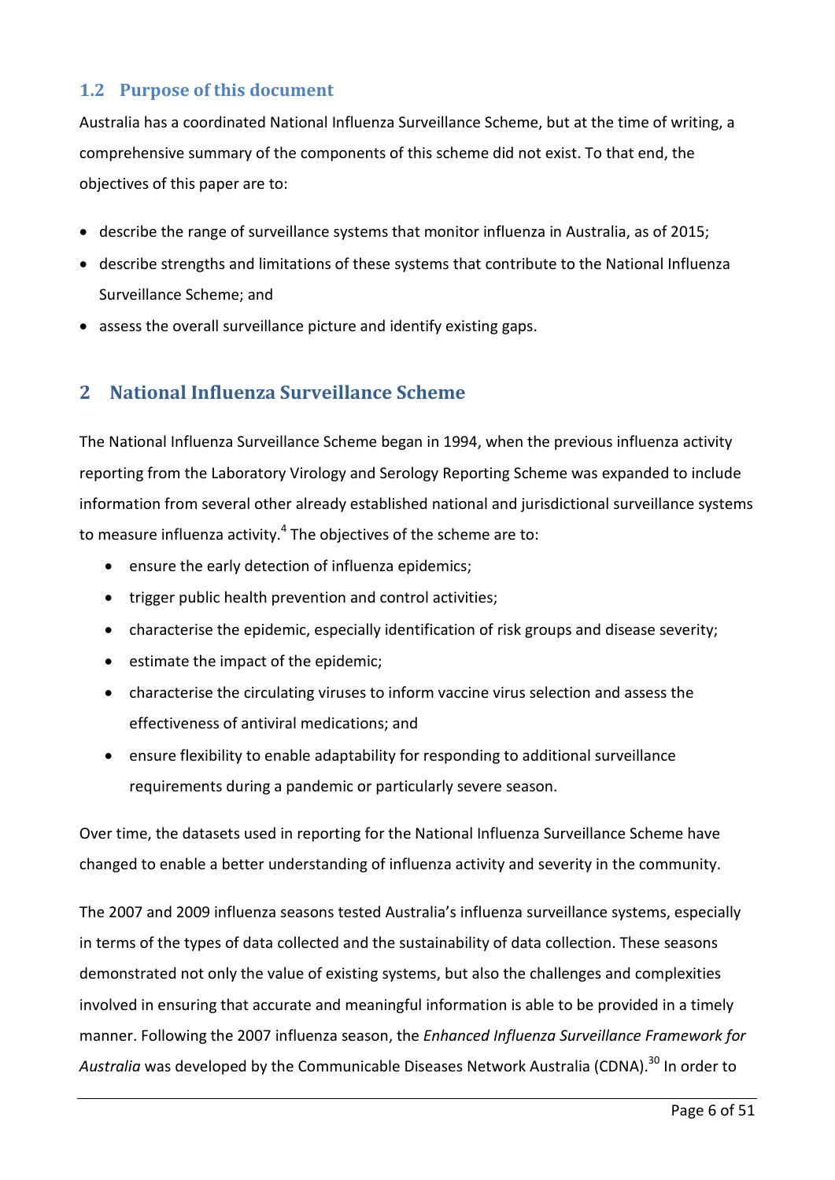## 1.2 Purpose of this document

Australia has a coordinated National Influenza Surveillance Scheme, but at the time of writing, a comprehensive summary of the components of this scheme did not exist. To that end, the objectives of this paper are to:

- describe the range of surveillance systems that monitor influenza in Australia, as of 2015;
- describe strengths and limitations of these systems that contribute to the National Influenza Surveillance Scheme; and
- assess the overall surveillance picture and identify existing gaps.

# 2 National Influenza Surveillance Scheme

The National Influenza Surveillance Scheme began in 1994, when the previous influenza activity reporting from the Laboratory Virology and Serology Reporting Scheme was expanded to include information from several other already established national and jurisdictional surveillance systems to measure influenza activity.[4] The objectives of the scheme are to:

- ensure the early detection of influenza epidemics;
- trigger public health prevention and control activities;
- characterise the epidemic, especially identification of risk groups and disease severity;
- estimate the impact of the epidemic;
- characterise the circulating viruses to inform vaccine virus selection and assess the effectiveness of antiviral medications; and
- ensure flexibility to enable adaptability for responding to additional surveillance requirements during a pandemic or particularly severe season.

Over time, the datasets used in reporting for the National Influenza Surveillance Scheme have changed to enable a better understanding of influenza activity and severity in the community.

The 2007 and 2009 influenza seasons tested Australia's influenza surveillance systems, especially in terms of the types of data collected and the sustainability of data collection. These seasons demonstrated not only the value of existing systems, but also the challenges and complexities involved in ensuring that accurate and meaningful information is able to be provided in a timely manner. Following the 2007 influenza season, the *Enhanced Influenza Surveillance Framework for Australia* was developed by the Communicable Diseases Network Australia (CDNA).[30] In order to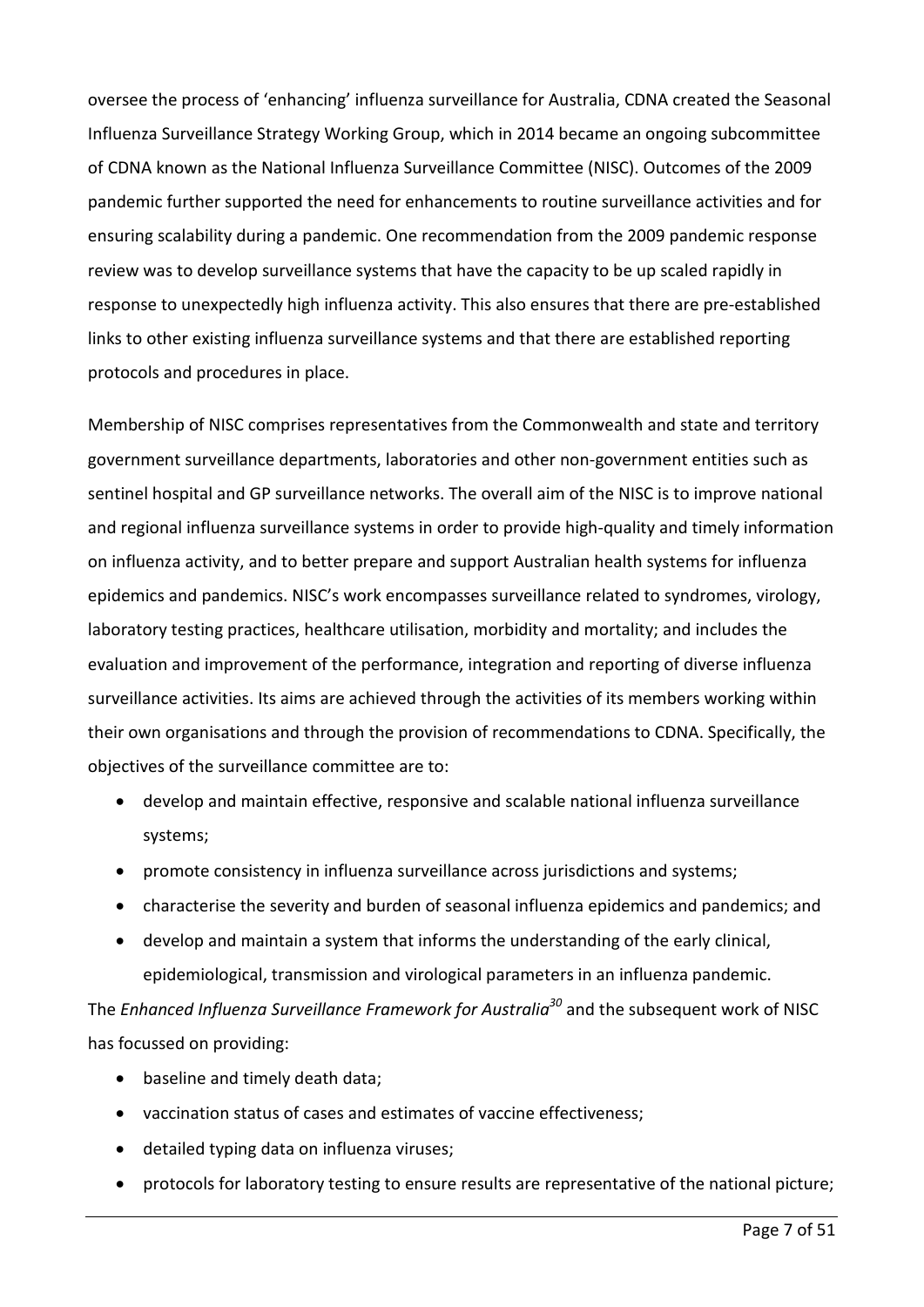oversee the process of 'enhancing' influenza surveillance for Australia, CDNA created the Seasonal Influenza Surveillance Strategy Working Group, which in 2014 became an ongoing subcommittee of CDNA known as the National Influenza Surveillance Committee (NISC). Outcomes of the 2009 pandemic further supported the need for enhancements to routine surveillance activities and for ensuring scalability during a pandemic. One recommendation from the 2009 pandemic response review was to develop surveillance systems that have the capacity to be up scaled rapidly in response to unexpectedly high influenza activity. This also ensures that there are pre-established links to other existing influenza surveillance systems and that there are established reporting protocols and procedures in place.

Membership of NISC comprises representatives from the Commonwealth and state and territory government surveillance departments, laboratories and other non-government entities such as sentinel hospital and GP surveillance networks. The overall aim of the NISC is to improve national and regional influenza surveillance systems in order to provide high-quality and timely information on influenza activity, and to better prepare and support Australian health systems for influenza epidemics and pandemics. NISC's work encompasses surveillance related to syndromes, virology, laboratory testing practices, healthcare utilisation, morbidity and mortality; and includes the evaluation and improvement of the performance, integration and reporting of diverse influenza surveillance activities. Its aims are achieved through the activities of its members working within their own organisations and through the provision of recommendations to CDNA. Specifically, the objectives of the surveillance committee are to:

- develop and maintain effective, responsive and scalable national influenza surveillance systems;
- promote consistency in influenza surveillance across jurisdictions and systems;
- characterise the severity and burden of seasonal influenza epidemics and pandemics; and
- develop and maintain a system that informs the understanding of the early clinical, epidemiological, transmission and virological parameters in an influenza pandemic.

The *Enhanced Influenza Surveillance Framework for Australia*[30] and the subsequent work of NISC has focussed on providing:

- baseline and timely death data;
- vaccination status of cases and estimates of vaccine effectiveness;
- detailed typing data on influenza viruses;
- protocols for laboratory testing to ensure results are representative of the national picture;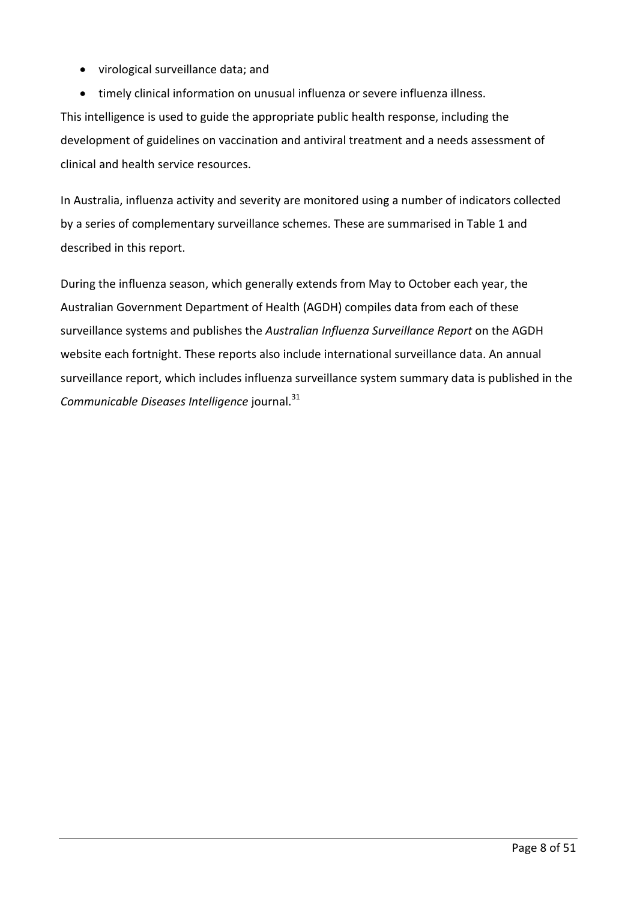- virological surveillance data; and
- timely clinical information on unusual influenza or severe influenza illness.

This intelligence is used to guide the appropriate public health response, including the development of guidelines on vaccination and antiviral treatment and a needs assessment of clinical and health service resources.

In Australia, influenza activity and severity are monitored using a number of indicators collected by a series of complementary surveillance schemes. These are summarised in Table 1 and described in this report.

During the influenza season, which generally extends from May to October each year, the Australian Government Department of Health (AGDH) compiles data from each of these surveillance systems and publishes the *Australian Influenza Surveillance Report* on the AGDH website each fortnight. These reports also include international surveillance data. An annual surveillance report, which includes influenza surveillance system summary data is published in the *Communicable Diseases Intelligence* journal.[31]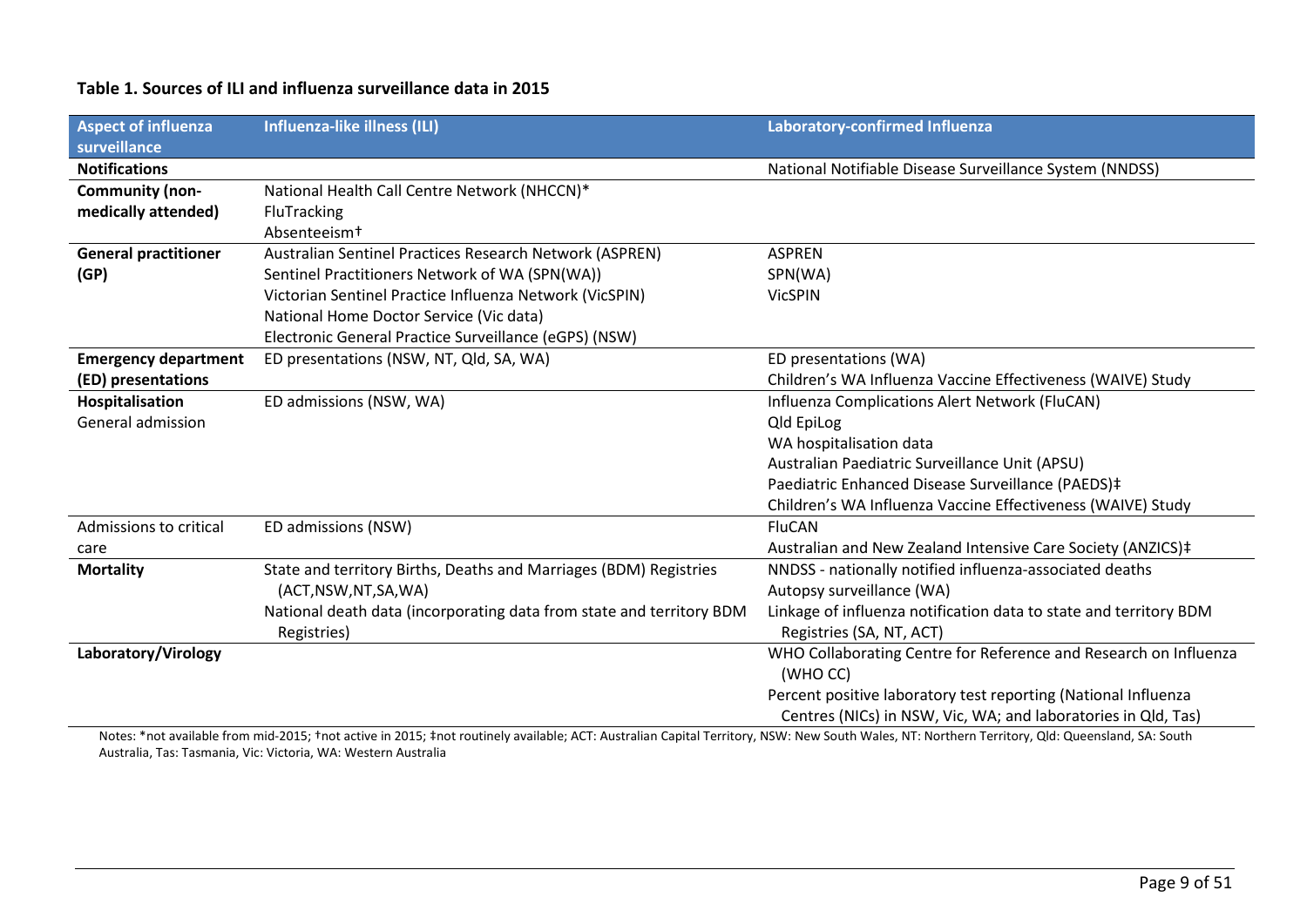**Table 1. Sources of ILI and influenza surveillance data in 2015**

| Aspect of influenza surveillance | Influenza-like illness (ILI) | Laboratory-confirmed Influenza |
|---|---|---|
| **Notifications** | | National Notifiable Disease Surveillance System (NNDSS) |
| **Community (non-medically attended)** | National Health Call Centre Network (NHCCN)*<br>FluTracking<br>Absenteeism† | |
| **General practitioner (GP)** | Australian Sentinel Practices Research Network (ASPREN)<br>Sentinel Practitioners Network of WA (SPN(WA))<br>Victorian Sentinel Practice Influenza Network (VicSPIN)<br>National Home Doctor Service (Vic data)<br>Electronic General Practice Surveillance (eGPS) (NSW) | ASPREN<br>SPN(WA)<br>VicSPIN |
| **Emergency department (ED) presentations** | ED presentations (NSW, NT, Qld, SA, WA) | ED presentations (WA)<br>Children's WA Influenza Vaccine Effectiveness (WAIVE) Study |
| **Hospitalisation**<br>General admission | ED admissions (NSW, WA) | Influenza Complications Alert Network (FluCAN)<br>Qld EpiLog<br>WA hospitalisation data<br>Australian Paediatric Surveillance Unit (APSU)<br>Paediatric Enhanced Disease Surveillance (PAEDS)‡<br>Children's WA Influenza Vaccine Effectiveness (WAIVE) Study |
| Admissions to critical care | ED admissions (NSW) | FluCAN<br>Australian and New Zealand Intensive Care Society (ANZICS)‡ |
| **Mortality** | State and territory Births, Deaths and Marriages (BDM) Registries (ACT,NSW,NT,SA,WA)<br>National death data (incorporating data from state and territory BDM Registries) | NNDSS - nationally notified influenza-associated deaths<br>Autopsy surveillance (WA)<br>Linkage of influenza notification data to state and territory BDM Registries (SA, NT, ACT) |
| **Laboratory/Virology** | | WHO Collaborating Centre for Reference and Research on Influenza (WHO CC)<br>Percent positive laboratory test reporting (National Influenza Centres (NICs) in NSW, Vic, WA; and laboratories in Qld, Tas) |

Notes: *not available from mid-2015; †not active in 2015; ‡not routinely available; ACT: Australian Capital Territory, NSW: New South Wales, NT: Northern Territory, Qld: Queensland, SA: South Australia, Tas: Tasmania, Vic: Victoria, WA: Western Australia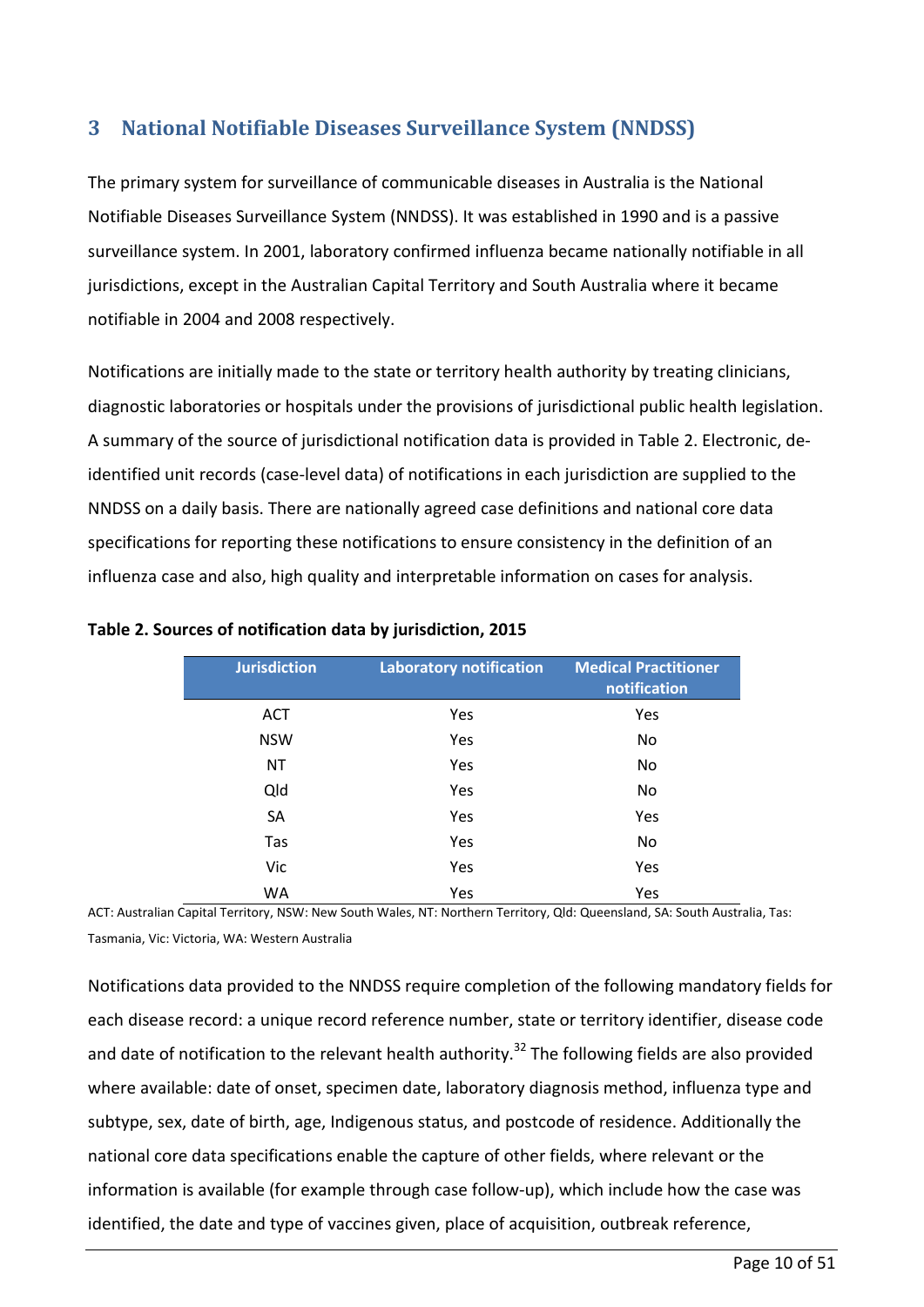## 3 National Notifiable Diseases Surveillance System (NNDSS)

The primary system for surveillance of communicable diseases in Australia is the National Notifiable Diseases Surveillance System (NNDSS). It was established in 1990 and is a passive surveillance system. In 2001, laboratory confirmed influenza became nationally notifiable in all jurisdictions, except in the Australian Capital Territory and South Australia where it became notifiable in 2004 and 2008 respectively.

Notifications are initially made to the state or territory health authority by treating clinicians, diagnostic laboratories or hospitals under the provisions of jurisdictional public health legislation. A summary of the source of jurisdictional notification data is provided in Table 2. Electronic, de-identified unit records (case-level data) of notifications in each jurisdiction are supplied to the NNDSS on a daily basis. There are nationally agreed case definitions and national core data specifications for reporting these notifications to ensure consistency in the definition of an influenza case and also, high quality and interpretable information on cases for analysis.

**Table 2. Sources of notification data by jurisdiction, 2015**

| Jurisdiction | Laboratory notification | Medical Practitioner notification |
|---|---|---|
| ACT | Yes | Yes |
| NSW | Yes | No |
| NT | Yes | No |
| Qld | Yes | No |
| SA | Yes | Yes |
| Tas | Yes | No |
| Vic | Yes | Yes |
| WA | Yes | Yes |

ACT: Australian Capital Territory, NSW: New South Wales, NT: Northern Territory, Qld: Queensland, SA: South Australia, Tas: Tasmania, Vic: Victoria, WA: Western Australia

Notifications data provided to the NNDSS require completion of the following mandatory fields for each disease record: a unique record reference number, state or territory identifier, disease code and date of notification to the relevant health authority.[32] The following fields are also provided where available: date of onset, specimen date, laboratory diagnosis method, influenza type and subtype, sex, date of birth, age, Indigenous status, and postcode of residence. Additionally the national core data specifications enable the capture of other fields, where relevant or the information is available (for example through case follow-up), which include how the case was identified, the date and type of vaccines given, place of acquisition, outbreak reference,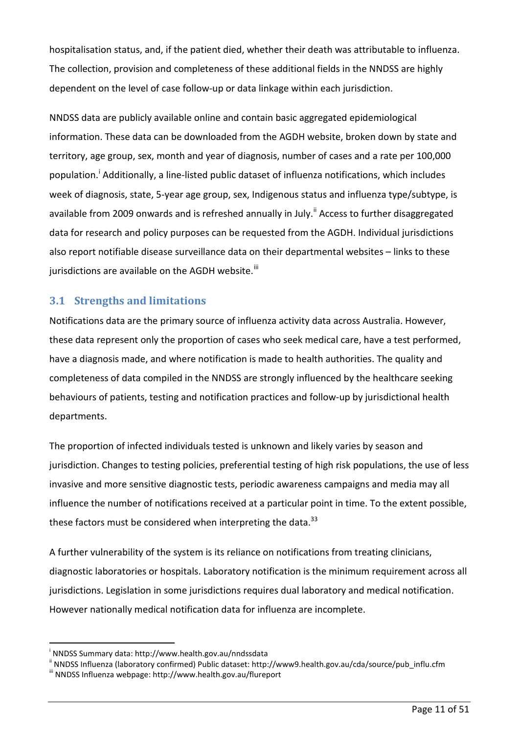hospitalisation status, and, if the patient died, whether their death was attributable to influenza. The collection, provision and completeness of these additional fields in the NNDSS are highly dependent on the level of case follow-up or data linkage within each jurisdiction.

NNDSS data are publicly available online and contain basic aggregated epidemiological information. These data can be downloaded from the AGDH website, broken down by state and territory, age group, sex, month and year of diagnosis, number of cases and a rate per 100,000 population.[i] Additionally, a line-listed public dataset of influenza notifications, which includes week of diagnosis, state, 5-year age group, sex, Indigenous status and influenza type/subtype, is available from 2009 onwards and is refreshed annually in July.[ii] Access to further disaggregated data for research and policy purposes can be requested from the AGDH. Individual jurisdictions also report notifiable disease surveillance data on their departmental websites – links to these jurisdictions are available on the AGDH website.[iii]

## 3.1 Strengths and limitations

Notifications data are the primary source of influenza activity data across Australia. However, these data represent only the proportion of cases who seek medical care, have a test performed, have a diagnosis made, and where notification is made to health authorities. The quality and completeness of data compiled in the NNDSS are strongly influenced by the healthcare seeking behaviours of patients, testing and notification practices and follow-up by jurisdictional health departments.

The proportion of infected individuals tested is unknown and likely varies by season and jurisdiction. Changes to testing policies, preferential testing of high risk populations, the use of less invasive and more sensitive diagnostic tests, periodic awareness campaigns and media may all influence the number of notifications received at a particular point in time. To the extent possible, these factors must be considered when interpreting the data.[33]

A further vulnerability of the system is its reliance on notifications from treating clinicians, diagnostic laboratories or hospitals. Laboratory notification is the minimum requirement across all jurisdictions. Legislation in some jurisdictions requires dual laboratory and medical notification. However nationally medical notification data for influenza are incomplete.

---

[i] NNDSS Summary data: http://www.health.gov.au/nndssdata

[ii] NNDSS Influenza (laboratory confirmed) Public dataset: http://www9.health.gov.au/cda/source/pub_influ.cfm

[iii] NNDSS Influenza webpage: http://www.health.gov.au/flureport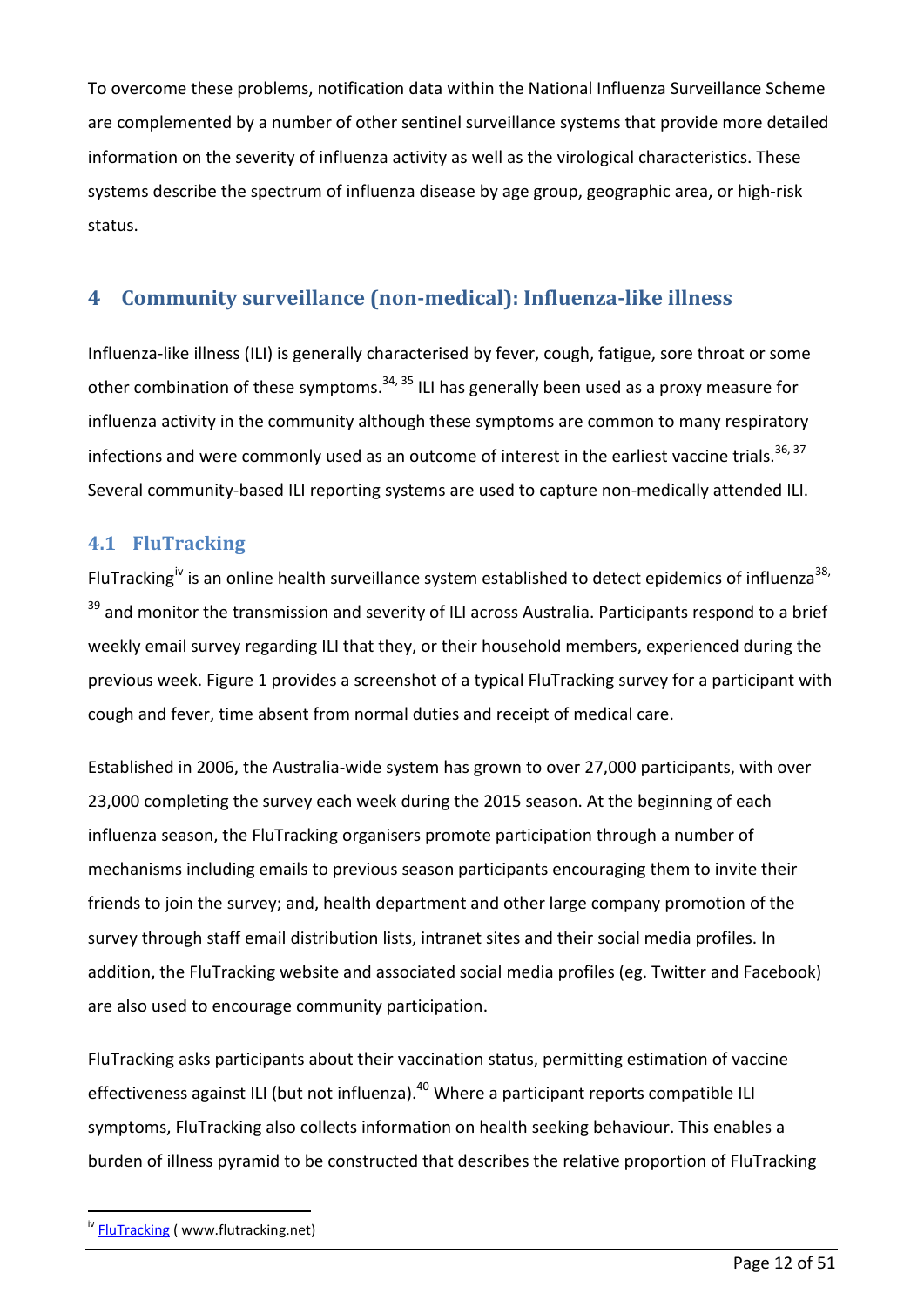To overcome these problems, notification data within the National Influenza Surveillance Scheme are complemented by a number of other sentinel surveillance systems that provide more detailed information on the severity of influenza activity as well as the virological characteristics. These systems describe the spectrum of influenza disease by age group, geographic area, or high-risk status.

# 4 Community surveillance (non-medical): Influenza-like illness

Influenza-like illness (ILI) is generally characterised by fever, cough, fatigue, sore throat or some other combination of these symptoms.[34, 35] ILI has generally been used as a proxy measure for influenza activity in the community although these symptoms are common to many respiratory infections and were commonly used as an outcome of interest in the earliest vaccine trials.[36, 37] Several community-based ILI reporting systems are used to capture non-medically attended ILI.

## 4.1 FluTracking

FluTracking[iv] is an online health surveillance system established to detect epidemics of influenza[38, 39] and monitor the transmission and severity of ILI across Australia. Participants respond to a brief weekly email survey regarding ILI that they, or their household members, experienced during the previous week. Figure 1 provides a screenshot of a typical FluTracking survey for a participant with cough and fever, time absent from normal duties and receipt of medical care.

Established in 2006, the Australia-wide system has grown to over 27,000 participants, with over 23,000 completing the survey each week during the 2015 season. At the beginning of each influenza season, the FluTracking organisers promote participation through a number of mechanisms including emails to previous season participants encouraging them to invite their friends to join the survey; and, health department and other large company promotion of the survey through staff email distribution lists, intranet sites and their social media profiles. In addition, the FluTracking website and associated social media profiles (eg. Twitter and Facebook) are also used to encourage community participation.

FluTracking asks participants about their vaccination status, permitting estimation of vaccine effectiveness against ILI (but not influenza).[40] Where a participant reports compatible ILI symptoms, FluTracking also collects information on health seeking behaviour. This enables a burden of illness pyramid to be constructed that describes the relative proportion of FluTracking

---

[iv] FluTracking ( www.flutracking.net)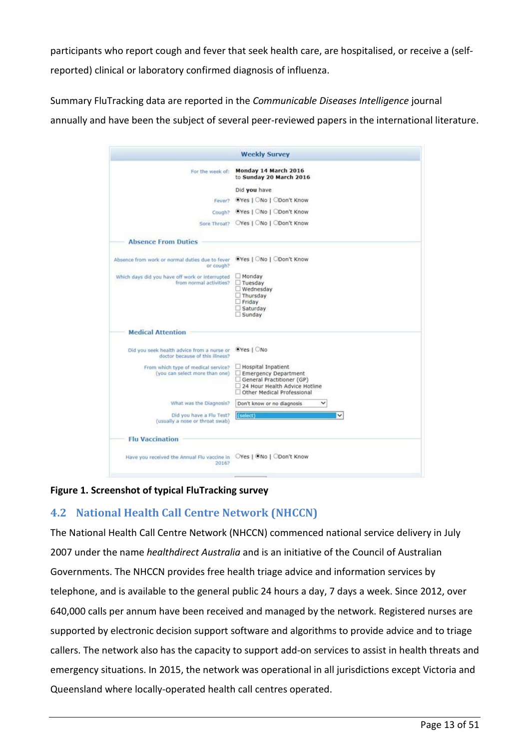participants who report cough and fever that seek health care, are hospitalised, or receive a (self-reported) clinical or laboratory confirmed diagnosis of influenza.

Summary FluTracking data are reported in the *Communicable Diseases Intelligence* journal annually and have been the subject of several peer-reviewed papers in the international literature.

**Figure 1. Screenshot of typical FluTracking survey**

## 4.2 National Health Call Centre Network (NHCCN)

The National Health Call Centre Network (NHCCN) commenced national service delivery in July 2007 under the name *healthdirect Australia* and is an initiative of the Council of Australian Governments. The NHCCN provides free health triage advice and information services by telephone, and is available to the general public 24 hours a day, 7 days a week. Since 2012, over 640,000 calls per annum have been received and managed by the network. Registered nurses are supported by electronic decision support software and algorithms to provide advice and to triage callers. The network also has the capacity to support add-on services to assist in health threats and emergency situations. In 2015, the network was operational in all jurisdictions except Victoria and Queensland where locally-operated health call centres operated.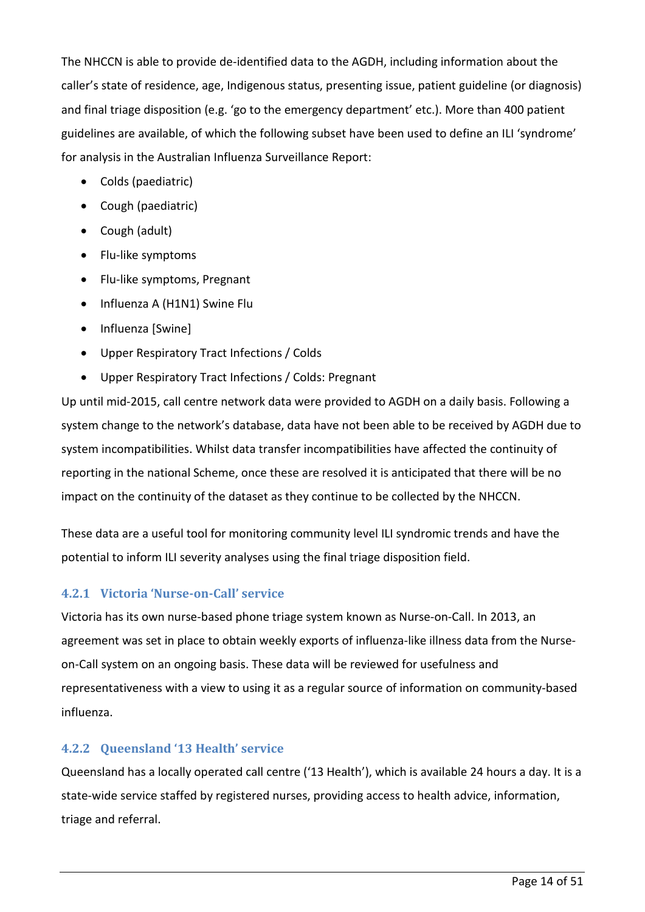The NHCCN is able to provide de-identified data to the AGDH, including information about the caller's state of residence, age, Indigenous status, presenting issue, patient guideline (or diagnosis) and final triage disposition (e.g. 'go to the emergency department' etc.). More than 400 patient guidelines are available, of which the following subset have been used to define an ILI 'syndrome' for analysis in the Australian Influenza Surveillance Report:

- Colds (paediatric)
- Cough (paediatric)
- Cough (adult)
- Flu-like symptoms
- Flu-like symptoms, Pregnant
- Influenza A (H1N1) Swine Flu
- Influenza [Swine]
- Upper Respiratory Tract Infections / Colds
- Upper Respiratory Tract Infections / Colds: Pregnant

Up until mid-2015, call centre network data were provided to AGDH on a daily basis. Following a system change to the network's database, data have not been able to be received by AGDH due to system incompatibilities. Whilst data transfer incompatibilities have affected the continuity of reporting in the national Scheme, once these are resolved it is anticipated that there will be no impact on the continuity of the dataset as they continue to be collected by the NHCCN.

These data are a useful tool for monitoring community level ILI syndromic trends and have the potential to inform ILI severity analyses using the final triage disposition field.

### 4.2.1 Victoria 'Nurse-on-Call' service

Victoria has its own nurse-based phone triage system known as Nurse-on-Call. In 2013, an agreement was set in place to obtain weekly exports of influenza-like illness data from the Nurse-on-Call system on an ongoing basis. These data will be reviewed for usefulness and representativeness with a view to using it as a regular source of information on community-based influenza.

### 4.2.2 Queensland '13 Health' service

Queensland has a locally operated call centre ('13 Health'), which is available 24 hours a day. It is a state-wide service staffed by registered nurses, providing access to health advice, information, triage and referral.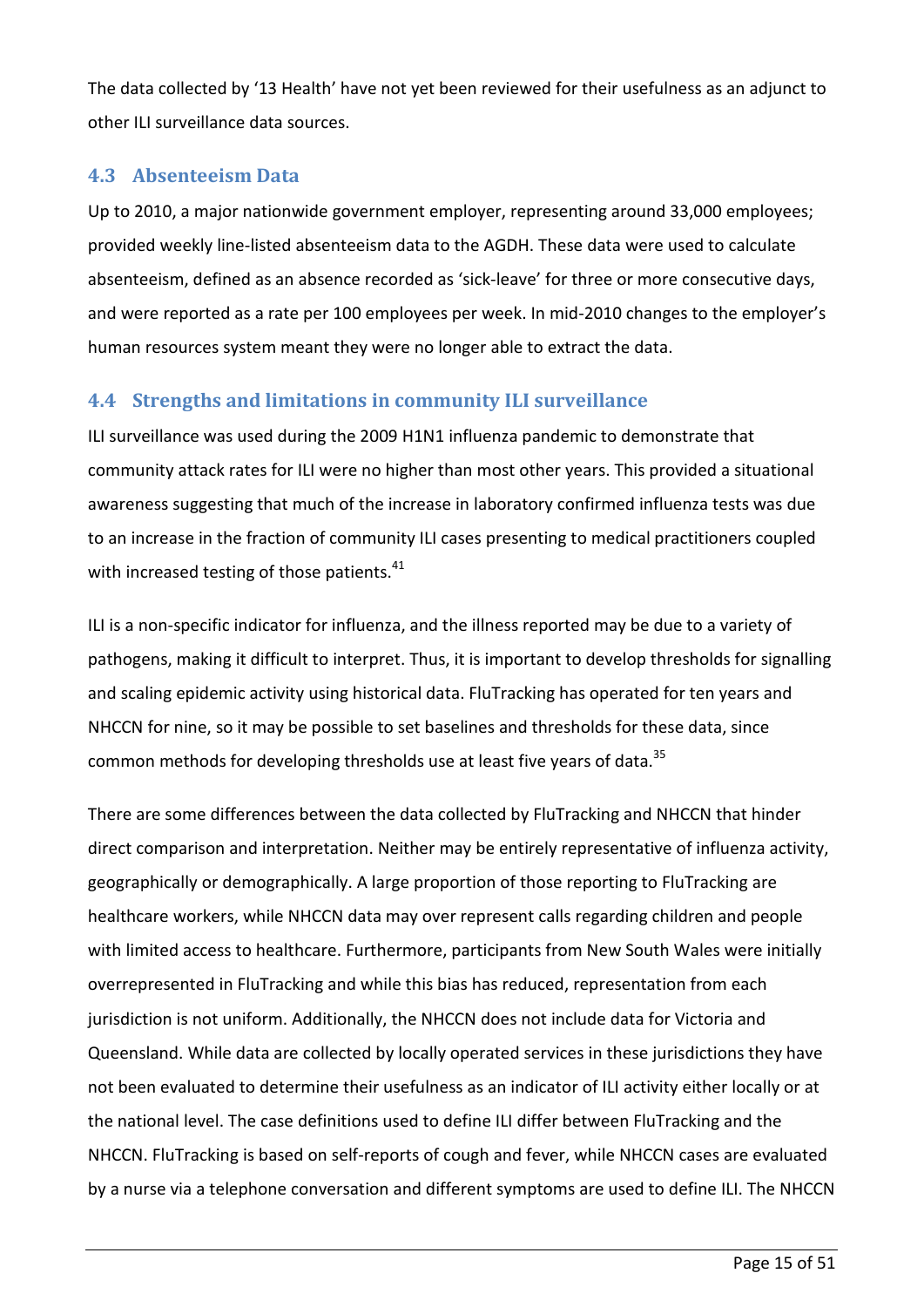The data collected by '13 Health' have not yet been reviewed for their usefulness as an adjunct to other ILI surveillance data sources.

### 4.3 Absenteeism Data

Up to 2010, a major nationwide government employer, representing around 33,000 employees; provided weekly line-listed absenteeism data to the AGDH. These data were used to calculate absenteeism, defined as an absence recorded as 'sick-leave' for three or more consecutive days, and were reported as a rate per 100 employees per week. In mid-2010 changes to the employer's human resources system meant they were no longer able to extract the data.

### 4.4 Strengths and limitations in community ILI surveillance

ILI surveillance was used during the 2009 H1N1 influenza pandemic to demonstrate that community attack rates for ILI were no higher than most other years. This provided a situational awareness suggesting that much of the increase in laboratory confirmed influenza tests was due to an increase in the fraction of community ILI cases presenting to medical practitioners coupled with increased testing of those patients.[41]

ILI is a non-specific indicator for influenza, and the illness reported may be due to a variety of pathogens, making it difficult to interpret. Thus, it is important to develop thresholds for signalling and scaling epidemic activity using historical data. FluTracking has operated for ten years and NHCCN for nine, so it may be possible to set baselines and thresholds for these data, since common methods for developing thresholds use at least five years of data.[35]

There are some differences between the data collected by FluTracking and NHCCN that hinder direct comparison and interpretation. Neither may be entirely representative of influenza activity, geographically or demographically. A large proportion of those reporting to FluTracking are healthcare workers, while NHCCN data may over represent calls regarding children and people with limited access to healthcare. Furthermore, participants from New South Wales were initially overrepresented in FluTracking and while this bias has reduced, representation from each jurisdiction is not uniform. Additionally, the NHCCN does not include data for Victoria and Queensland. While data are collected by locally operated services in these jurisdictions they have not been evaluated to determine their usefulness as an indicator of ILI activity either locally or at the national level. The case definitions used to define ILI differ between FluTracking and the NHCCN. FluTracking is based on self-reports of cough and fever, while NHCCN cases are evaluated by a nurse via a telephone conversation and different symptoms are used to define ILI. The NHCCN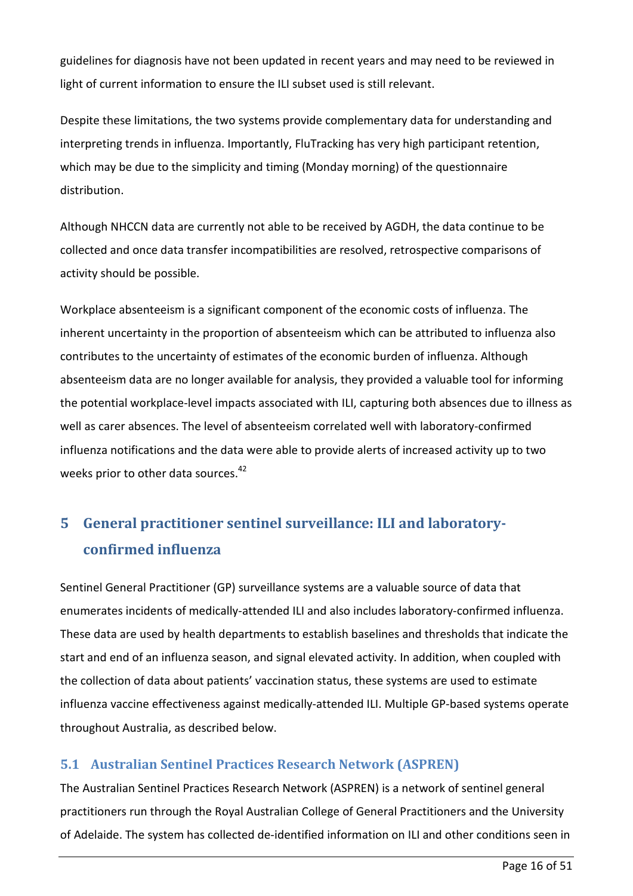guidelines for diagnosis have not been updated in recent years and may need to be reviewed in light of current information to ensure the ILI subset used is still relevant.

Despite these limitations, the two systems provide complementary data for understanding and interpreting trends in influenza. Importantly, FluTracking has very high participant retention, which may be due to the simplicity and timing (Monday morning) of the questionnaire distribution.

Although NHCCN data are currently not able to be received by AGDH, the data continue to be collected and once data transfer incompatibilities are resolved, retrospective comparisons of activity should be possible.

Workplace absenteeism is a significant component of the economic costs of influenza. The inherent uncertainty in the proportion of absenteeism which can be attributed to influenza also contributes to the uncertainty of estimates of the economic burden of influenza. Although absenteeism data are no longer available for analysis, they provided a valuable tool for informing the potential workplace-level impacts associated with ILI, capturing both absences due to illness as well as carer absences. The level of absenteeism correlated well with laboratory-confirmed influenza notifications and the data were able to provide alerts of increased activity up to two weeks prior to other data sources.[42]

# 5 General practitioner sentinel surveillance: ILI and laboratory-confirmed influenza

Sentinel General Practitioner (GP) surveillance systems are a valuable source of data that enumerates incidents of medically-attended ILI and also includes laboratory-confirmed influenza. These data are used by health departments to establish baselines and thresholds that indicate the start and end of an influenza season, and signal elevated activity. In addition, when coupled with the collection of data about patients' vaccination status, these systems are used to estimate influenza vaccine effectiveness against medically-attended ILI. Multiple GP-based systems operate throughout Australia, as described below.

## 5.1 Australian Sentinel Practices Research Network (ASPREN)

The Australian Sentinel Practices Research Network (ASPREN) is a network of sentinel general practitioners run through the Royal Australian College of General Practitioners and the University of Adelaide. The system has collected de-identified information on ILI and other conditions seen in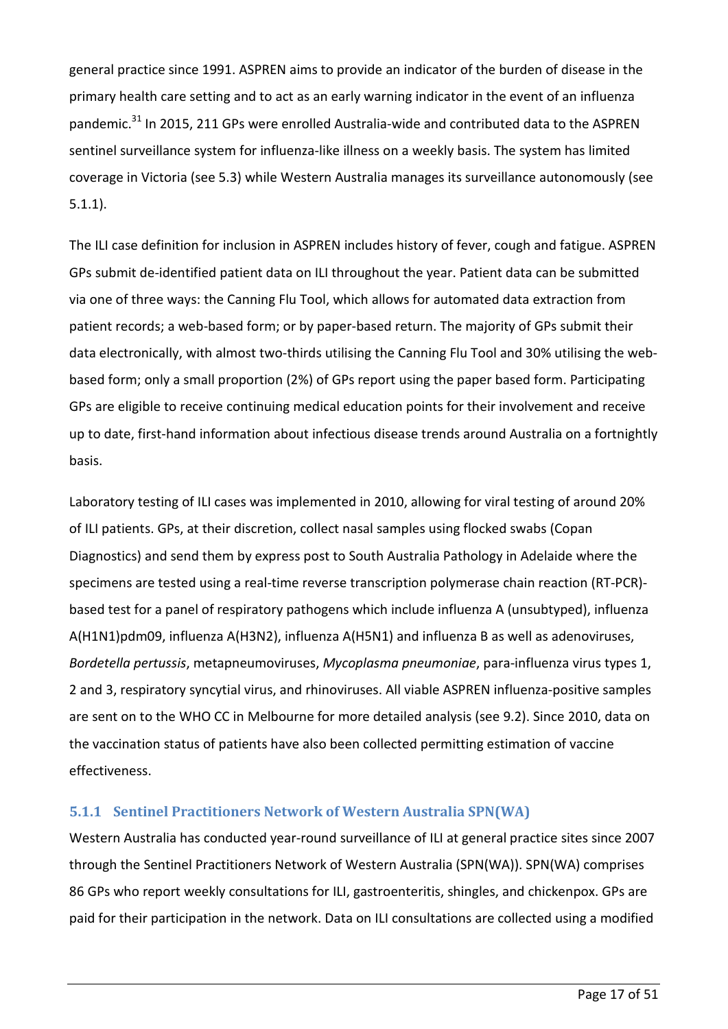general practice since 1991. ASPREN aims to provide an indicator of the burden of disease in the primary health care setting and to act as an early warning indicator in the event of an influenza pandemic.[31] In 2015, 211 GPs were enrolled Australia-wide and contributed data to the ASPREN sentinel surveillance system for influenza-like illness on a weekly basis. The system has limited coverage in Victoria (see 5.3) while Western Australia manages its surveillance autonomously (see 5.1.1).

The ILI case definition for inclusion in ASPREN includes history of fever, cough and fatigue. ASPREN GPs submit de-identified patient data on ILI throughout the year. Patient data can be submitted via one of three ways: the Canning Flu Tool, which allows for automated data extraction from patient records; a web-based form; or by paper-based return. The majority of GPs submit their data electronically, with almost two-thirds utilising the Canning Flu Tool and 30% utilising the web-based form; only a small proportion (2%) of GPs report using the paper based form. Participating GPs are eligible to receive continuing medical education points for their involvement and receive up to date, first-hand information about infectious disease trends around Australia on a fortnightly basis.

Laboratory testing of ILI cases was implemented in 2010, allowing for viral testing of around 20% of ILI patients. GPs, at their discretion, collect nasal samples using flocked swabs (Copan Diagnostics) and send them by express post to South Australia Pathology in Adelaide where the specimens are tested using a real-time reverse transcription polymerase chain reaction (RT-PCR)-based test for a panel of respiratory pathogens which include influenza A (unsubtyped), influenza A(H1N1)pdm09, influenza A(H3N2), influenza A(H5N1) and influenza B as well as adenoviruses, *Bordetella pertussis*, metapneumoviruses, *Mycoplasma pneumoniae*, para-influenza virus types 1, 2 and 3, respiratory syncytial virus, and rhinoviruses. All viable ASPREN influenza-positive samples are sent on to the WHO CC in Melbourne for more detailed analysis (see 9.2). Since 2010, data on the vaccination status of patients have also been collected permitting estimation of vaccine effectiveness.

### 5.1.1 Sentinel Practitioners Network of Western Australia SPN(WA)

Western Australia has conducted year-round surveillance of ILI at general practice sites since 2007 through the Sentinel Practitioners Network of Western Australia (SPN(WA)). SPN(WA) comprises 86 GPs who report weekly consultations for ILI, gastroenteritis, shingles, and chickenpox. GPs are paid for their participation in the network. Data on ILI consultations are collected using a modified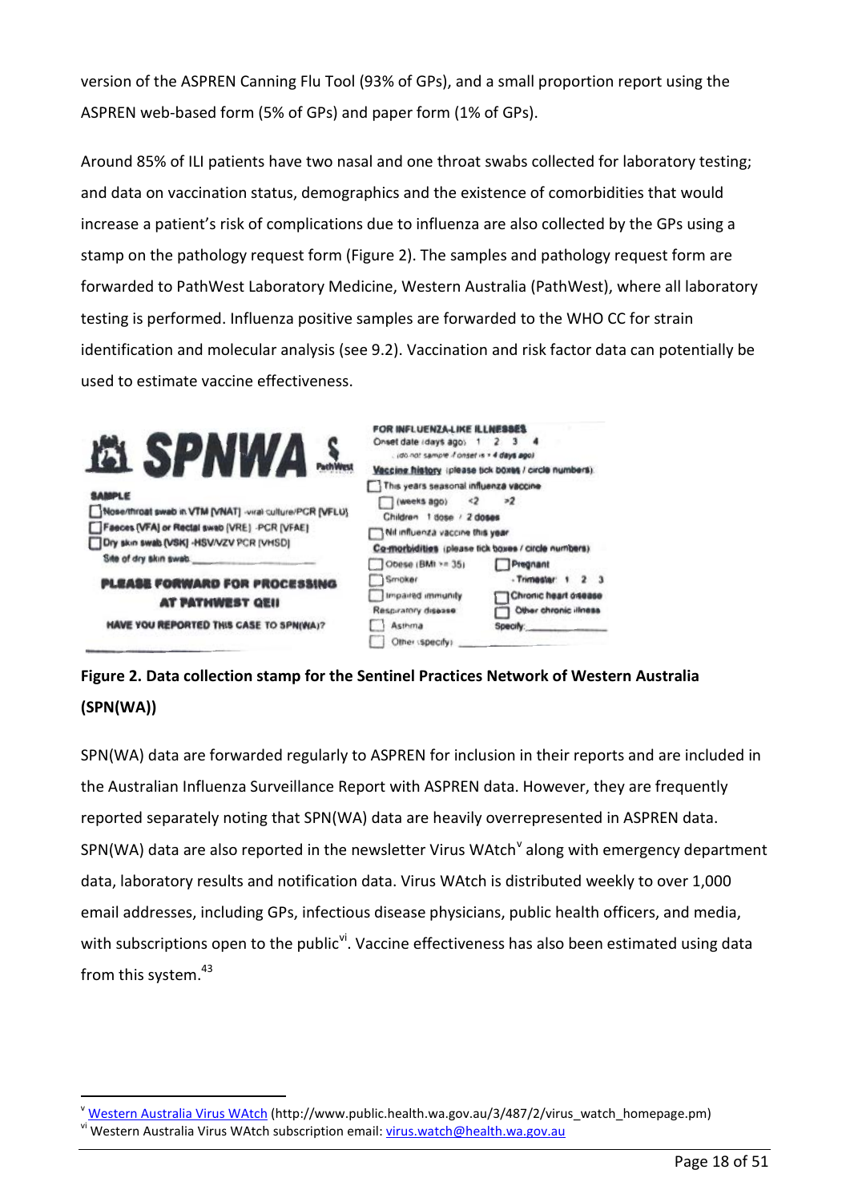version of the ASPREN Canning Flu Tool (93% of GPs), and a small proportion report using the ASPREN web-based form (5% of GPs) and paper form (1% of GPs).

Around 85% of ILI patients have two nasal and one throat swabs collected for laboratory testing; and data on vaccination status, demographics and the existence of comorbidities that would increase a patient's risk of complications due to influenza are also collected by the GPs using a stamp on the pathology request form (Figure 2). The samples and pathology request form are forwarded to PathWest Laboratory Medicine, Western Australia (PathWest), where all laboratory testing is performed. Influenza positive samples are forwarded to the WHO CC for strain identification and molecular analysis (see 9.2). Vaccination and risk factor data can potentially be used to estimate vaccine effectiveness.

SPNWA PathWest

SAMPLE
- Nose/throat swab in VTM [VNAT] -viral culture/PCR [VFLU]
- Faeces [VFA] or Rectal swab [VRE] -PCR [VFAE]
- Dry skin swab [VSK] -HSV/VZV PCR [VHSD]

Site of dry skin swab \_\_\_\_\_\_\_\_

PLEASE FORWARD FOR PROCESSING AT PATHWEST QEII

HAVE YOU REPORTED THIS CASE TO SPN(WA)?

FOR INFLUENZA-LIKE ILLNESSES
Onset date (days ago) 1 2 3 4
(do not sample if onset is > 4 days ago)

Vaccine history (please tick boxes / circle numbers)
- This years seasonal influenza vaccine
- (weeks ago) <2 >2
- Children 1 dose / 2 doses
- Nil influenza vaccine this year

Co-morbidities (please tick boxes / circle numbers)
- Obese (BMI >= 35)
- Pregnant - Trimester 1 2 3
- Smoker
- Impaired immunity
- Chronic heart disease
- Respiratory disease
- Other chronic illness
- Asthma
- Specify \_\_\_\_\_\_\_\_
- Other (specify) \_\_\_\_\_\_\_\_

**Figure 2. Data collection stamp for the Sentinel Practices Network of Western Australia (SPN(WA))**

SPN(WA) data are forwarded regularly to ASPREN for inclusion in their reports and are included in the Australian Influenza Surveillance Report with ASPREN data. However, they are frequently reported separately noting that SPN(WA) data are heavily overrepresented in ASPREN data. SPN(WA) data are also reported in the newsletter Virus WAtch[v] along with emergency department data, laboratory results and notification data. Virus WAtch is distributed weekly to over 1,000 email addresses, including GPs, infectious disease physicians, public health officers, and media, with subscriptions open to the public[vi]. Vaccine effectiveness has also been estimated using data from this system.[43]

---

[v] Western Australia Virus WAtch (http://www.public.health.wa.gov.au/3/487/2/virus_watch_homepage.pm)

[vi] Western Australia Virus WAtch subscription email: virus.watch@health.wa.gov.au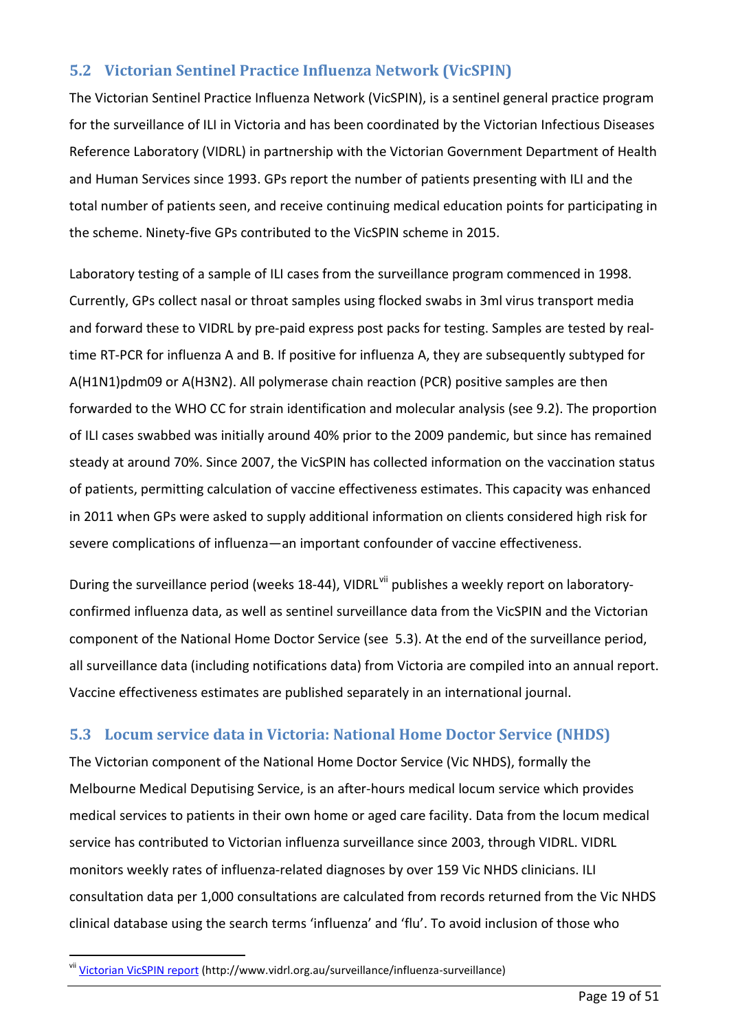## 5.2 Victorian Sentinel Practice Influenza Network (VicSPIN)

The Victorian Sentinel Practice Influenza Network (VicSPIN), is a sentinel general practice program for the surveillance of ILI in Victoria and has been coordinated by the Victorian Infectious Diseases Reference Laboratory (VIDRL) in partnership with the Victorian Government Department of Health and Human Services since 1993. GPs report the number of patients presenting with ILI and the total number of patients seen, and receive continuing medical education points for participating in the scheme. Ninety-five GPs contributed to the VicSPIN scheme in 2015.

Laboratory testing of a sample of ILI cases from the surveillance program commenced in 1998. Currently, GPs collect nasal or throat samples using flocked swabs in 3ml virus transport media and forward these to VIDRL by pre-paid express post packs for testing. Samples are tested by real-time RT-PCR for influenza A and B. If positive for influenza A, they are subsequently subtyped for A(H1N1)pdm09 or A(H3N2). All polymerase chain reaction (PCR) positive samples are then forwarded to the WHO CC for strain identification and molecular analysis (see 9.2). The proportion of ILI cases swabbed was initially around 40% prior to the 2009 pandemic, but since has remained steady at around 70%. Since 2007, the VicSPIN has collected information on the vaccination status of patients, permitting calculation of vaccine effectiveness estimates. This capacity was enhanced in 2011 when GPs were asked to supply additional information on clients considered high risk for severe complications of influenza—an important confounder of vaccine effectiveness.

During the surveillance period (weeks 18-44), VIDRL[vii] publishes a weekly report on laboratory-confirmed influenza data, as well as sentinel surveillance data from the VicSPIN and the Victorian component of the National Home Doctor Service (see 5.3). At the end of the surveillance period, all surveillance data (including notifications data) from Victoria are compiled into an annual report. Vaccine effectiveness estimates are published separately in an international journal.

## 5.3 Locum service data in Victoria: National Home Doctor Service (NHDS)

The Victorian component of the National Home Doctor Service (Vic NHDS), formally the Melbourne Medical Deputising Service, is an after-hours medical locum service which provides medical services to patients in their own home or aged care facility. Data from the locum medical service has contributed to Victorian influenza surveillance since 2003, through VIDRL. VIDRL monitors weekly rates of influenza-related diagnoses by over 159 Vic NHDS clinicians. ILI consultation data per 1,000 consultations are calculated from records returned from the Vic NHDS clinical database using the search terms 'influenza' and 'flu'. To avoid inclusion of those who

---

[vii] Victorian VicSPIN report (http://www.vidrl.org.au/surveillance/influenza-surveillance)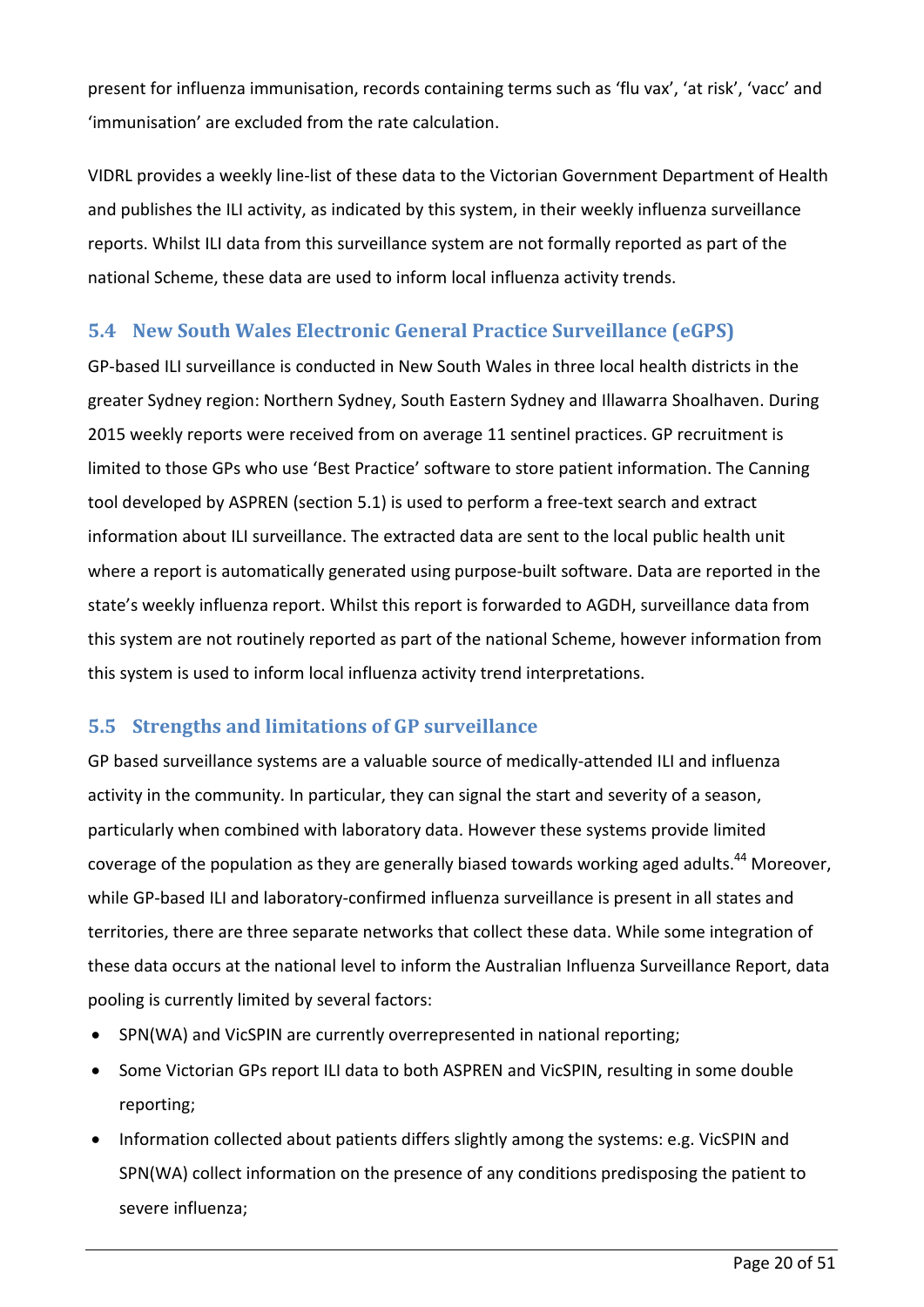present for influenza immunisation, records containing terms such as ‘flu vax’, ‘at risk’, ‘vacc’ and ‘immunisation’ are excluded from the rate calculation.

VIDRL provides a weekly line-list of these data to the Victorian Government Department of Health and publishes the ILI activity, as indicated by this system, in their weekly influenza surveillance reports. Whilst ILI data from this surveillance system are not formally reported as part of the national Scheme, these data are used to inform local influenza activity trends.

## 5.4 New South Wales Electronic General Practice Surveillance (eGPS)

GP-based ILI surveillance is conducted in New South Wales in three local health districts in the greater Sydney region: Northern Sydney, South Eastern Sydney and Illawarra Shoalhaven. During 2015 weekly reports were received from on average 11 sentinel practices. GP recruitment is limited to those GPs who use ‘Best Practice’ software to store patient information. The Canning tool developed by ASPREN (section 5.1) is used to perform a free-text search and extract information about ILI surveillance. The extracted data are sent to the local public health unit where a report is automatically generated using purpose-built software. Data are reported in the state’s weekly influenza report. Whilst this report is forwarded to AGDH, surveillance data from this system are not routinely reported as part of the national Scheme, however information from this system is used to inform local influenza activity trend interpretations.

## 5.5 Strengths and limitations of GP surveillance

GP based surveillance systems are a valuable source of medically-attended ILI and influenza activity in the community. In particular, they can signal the start and severity of a season, particularly when combined with laboratory data. However these systems provide limited coverage of the population as they are generally biased towards working aged adults.[44] Moreover, while GP-based ILI and laboratory-confirmed influenza surveillance is present in all states and territories, there are three separate networks that collect these data. While some integration of these data occurs at the national level to inform the Australian Influenza Surveillance Report, data pooling is currently limited by several factors:

- SPN(WA) and VicSPIN are currently overrepresented in national reporting;
- Some Victorian GPs report ILI data to both ASPREN and VicSPIN, resulting in some double reporting;
- Information collected about patients differs slightly among the systems: e.g. VicSPIN and SPN(WA) collect information on the presence of any conditions predisposing the patient to severe influenza;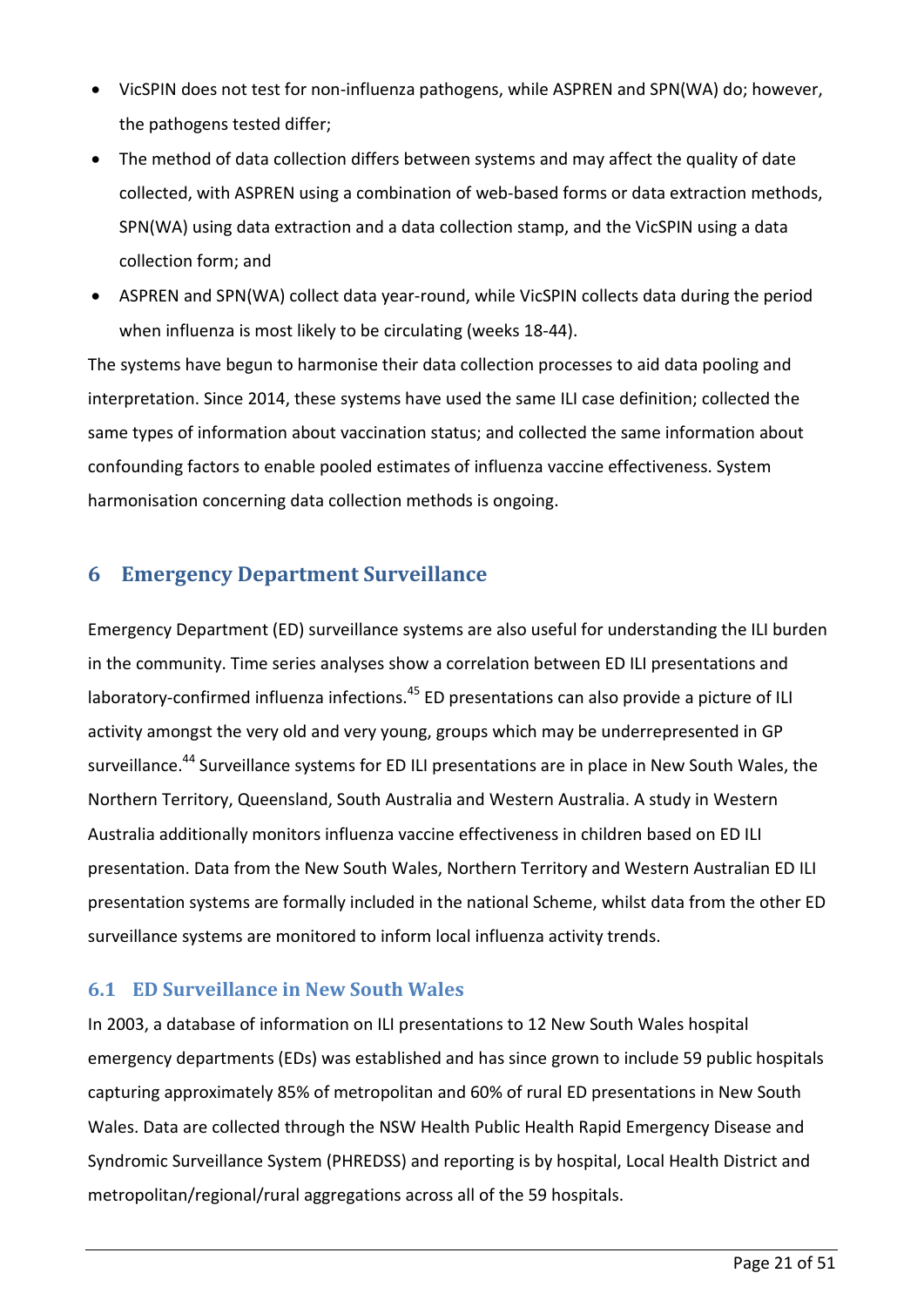- VicSPIN does not test for non-influenza pathogens, while ASPREN and SPN(WA) do; however, the pathogens tested differ;
- The method of data collection differs between systems and may affect the quality of date collected, with ASPREN using a combination of web-based forms or data extraction methods, SPN(WA) using data extraction and a data collection stamp, and the VicSPIN using a data collection form; and
- ASPREN and SPN(WA) collect data year-round, while VicSPIN collects data during the period when influenza is most likely to be circulating (weeks 18-44).

The systems have begun to harmonise their data collection processes to aid data pooling and interpretation. Since 2014, these systems have used the same ILI case definition; collected the same types of information about vaccination status; and collected the same information about confounding factors to enable pooled estimates of influenza vaccine effectiveness. System harmonisation concerning data collection methods is ongoing.

# 6 Emergency Department Surveillance

Emergency Department (ED) surveillance systems are also useful for understanding the ILI burden in the community. Time series analyses show a correlation between ED ILI presentations and laboratory-confirmed influenza infections.[45] ED presentations can also provide a picture of ILI activity amongst the very old and very young, groups which may be underrepresented in GP surveillance.[44] Surveillance systems for ED ILI presentations are in place in New South Wales, the Northern Territory, Queensland, South Australia and Western Australia. A study in Western Australia additionally monitors influenza vaccine effectiveness in children based on ED ILI presentation. Data from the New South Wales, Northern Territory and Western Australian ED ILI presentation systems are formally included in the national Scheme, whilst data from the other ED surveillance systems are monitored to inform local influenza activity trends.

## 6.1 ED Surveillance in New South Wales

In 2003, a database of information on ILI presentations to 12 New South Wales hospital emergency departments (EDs) was established and has since grown to include 59 public hospitals capturing approximately 85% of metropolitan and 60% of rural ED presentations in New South Wales. Data are collected through the NSW Health Public Health Rapid Emergency Disease and Syndromic Surveillance System (PHREDSS) and reporting is by hospital, Local Health District and metropolitan/regional/rural aggregations across all of the 59 hospitals.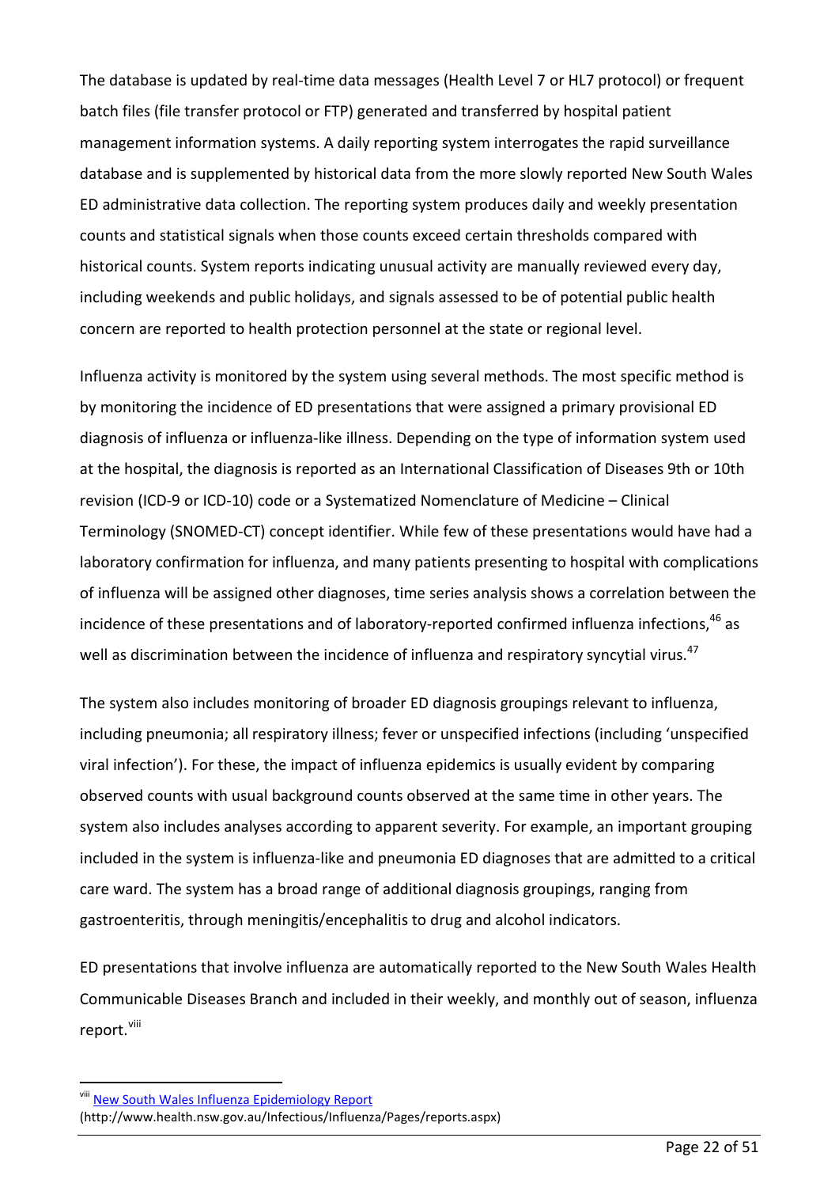The database is updated by real-time data messages (Health Level 7 or HL7 protocol) or frequent batch files (file transfer protocol or FTP) generated and transferred by hospital patient management information systems. A daily reporting system interrogates the rapid surveillance database and is supplemented by historical data from the more slowly reported New South Wales ED administrative data collection. The reporting system produces daily and weekly presentation counts and statistical signals when those counts exceed certain thresholds compared with historical counts. System reports indicating unusual activity are manually reviewed every day, including weekends and public holidays, and signals assessed to be of potential public health concern are reported to health protection personnel at the state or regional level.

Influenza activity is monitored by the system using several methods. The most specific method is by monitoring the incidence of ED presentations that were assigned a primary provisional ED diagnosis of influenza or influenza-like illness. Depending on the type of information system used at the hospital, the diagnosis is reported as an International Classification of Diseases 9th or 10th revision (ICD-9 or ICD-10) code or a Systematized Nomenclature of Medicine – Clinical Terminology (SNOMED-CT) concept identifier. While few of these presentations would have had a laboratory confirmation for influenza, and many patients presenting to hospital with complications of influenza will be assigned other diagnoses, time series analysis shows a correlation between the incidence of these presentations and of laboratory-reported confirmed influenza infections,[46] as well as discrimination between the incidence of influenza and respiratory syncytial virus.[47]

The system also includes monitoring of broader ED diagnosis groupings relevant to influenza, including pneumonia; all respiratory illness; fever or unspecified infections (including 'unspecified viral infection'). For these, the impact of influenza epidemics is usually evident by comparing observed counts with usual background counts observed at the same time in other years. The system also includes analyses according to apparent severity. For example, an important grouping included in the system is influenza-like and pneumonia ED diagnoses that are admitted to a critical care ward. The system has a broad range of additional diagnosis groupings, ranging from gastroenteritis, through meningitis/encephalitis to drug and alcohol indicators.

ED presentations that involve influenza are automatically reported to the New South Wales Health Communicable Diseases Branch and included in their weekly, and monthly out of season, influenza report.[viii]

---

[viii] New South Wales Influenza Epidemiology Report
(http://www.health.nsw.gov.au/Infectious/Influenza/Pages/reports.aspx)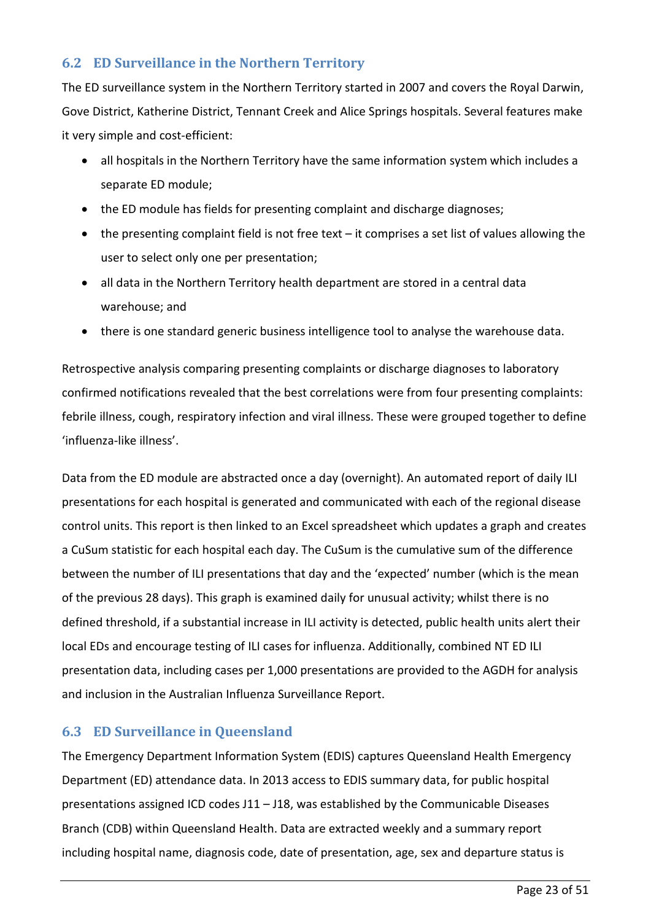## 6.2 ED Surveillance in the Northern Territory

The ED surveillance system in the Northern Territory started in 2007 and covers the Royal Darwin, Gove District, Katherine District, Tennant Creek and Alice Springs hospitals. Several features make it very simple and cost-efficient:

- all hospitals in the Northern Territory have the same information system which includes a separate ED module;
- the ED module has fields for presenting complaint and discharge diagnoses;
- the presenting complaint field is not free text – it comprises a set list of values allowing the user to select only one per presentation;
- all data in the Northern Territory health department are stored in a central data warehouse; and
- there is one standard generic business intelligence tool to analyse the warehouse data.

Retrospective analysis comparing presenting complaints or discharge diagnoses to laboratory confirmed notifications revealed that the best correlations were from four presenting complaints: febrile illness, cough, respiratory infection and viral illness. These were grouped together to define 'influenza-like illness'.

Data from the ED module are abstracted once a day (overnight). An automated report of daily ILI presentations for each hospital is generated and communicated with each of the regional disease control units. This report is then linked to an Excel spreadsheet which updates a graph and creates a CuSum statistic for each hospital each day. The CuSum is the cumulative sum of the difference between the number of ILI presentations that day and the 'expected' number (which is the mean of the previous 28 days). This graph is examined daily for unusual activity; whilst there is no defined threshold, if a substantial increase in ILI activity is detected, public health units alert their local EDs and encourage testing of ILI cases for influenza. Additionally, combined NT ED ILI presentation data, including cases per 1,000 presentations are provided to the AGDH for analysis and inclusion in the Australian Influenza Surveillance Report.

## 6.3 ED Surveillance in Queensland

The Emergency Department Information System (EDIS) captures Queensland Health Emergency Department (ED) attendance data. In 2013 access to EDIS summary data, for public hospital presentations assigned ICD codes J11 – J18, was established by the Communicable Diseases Branch (CDB) within Queensland Health. Data are extracted weekly and a summary report including hospital name, diagnosis code, date of presentation, age, sex and departure status is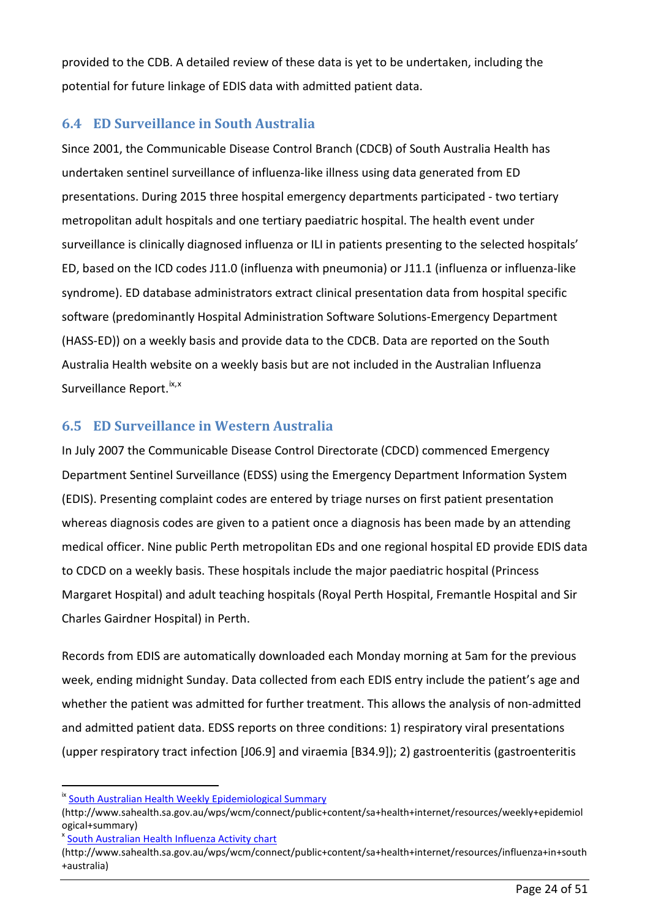provided to the CDB. A detailed review of these data is yet to be undertaken, including the potential for future linkage of EDIS data with admitted patient data.

## 6.4 ED Surveillance in South Australia

Since 2001, the Communicable Disease Control Branch (CDCB) of South Australia Health has undertaken sentinel surveillance of influenza-like illness using data generated from ED presentations. During 2015 three hospital emergency departments participated - two tertiary metropolitan adult hospitals and one tertiary paediatric hospital. The health event under surveillance is clinically diagnosed influenza or ILI in patients presenting to the selected hospitals' ED, based on the ICD codes J11.0 (influenza with pneumonia) or J11.1 (influenza or influenza-like syndrome). ED database administrators extract clinical presentation data from hospital specific software (predominantly Hospital Administration Software Solutions-Emergency Department (HASS-ED)) on a weekly basis and provide data to the CDCB. Data are reported on the South Australia Health website on a weekly basis but are not included in the Australian Influenza Surveillance Report.[ix,x]

## 6.5 ED Surveillance in Western Australia

In July 2007 the Communicable Disease Control Directorate (CDCD) commenced Emergency Department Sentinel Surveillance (EDSS) using the Emergency Department Information System (EDIS). Presenting complaint codes are entered by triage nurses on first patient presentation whereas diagnosis codes are given to a patient once a diagnosis has been made by an attending medical officer. Nine public Perth metropolitan EDs and one regional hospital ED provide EDIS data to CDCD on a weekly basis. These hospitals include the major paediatric hospital (Princess Margaret Hospital) and adult teaching hospitals (Royal Perth Hospital, Fremantle Hospital and Sir Charles Gairdner Hospital) in Perth.

Records from EDIS are automatically downloaded each Monday morning at 5am for the previous week, ending midnight Sunday. Data collected from each EDIS entry include the patient's age and whether the patient was admitted for further treatment. This allows the analysis of non-admitted and admitted patient data. EDSS reports on three conditions: 1) respiratory viral presentations (upper respiratory tract infection [J06.9] and viraemia [B34.9]); 2) gastroenteritis (gastroenteritis

---

[ix] South Australian Health Weekly Epidemiological Summary (http://www.sahealth.sa.gov.au/wps/wcm/connect/public+content/sa+health+internet/resources/weekly+epidemiological+summary)

[x] South Australian Health Influenza Activity chart (http://www.sahealth.sa.gov.au/wps/wcm/connect/public+content/sa+health+internet/resources/influenza+in+south+australia)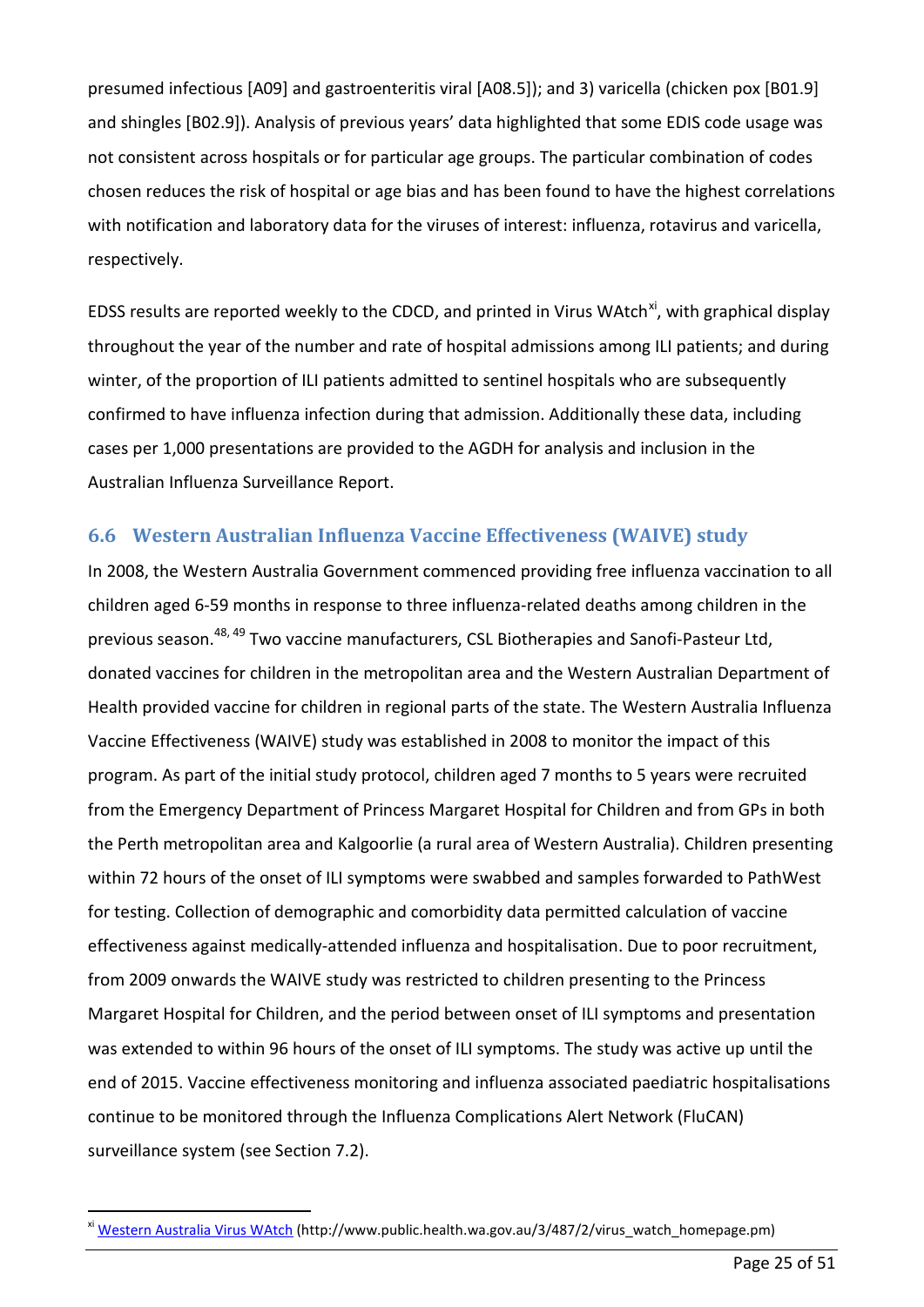presumed infectious [A09] and gastroenteritis viral [A08.5]); and 3) varicella (chicken pox [B01.9] and shingles [B02.9]). Analysis of previous years' data highlighted that some EDIS code usage was not consistent across hospitals or for particular age groups. The particular combination of codes chosen reduces the risk of hospital or age bias and has been found to have the highest correlations with notification and laboratory data for the viruses of interest: influenza, rotavirus and varicella, respectively.

EDSS results are reported weekly to the CDCD, and printed in Virus WAtch[xi], with graphical display throughout the year of the number and rate of hospital admissions among ILI patients; and during winter, of the proportion of ILI patients admitted to sentinel hospitals who are subsequently confirmed to have influenza infection during that admission. Additionally these data, including cases per 1,000 presentations are provided to the AGDH for analysis and inclusion in the Australian Influenza Surveillance Report.

## 6.6 Western Australian Influenza Vaccine Effectiveness (WAIVE) study

In 2008, the Western Australia Government commenced providing free influenza vaccination to all children aged 6-59 months in response to three influenza-related deaths among children in the previous season.[48, 49] Two vaccine manufacturers, CSL Biotherapies and Sanofi-Pasteur Ltd, donated vaccines for children in the metropolitan area and the Western Australian Department of Health provided vaccine for children in regional parts of the state. The Western Australia Influenza Vaccine Effectiveness (WAIVE) study was established in 2008 to monitor the impact of this program. As part of the initial study protocol, children aged 7 months to 5 years were recruited from the Emergency Department of Princess Margaret Hospital for Children and from GPs in both the Perth metropolitan area and Kalgoorlie (a rural area of Western Australia). Children presenting within 72 hours of the onset of ILI symptoms were swabbed and samples forwarded to PathWest for testing. Collection of demographic and comorbidity data permitted calculation of vaccine effectiveness against medically-attended influenza and hospitalisation. Due to poor recruitment, from 2009 onwards the WAIVE study was restricted to children presenting to the Princess Margaret Hospital for Children, and the period between onset of ILI symptoms and presentation was extended to within 96 hours of the onset of ILI symptoms. The study was active up until the end of 2015. Vaccine effectiveness monitoring and influenza associated paediatric hospitalisations continue to be monitored through the Influenza Complications Alert Network (FluCAN) surveillance system (see Section 7.2).

---

[xi] Western Australia Virus WAtch (http://www.public.health.wa.gov.au/3/487/2/virus_watch_homepage.pm)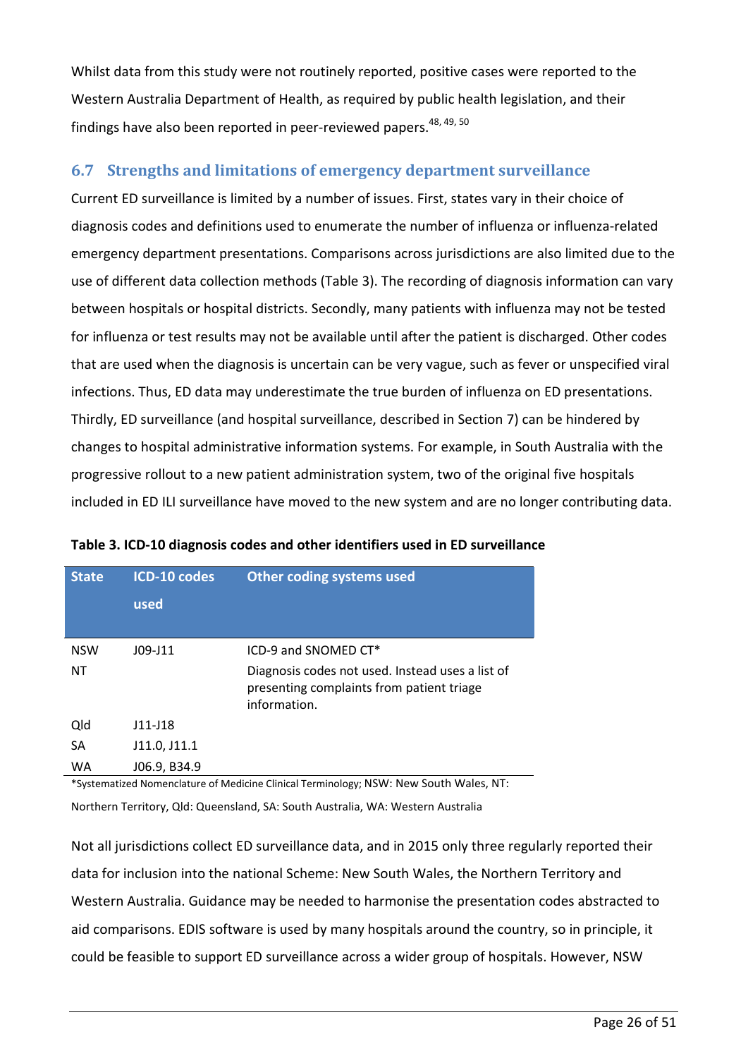Whilst data from this study were not routinely reported, positive cases were reported to the Western Australia Department of Health, as required by public health legislation, and their findings have also been reported in peer-reviewed papers.[48, 49, 50]

## 6.7 Strengths and limitations of emergency department surveillance

Current ED surveillance is limited by a number of issues. First, states vary in their choice of diagnosis codes and definitions used to enumerate the number of influenza or influenza-related emergency department presentations. Comparisons across jurisdictions are also limited due to the use of different data collection methods (Table 3). The recording of diagnosis information can vary between hospitals or hospital districts. Secondly, many patients with influenza may not be tested for influenza or test results may not be available until after the patient is discharged. Other codes that are used when the diagnosis is uncertain can be very vague, such as fever or unspecified viral infections. Thus, ED data may underestimate the true burden of influenza on ED presentations. Thirdly, ED surveillance (and hospital surveillance, described in Section 7) can be hindered by changes to hospital administrative information systems. For example, in South Australia with the progressive rollout to a new patient administration system, two of the original five hospitals included in ED ILI surveillance have moved to the new system and are no longer contributing data.

**Table 3. ICD-10 diagnosis codes and other identifiers used in ED surveillance**

| State | ICD-10 codes used | Other coding systems used |
|---|---|---|
| NSW | J09-J11 | ICD-9 and SNOMED CT* |
| NT | | Diagnosis codes not used. Instead uses a list of presenting complaints from patient triage information. |
| Qld | J11-J18 | |
| SA | J11.0, J11.1 | |
| WA | J06.9, B34.9 | |

*Systematized Nomenclature of Medicine Clinical Terminology; NSW: New South Wales, NT: Northern Territory, Qld: Queensland, SA: South Australia, WA: Western Australia

Not all jurisdictions collect ED surveillance data, and in 2015 only three regularly reported their data for inclusion into the national Scheme: New South Wales, the Northern Territory and Western Australia. Guidance may be needed to harmonise the presentation codes abstracted to aid comparisons. EDIS software is used by many hospitals around the country, so in principle, it could be feasible to support ED surveillance across a wider group of hospitals. However, NSW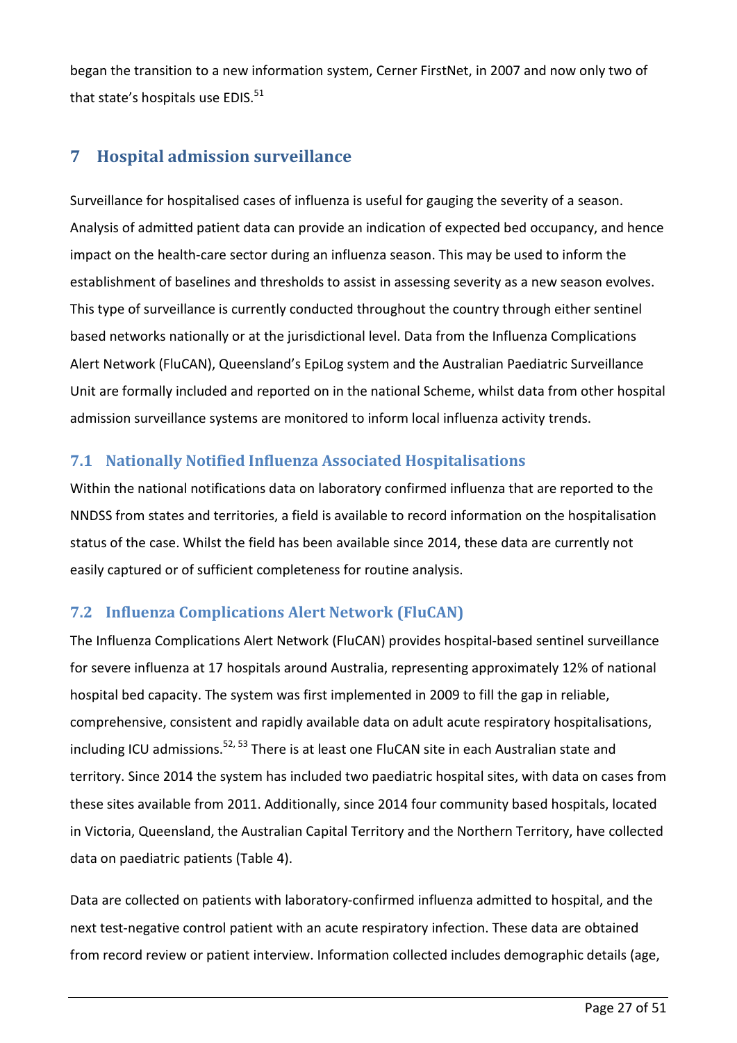began the transition to a new information system, Cerner FirstNet, in 2007 and now only two of that state's hospitals use EDIS.[51]

## 7 Hospital admission surveillance

Surveillance for hospitalised cases of influenza is useful for gauging the severity of a season. Analysis of admitted patient data can provide an indication of expected bed occupancy, and hence impact on the health-care sector during an influenza season. This may be used to inform the establishment of baselines and thresholds to assist in assessing severity as a new season evolves. This type of surveillance is currently conducted throughout the country through either sentinel based networks nationally or at the jurisdictional level. Data from the Influenza Complications Alert Network (FluCAN), Queensland's EpiLog system and the Australian Paediatric Surveillance Unit are formally included and reported on in the national Scheme, whilst data from other hospital admission surveillance systems are monitored to inform local influenza activity trends.

### 7.1 Nationally Notified Influenza Associated Hospitalisations

Within the national notifications data on laboratory confirmed influenza that are reported to the NNDSS from states and territories, a field is available to record information on the hospitalisation status of the case. Whilst the field has been available since 2014, these data are currently not easily captured or of sufficient completeness for routine analysis.

### 7.2 Influenza Complications Alert Network (FluCAN)

The Influenza Complications Alert Network (FluCAN) provides hospital-based sentinel surveillance for severe influenza at 17 hospitals around Australia, representing approximately 12% of national hospital bed capacity. The system was first implemented in 2009 to fill the gap in reliable, comprehensive, consistent and rapidly available data on adult acute respiratory hospitalisations, including ICU admissions.[52, 53] There is at least one FluCAN site in each Australian state and territory. Since 2014 the system has included two paediatric hospital sites, with data on cases from these sites available from 2011. Additionally, since 2014 four community based hospitals, located in Victoria, Queensland, the Australian Capital Territory and the Northern Territory, have collected data on paediatric patients (Table 4).

Data are collected on patients with laboratory-confirmed influenza admitted to hospital, and the next test-negative control patient with an acute respiratory infection. These data are obtained from record review or patient interview. Information collected includes demographic details (age,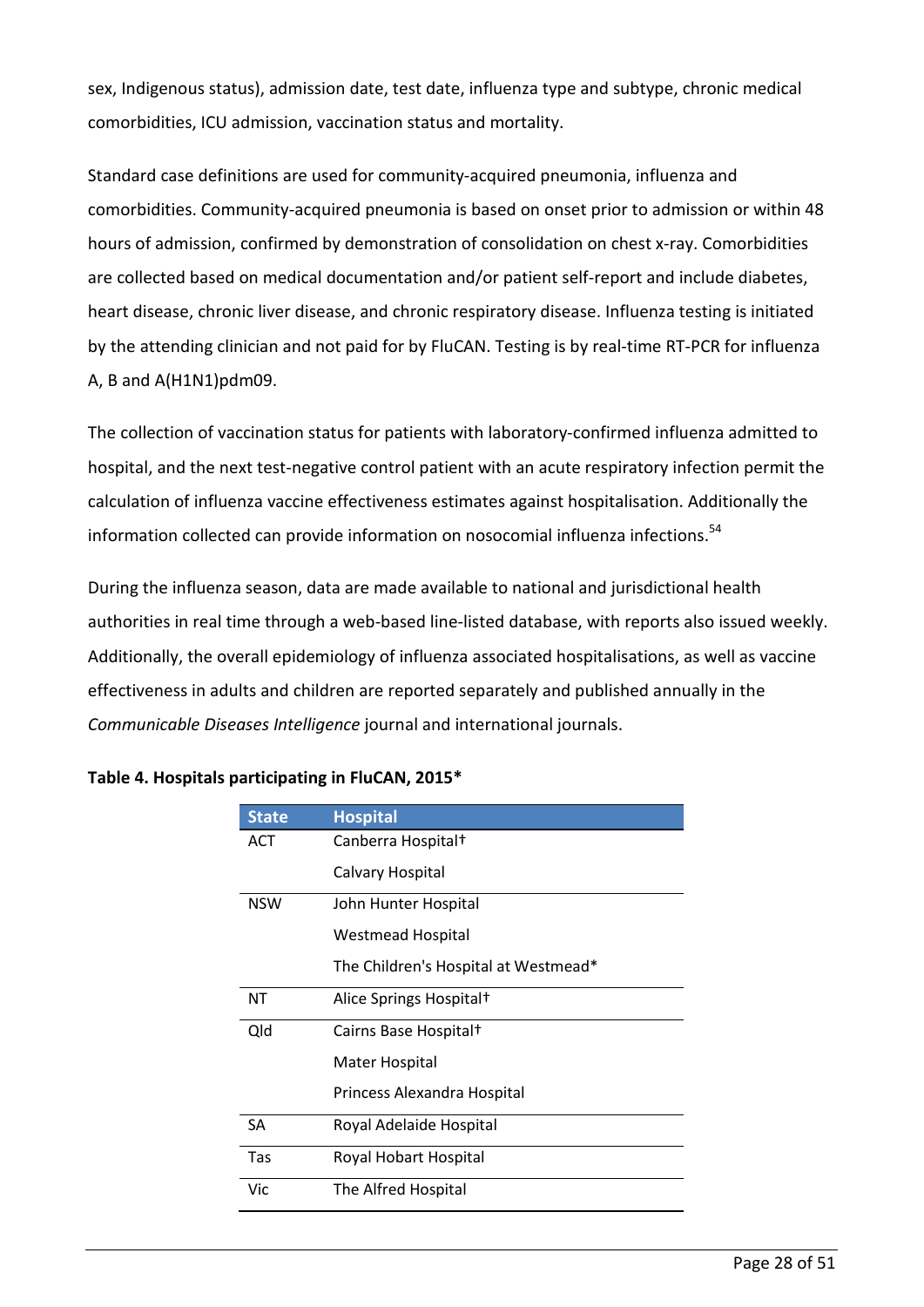sex, Indigenous status), admission date, test date, influenza type and subtype, chronic medical comorbidities, ICU admission, vaccination status and mortality.

Standard case definitions are used for community-acquired pneumonia, influenza and comorbidities. Community-acquired pneumonia is based on onset prior to admission or within 48 hours of admission, confirmed by demonstration of consolidation on chest x-ray. Comorbidities are collected based on medical documentation and/or patient self-report and include diabetes, heart disease, chronic liver disease, and chronic respiratory disease. Influenza testing is initiated by the attending clinician and not paid for by FluCAN. Testing is by real-time RT-PCR for influenza A, B and A(H1N1)pdm09.

The collection of vaccination status for patients with laboratory-confirmed influenza admitted to hospital, and the next test-negative control patient with an acute respiratory infection permit the calculation of influenza vaccine effectiveness estimates against hospitalisation. Additionally the information collected can provide information on nosocomial influenza infections.[54]

During the influenza season, data are made available to national and jurisdictional health authorities in real time through a web-based line-listed database, with reports also issued weekly. Additionally, the overall epidemiology of influenza associated hospitalisations, as well as vaccine effectiveness in adults and children are reported separately and published annually in the *Communicable Diseases Intelligence* journal and international journals.

**Table 4. Hospitals participating in FluCAN, 2015***

| State | Hospital |
|---|---|
| ACT | Canberra Hospital† |
| | Calvary Hospital |
| NSW | John Hunter Hospital |
| | Westmead Hospital |
| | The Children's Hospital at Westmead* |
| NT | Alice Springs Hospital† |
| Qld | Cairns Base Hospital† |
| | Mater Hospital |
| | Princess Alexandra Hospital |
| SA | Royal Adelaide Hospital |
| Tas | Royal Hobart Hospital |
| Vic | The Alfred Hospital |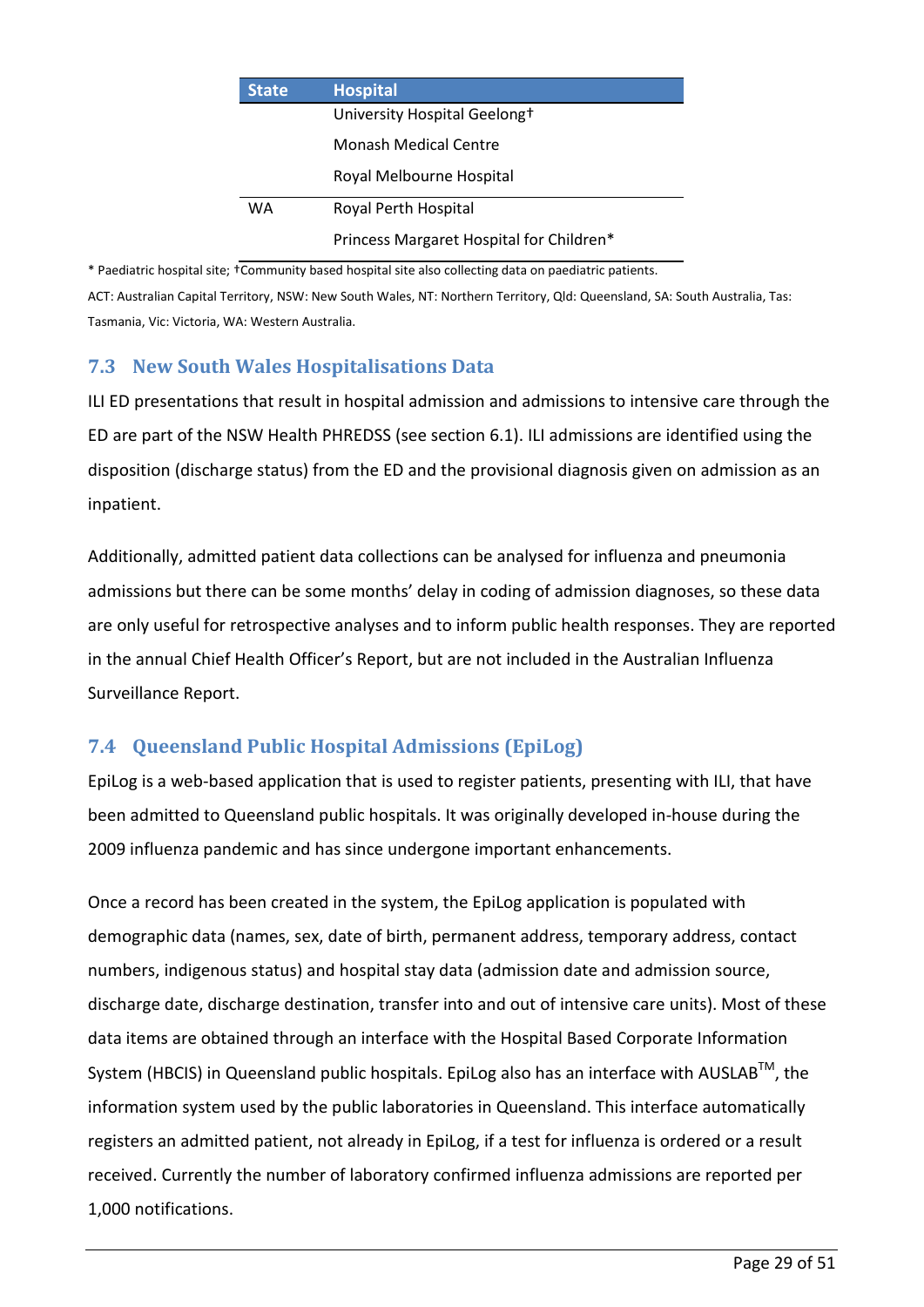| State | Hospital |
|---|---|
| | University Hospital Geelong† |
| | Monash Medical Centre |
| | Royal Melbourne Hospital |
| WA | Royal Perth Hospital |
| | Princess Margaret Hospital for Children* |

* Paediatric hospital site; †Community based hospital site also collecting data on paediatric patients.

ACT: Australian Capital Territory, NSW: New South Wales, NT: Northern Territory, Qld: Queensland, SA: South Australia, Tas: Tasmania, Vic: Victoria, WA: Western Australia.

## 7.3 New South Wales Hospitalisations Data

ILI ED presentations that result in hospital admission and admissions to intensive care through the ED are part of the NSW Health PHREDSS (see section 6.1). ILI admissions are identified using the disposition (discharge status) from the ED and the provisional diagnosis given on admission as an inpatient.

Additionally, admitted patient data collections can be analysed for influenza and pneumonia admissions but there can be some months' delay in coding of admission diagnoses, so these data are only useful for retrospective analyses and to inform public health responses. They are reported in the annual Chief Health Officer's Report, but are not included in the Australian Influenza Surveillance Report.

## 7.4 Queensland Public Hospital Admissions (EpiLog)

EpiLog is a web-based application that is used to register patients, presenting with ILI, that have been admitted to Queensland public hospitals. It was originally developed in-house during the 2009 influenza pandemic and has since undergone important enhancements.

Once a record has been created in the system, the EpiLog application is populated with demographic data (names, sex, date of birth, permanent address, temporary address, contact numbers, indigenous status) and hospital stay data (admission date and admission source, discharge date, discharge destination, transfer into and out of intensive care units). Most of these data items are obtained through an interface with the Hospital Based Corporate Information System (HBCIS) in Queensland public hospitals. EpiLog also has an interface with AUSLAB™, the information system used by the public laboratories in Queensland. This interface automatically registers an admitted patient, not already in EpiLog, if a test for influenza is ordered or a result received. Currently the number of laboratory confirmed influenza admissions are reported per 1,000 notifications.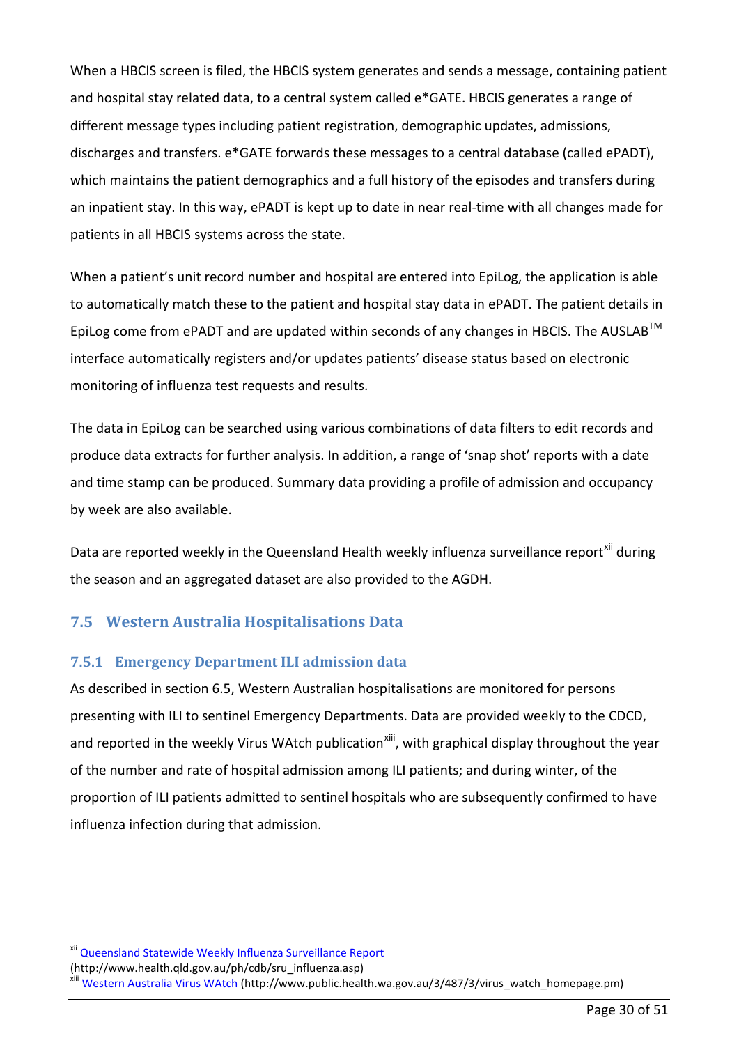When a HBCIS screen is filed, the HBCIS system generates and sends a message, containing patient and hospital stay related data, to a central system called e*GATE. HBCIS generates a range of different message types including patient registration, demographic updates, admissions, discharges and transfers. e*GATE forwards these messages to a central database (called ePADT), which maintains the patient demographics and a full history of the episodes and transfers during an inpatient stay. In this way, ePADT is kept up to date in near real-time with all changes made for patients in all HBCIS systems across the state.

When a patient's unit record number and hospital are entered into EpiLog, the application is able to automatically match these to the patient and hospital stay data in ePADT. The patient details in EpiLog come from ePADT and are updated within seconds of any changes in HBCIS. The AUSLAB™ interface automatically registers and/or updates patients' disease status based on electronic monitoring of influenza test requests and results.

The data in EpiLog can be searched using various combinations of data filters to edit records and produce data extracts for further analysis. In addition, a range of 'snap shot' reports with a date and time stamp can be produced. Summary data providing a profile of admission and occupancy by week are also available.

Data are reported weekly in the Queensland Health weekly influenza surveillance report[xii] during the season and an aggregated dataset are also provided to the AGDH.

## 7.5 Western Australia Hospitalisations Data

### 7.5.1 Emergency Department ILI admission data

As described in section 6.5, Western Australian hospitalisations are monitored for persons presenting with ILI to sentinel Emergency Departments. Data are provided weekly to the CDCD, and reported in the weekly Virus WAtch publication[xiii], with graphical display throughout the year of the number and rate of hospital admission among ILI patients; and during winter, of the proportion of ILI patients admitted to sentinel hospitals who are subsequently confirmed to have influenza infection during that admission.

---

[xii] Queensland Statewide Weekly Influenza Surveillance Report (http://www.health.qld.gov.au/ph/cdb/sru_influenza.asp)

[xiii] Western Australia Virus WAtch (http://www.public.health.wa.gov.au/3/487/3/virus_watch_homepage.pm)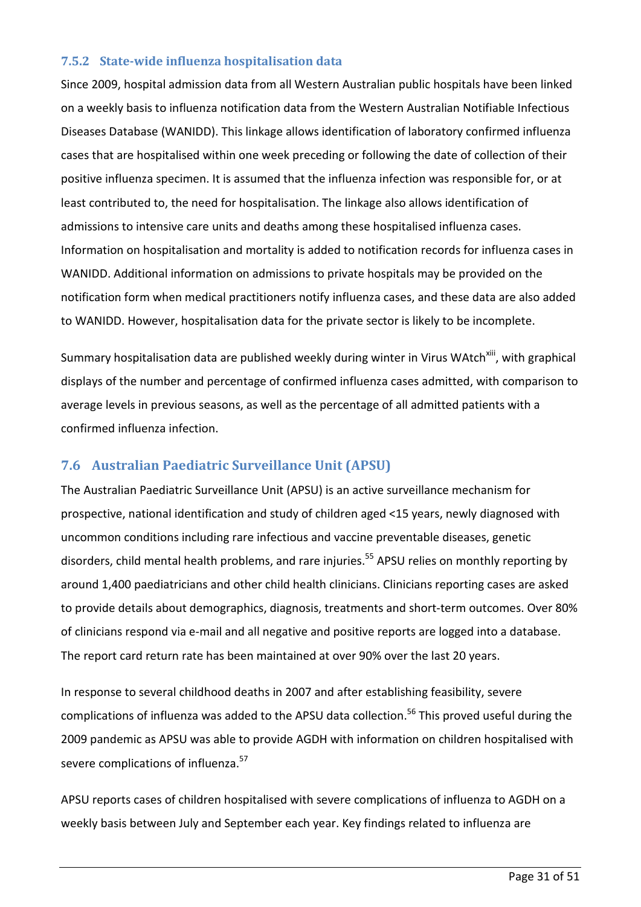### 7.5.2 State-wide influenza hospitalisation data

Since 2009, hospital admission data from all Western Australian public hospitals have been linked on a weekly basis to influenza notification data from the Western Australian Notifiable Infectious Diseases Database (WANIDD). This linkage allows identification of laboratory confirmed influenza cases that are hospitalised within one week preceding or following the date of collection of their positive influenza specimen. It is assumed that the influenza infection was responsible for, or at least contributed to, the need for hospitalisation. The linkage also allows identification of admissions to intensive care units and deaths among these hospitalised influenza cases. Information on hospitalisation and mortality is added to notification records for influenza cases in WANIDD. Additional information on admissions to private hospitals may be provided on the notification form when medical practitioners notify influenza cases, and these data are also added to WANIDD. However, hospitalisation data for the private sector is likely to be incomplete.

Summary hospitalisation data are published weekly during winter in Virus WAtch[xiii], with graphical displays of the number and percentage of confirmed influenza cases admitted, with comparison to average levels in previous seasons, as well as the percentage of all admitted patients with a confirmed influenza infection.

## 7.6 Australian Paediatric Surveillance Unit (APSU)

The Australian Paediatric Surveillance Unit (APSU) is an active surveillance mechanism for prospective, national identification and study of children aged <15 years, newly diagnosed with uncommon conditions including rare infectious and vaccine preventable diseases, genetic disorders, child mental health problems, and rare injuries.[55] APSU relies on monthly reporting by around 1,400 paediatricians and other child health clinicians. Clinicians reporting cases are asked to provide details about demographics, diagnosis, treatments and short-term outcomes. Over 80% of clinicians respond via e-mail and all negative and positive reports are logged into a database. The report card return rate has been maintained at over 90% over the last 20 years.

In response to several childhood deaths in 2007 and after establishing feasibility, severe complications of influenza was added to the APSU data collection.[56] This proved useful during the 2009 pandemic as APSU was able to provide AGDH with information on children hospitalised with severe complications of influenza.[57]

APSU reports cases of children hospitalised with severe complications of influenza to AGDH on a weekly basis between July and September each year. Key findings related to influenza are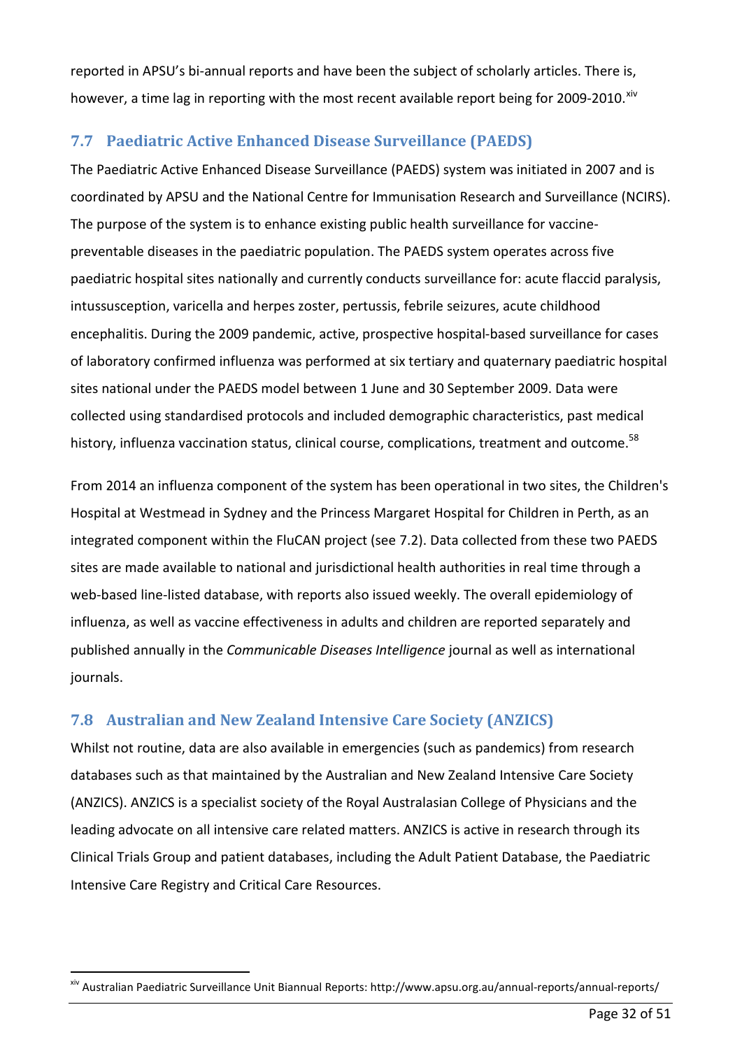reported in APSU's bi-annual reports and have been the subject of scholarly articles. There is, however, a time lag in reporting with the most recent available report being for 2009-2010.[xiv]

## 7.7 Paediatric Active Enhanced Disease Surveillance (PAEDS)

The Paediatric Active Enhanced Disease Surveillance (PAEDS) system was initiated in 2007 and is coordinated by APSU and the National Centre for Immunisation Research and Surveillance (NCIRS). The purpose of the system is to enhance existing public health surveillance for vaccine-preventable diseases in the paediatric population. The PAEDS system operates across five paediatric hospital sites nationally and currently conducts surveillance for: acute flaccid paralysis, intussusception, varicella and herpes zoster, pertussis, febrile seizures, acute childhood encephalitis. During the 2009 pandemic, active, prospective hospital-based surveillance for cases of laboratory confirmed influenza was performed at six tertiary and quaternary paediatric hospital sites national under the PAEDS model between 1 June and 30 September 2009. Data were collected using standardised protocols and included demographic characteristics, past medical history, influenza vaccination status, clinical course, complications, treatment and outcome.[58]

From 2014 an influenza component of the system has been operational in two sites, the Children's Hospital at Westmead in Sydney and the Princess Margaret Hospital for Children in Perth, as an integrated component within the FluCAN project (see 7.2). Data collected from these two PAEDS sites are made available to national and jurisdictional health authorities in real time through a web-based line-listed database, with reports also issued weekly. The overall epidemiology of influenza, as well as vaccine effectiveness in adults and children are reported separately and published annually in the *Communicable Diseases Intelligence* journal as well as international journals.

## 7.8 Australian and New Zealand Intensive Care Society (ANZICS)

Whilst not routine, data are also available in emergencies (such as pandemics) from research databases such as that maintained by the Australian and New Zealand Intensive Care Society (ANZICS). ANZICS is a specialist society of the Royal Australasian College of Physicians and the leading advocate on all intensive care related matters. ANZICS is active in research through its Clinical Trials Group and patient databases, including the Adult Patient Database, the Paediatric Intensive Care Registry and Critical Care Resources.

[xiv] Australian Paediatric Surveillance Unit Biannual Reports: http://www.apsu.org.au/annual-reports/annual-reports/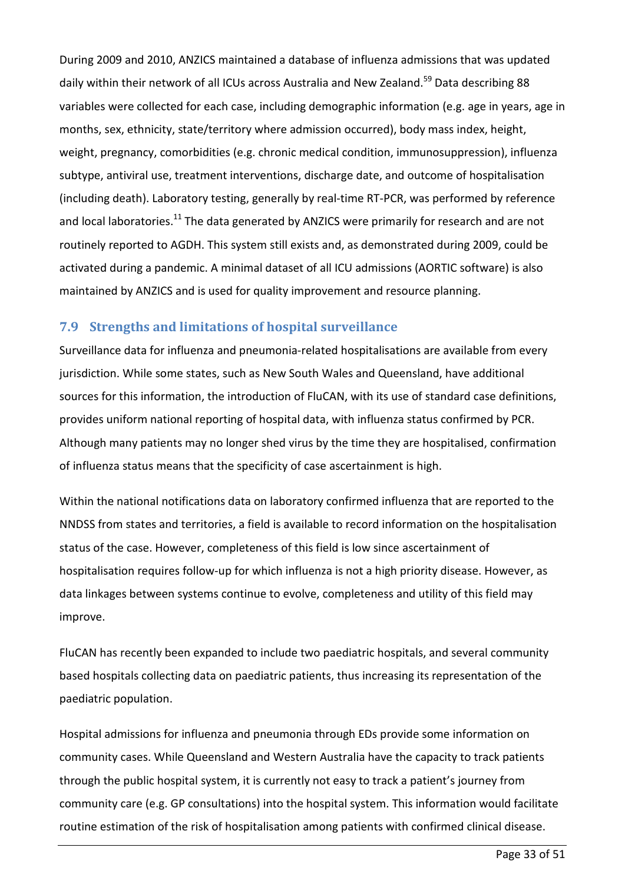During 2009 and 2010, ANZICS maintained a database of influenza admissions that was updated daily within their network of all ICUs across Australia and New Zealand.[59] Data describing 88 variables were collected for each case, including demographic information (e.g. age in years, age in months, sex, ethnicity, state/territory where admission occurred), body mass index, height, weight, pregnancy, comorbidities (e.g. chronic medical condition, immunosuppression), influenza subtype, antiviral use, treatment interventions, discharge date, and outcome of hospitalisation (including death). Laboratory testing, generally by real-time RT-PCR, was performed by reference and local laboratories.[11] The data generated by ANZICS were primarily for research and are not routinely reported to AGDH. This system still exists and, as demonstrated during 2009, could be activated during a pandemic. A minimal dataset of all ICU admissions (AORTIC software) is also maintained by ANZICS and is used for quality improvement and resource planning.

## 7.9 Strengths and limitations of hospital surveillance

Surveillance data for influenza and pneumonia-related hospitalisations are available from every jurisdiction. While some states, such as New South Wales and Queensland, have additional sources for this information, the introduction of FluCAN, with its use of standard case definitions, provides uniform national reporting of hospital data, with influenza status confirmed by PCR. Although many patients may no longer shed virus by the time they are hospitalised, confirmation of influenza status means that the specificity of case ascertainment is high.

Within the national notifications data on laboratory confirmed influenza that are reported to the NNDSS from states and territories, a field is available to record information on the hospitalisation status of the case. However, completeness of this field is low since ascertainment of hospitalisation requires follow-up for which influenza is not a high priority disease. However, as data linkages between systems continue to evolve, completeness and utility of this field may improve.

FluCAN has recently been expanded to include two paediatric hospitals, and several community based hospitals collecting data on paediatric patients, thus increasing its representation of the paediatric population.

Hospital admissions for influenza and pneumonia through EDs provide some information on community cases. While Queensland and Western Australia have the capacity to track patients through the public hospital system, it is currently not easy to track a patient's journey from community care (e.g. GP consultations) into the hospital system. This information would facilitate routine estimation of the risk of hospitalisation among patients with confirmed clinical disease.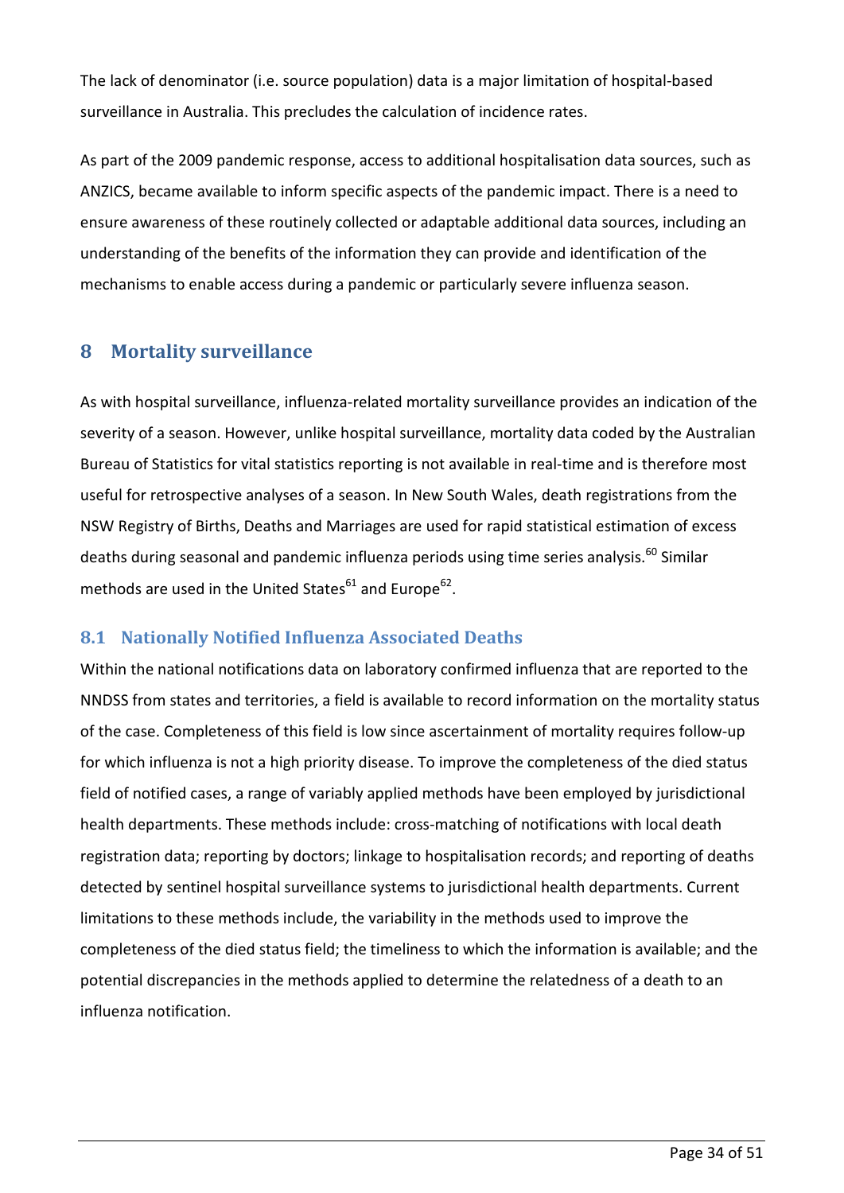The lack of denominator (i.e. source population) data is a major limitation of hospital-based surveillance in Australia. This precludes the calculation of incidence rates.

As part of the 2009 pandemic response, access to additional hospitalisation data sources, such as ANZICS, became available to inform specific aspects of the pandemic impact. There is a need to ensure awareness of these routinely collected or adaptable additional data sources, including an understanding of the benefits of the information they can provide and identification of the mechanisms to enable access during a pandemic or particularly severe influenza season.

## 8 Mortality surveillance

As with hospital surveillance, influenza-related mortality surveillance provides an indication of the severity of a season. However, unlike hospital surveillance, mortality data coded by the Australian Bureau of Statistics for vital statistics reporting is not available in real-time and is therefore most useful for retrospective analyses of a season. In New South Wales, death registrations from the NSW Registry of Births, Deaths and Marriages are used for rapid statistical estimation of excess deaths during seasonal and pandemic influenza periods using time series analysis.[60] Similar methods are used in the United States[61] and Europe[62].

### 8.1 Nationally Notified Influenza Associated Deaths

Within the national notifications data on laboratory confirmed influenza that are reported to the NNDSS from states and territories, a field is available to record information on the mortality status of the case. Completeness of this field is low since ascertainment of mortality requires follow-up for which influenza is not a high priority disease. To improve the completeness of the died status field of notified cases, a range of variably applied methods have been employed by jurisdictional health departments. These methods include: cross-matching of notifications with local death registration data; reporting by doctors; linkage to hospitalisation records; and reporting of deaths detected by sentinel hospital surveillance systems to jurisdictional health departments. Current limitations to these methods include, the variability in the methods used to improve the completeness of the died status field; the timeliness to which the information is available; and the potential discrepancies in the methods applied to determine the relatedness of a death to an influenza notification.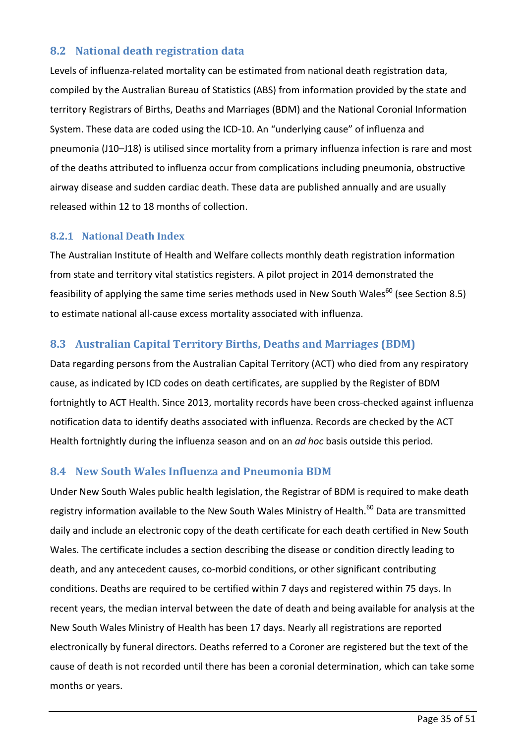## 8.2 National death registration data

Levels of influenza-related mortality can be estimated from national death registration data, compiled by the Australian Bureau of Statistics (ABS) from information provided by the state and territory Registrars of Births, Deaths and Marriages (BDM) and the National Coronial Information System. These data are coded using the ICD-10. An "underlying cause" of influenza and pneumonia (J10–J18) is utilised since mortality from a primary influenza infection is rare and most of the deaths attributed to influenza occur from complications including pneumonia, obstructive airway disease and sudden cardiac death. These data are published annually and are usually released within 12 to 18 months of collection.

### 8.2.1 National Death Index

The Australian Institute of Health and Welfare collects monthly death registration information from state and territory vital statistics registers. A pilot project in 2014 demonstrated the feasibility of applying the same time series methods used in New South Wales[60] (see Section 8.5) to estimate national all-cause excess mortality associated with influenza.

## 8.3 Australian Capital Territory Births, Deaths and Marriages (BDM)

Data regarding persons from the Australian Capital Territory (ACT) who died from any respiratory cause, as indicated by ICD codes on death certificates, are supplied by the Register of BDM fortnightly to ACT Health. Since 2013, mortality records have been cross-checked against influenza notification data to identify deaths associated with influenza. Records are checked by the ACT Health fortnightly during the influenza season and on an *ad hoc* basis outside this period.

## 8.4 New South Wales Influenza and Pneumonia BDM

Under New South Wales public health legislation, the Registrar of BDM is required to make death registry information available to the New South Wales Ministry of Health.[60] Data are transmitted daily and include an electronic copy of the death certificate for each death certified in New South Wales. The certificate includes a section describing the disease or condition directly leading to death, and any antecedent causes, co-morbid conditions, or other significant contributing conditions. Deaths are required to be certified within 7 days and registered within 75 days. In recent years, the median interval between the date of death and being available for analysis at the New South Wales Ministry of Health has been 17 days. Nearly all registrations are reported electronically by funeral directors. Deaths referred to a Coroner are registered but the text of the cause of death is not recorded until there has been a coronial determination, which can take some months or years.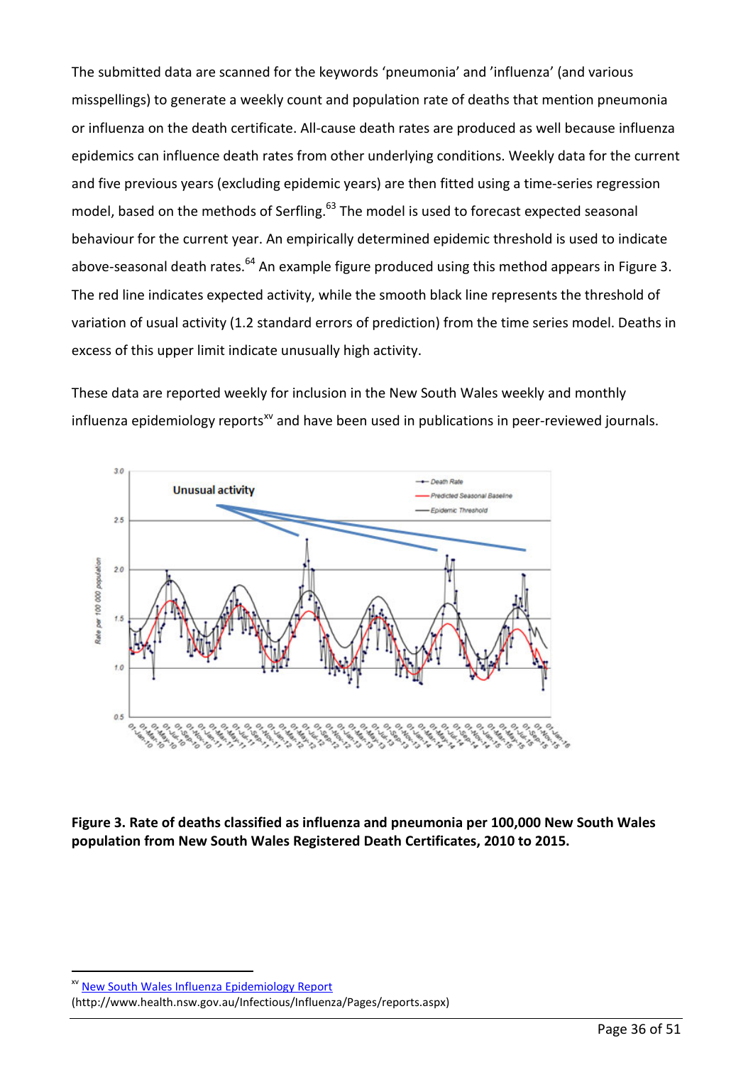The submitted data are scanned for the keywords 'pneumonia' and 'influenza' (and various misspellings) to generate a weekly count and population rate of deaths that mention pneumonia or influenza on the death certificate. All-cause death rates are produced as well because influenza epidemics can influence death rates from other underlying conditions. Weekly data for the current and five previous years (excluding epidemic years) are then fitted using a time-series regression model, based on the methods of Serfling.[63] The model is used to forecast expected seasonal behaviour for the current year. An empirically determined epidemic threshold is used to indicate above-seasonal death rates.[64] An example figure produced using this method appears in Figure 3. The red line indicates expected activity, while the smooth black line represents the threshold of variation of usual activity (1.2 standard errors of prediction) from the time series model. Deaths in excess of this upper limit indicate unusually high activity.

These data are reported weekly for inclusion in the New South Wales weekly and monthly influenza epidemiology reports[xv] and have been used in publications in peer-reviewed journals.

**Figure 3. Rate of deaths classified as influenza and pneumonia per 100,000 New South Wales population from New South Wales Registered Death Certificates, 2010 to 2015.**

---

[xv] New South Wales Influenza Epidemiology Report (http://www.health.nsw.gov.au/Infectious/Influenza/Pages/reports.aspx)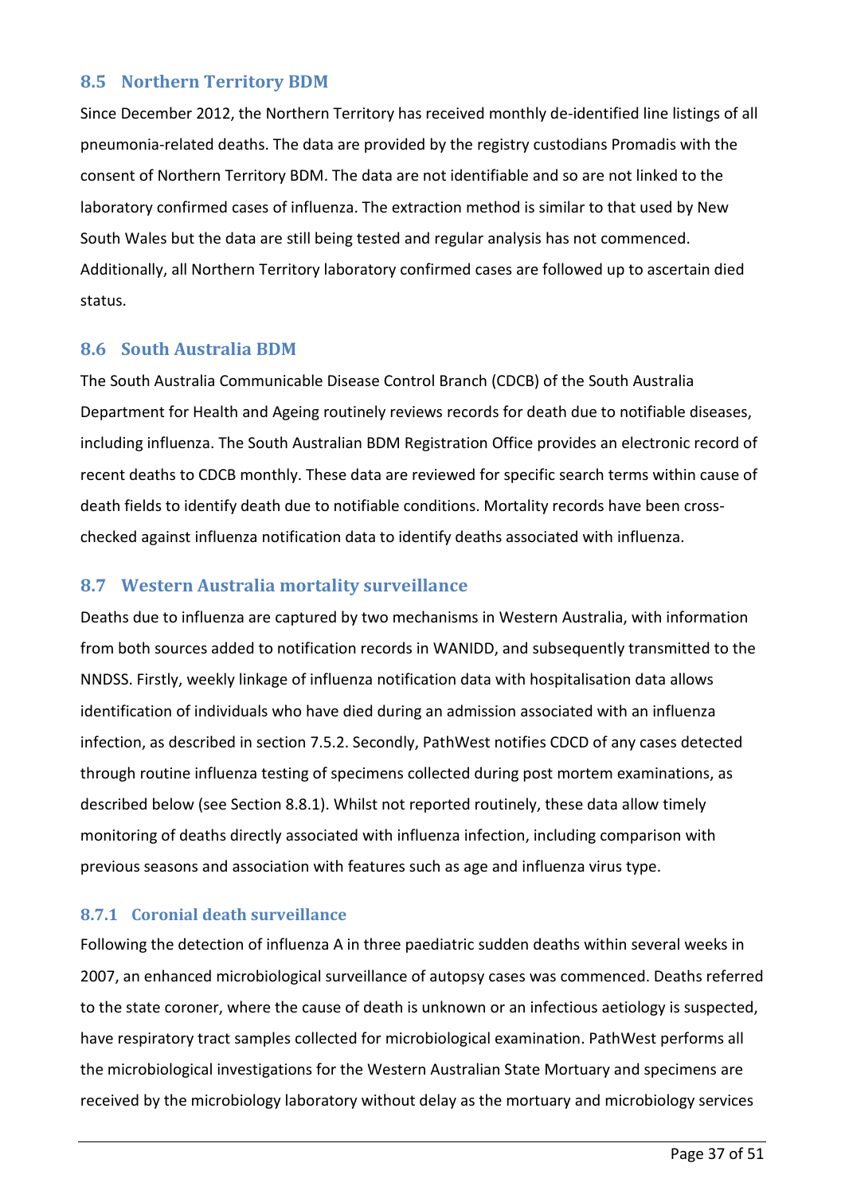## 8.5 Northern Territory BDM

Since December 2012, the Northern Territory has received monthly de-identified line listings of all pneumonia-related deaths. The data are provided by the registry custodians Promadis with the consent of Northern Territory BDM. The data are not identifiable and so are not linked to the laboratory confirmed cases of influenza. The extraction method is similar to that used by New South Wales but the data are still being tested and regular analysis has not commenced. Additionally, all Northern Territory laboratory confirmed cases are followed up to ascertain died status.

## 8.6 South Australia BDM

The South Australia Communicable Disease Control Branch (CDCB) of the South Australia Department for Health and Ageing routinely reviews records for death due to notifiable diseases, including influenza. The South Australian BDM Registration Office provides an electronic record of recent deaths to CDCB monthly. These data are reviewed for specific search terms within cause of death fields to identify death due to notifiable conditions. Mortality records have been cross-checked against influenza notification data to identify deaths associated with influenza.

## 8.7 Western Australia mortality surveillance

Deaths due to influenza are captured by two mechanisms in Western Australia, with information from both sources added to notification records in WANIDD, and subsequently transmitted to the NNDSS. Firstly, weekly linkage of influenza notification data with hospitalisation data allows identification of individuals who have died during an admission associated with an influenza infection, as described in section 7.5.2. Secondly, PathWest notifies CDCD of any cases detected through routine influenza testing of specimens collected during post mortem examinations, as described below (see Section 8.8.1). Whilst not reported routinely, these data allow timely monitoring of deaths directly associated with influenza infection, including comparison with previous seasons and association with features such as age and influenza virus type.

### 8.7.1 Coronial death surveillance

Following the detection of influenza A in three paediatric sudden deaths within several weeks in 2007, an enhanced microbiological surveillance of autopsy cases was commenced. Deaths referred to the state coroner, where the cause of death is unknown or an infectious aetiology is suspected, have respiratory tract samples collected for microbiological examination. PathWest performs all the microbiological investigations for the Western Australian State Mortuary and specimens are received by the microbiology laboratory without delay as the mortuary and microbiology services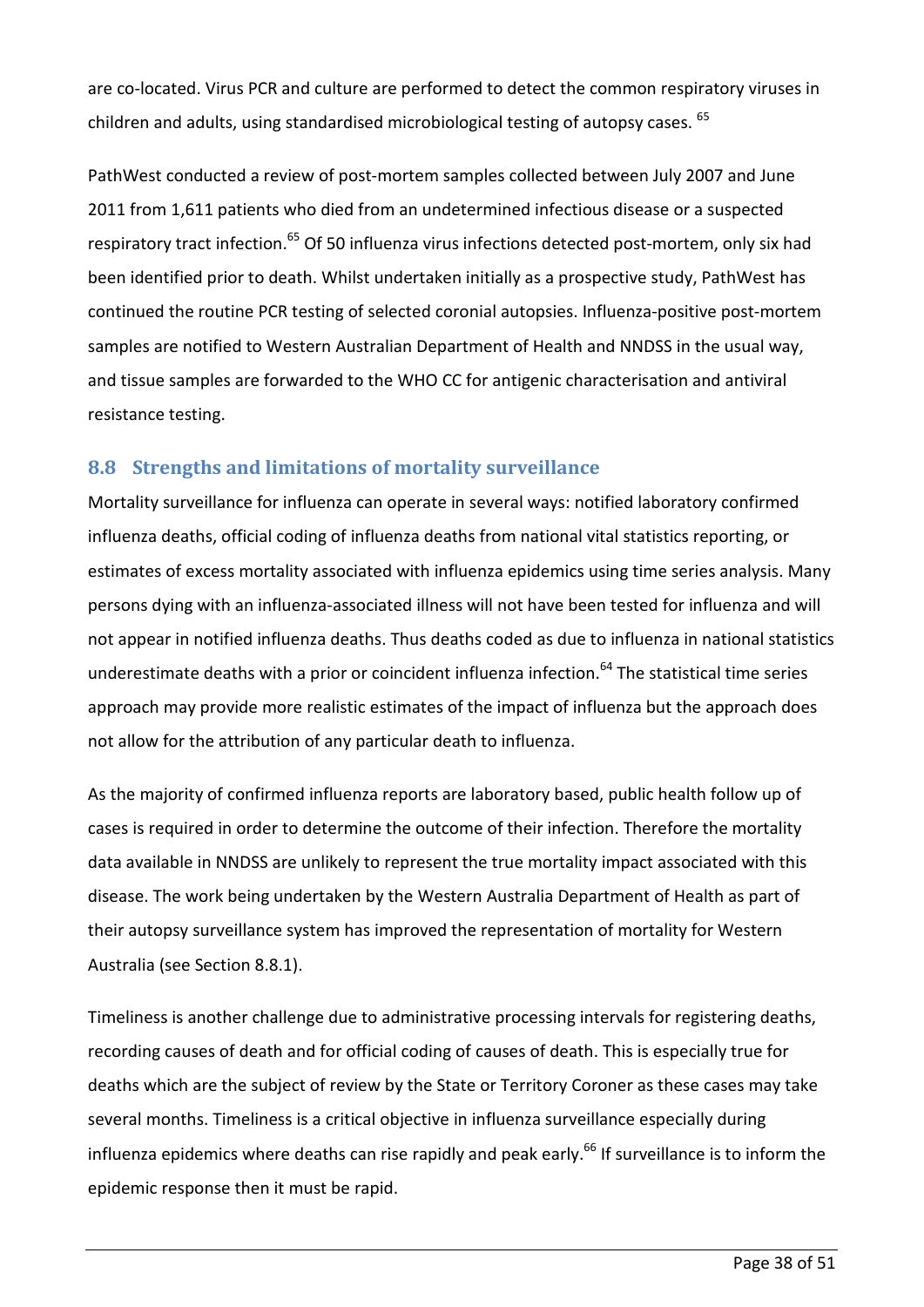are co-located. Virus PCR and culture are performed to detect the common respiratory viruses in children and adults, using standardised microbiological testing of autopsy cases. [65]

PathWest conducted a review of post-mortem samples collected between July 2007 and June 2011 from 1,611 patients who died from an undetermined infectious disease or a suspected respiratory tract infection.[65] Of 50 influenza virus infections detected post-mortem, only six had been identified prior to death. Whilst undertaken initially as a prospective study, PathWest has continued the routine PCR testing of selected coronial autopsies. Influenza-positive post-mortem samples are notified to Western Australian Department of Health and NNDSS in the usual way, and tissue samples are forwarded to the WHO CC for antigenic characterisation and antiviral resistance testing.

## 8.8 Strengths and limitations of mortality surveillance

Mortality surveillance for influenza can operate in several ways: notified laboratory confirmed influenza deaths, official coding of influenza deaths from national vital statistics reporting, or estimates of excess mortality associated with influenza epidemics using time series analysis. Many persons dying with an influenza-associated illness will not have been tested for influenza and will not appear in notified influenza deaths. Thus deaths coded as due to influenza in national statistics underestimate deaths with a prior or coincident influenza infection.[64] The statistical time series approach may provide more realistic estimates of the impact of influenza but the approach does not allow for the attribution of any particular death to influenza.

As the majority of confirmed influenza reports are laboratory based, public health follow up of cases is required in order to determine the outcome of their infection. Therefore the mortality data available in NNDSS are unlikely to represent the true mortality impact associated with this disease. The work being undertaken by the Western Australia Department of Health as part of their autopsy surveillance system has improved the representation of mortality for Western Australia (see Section 8.8.1).

Timeliness is another challenge due to administrative processing intervals for registering deaths, recording causes of death and for official coding of causes of death. This is especially true for deaths which are the subject of review by the State or Territory Coroner as these cases may take several months. Timeliness is a critical objective in influenza surveillance especially during influenza epidemics where deaths can rise rapidly and peak early.[66] If surveillance is to inform the epidemic response then it must be rapid.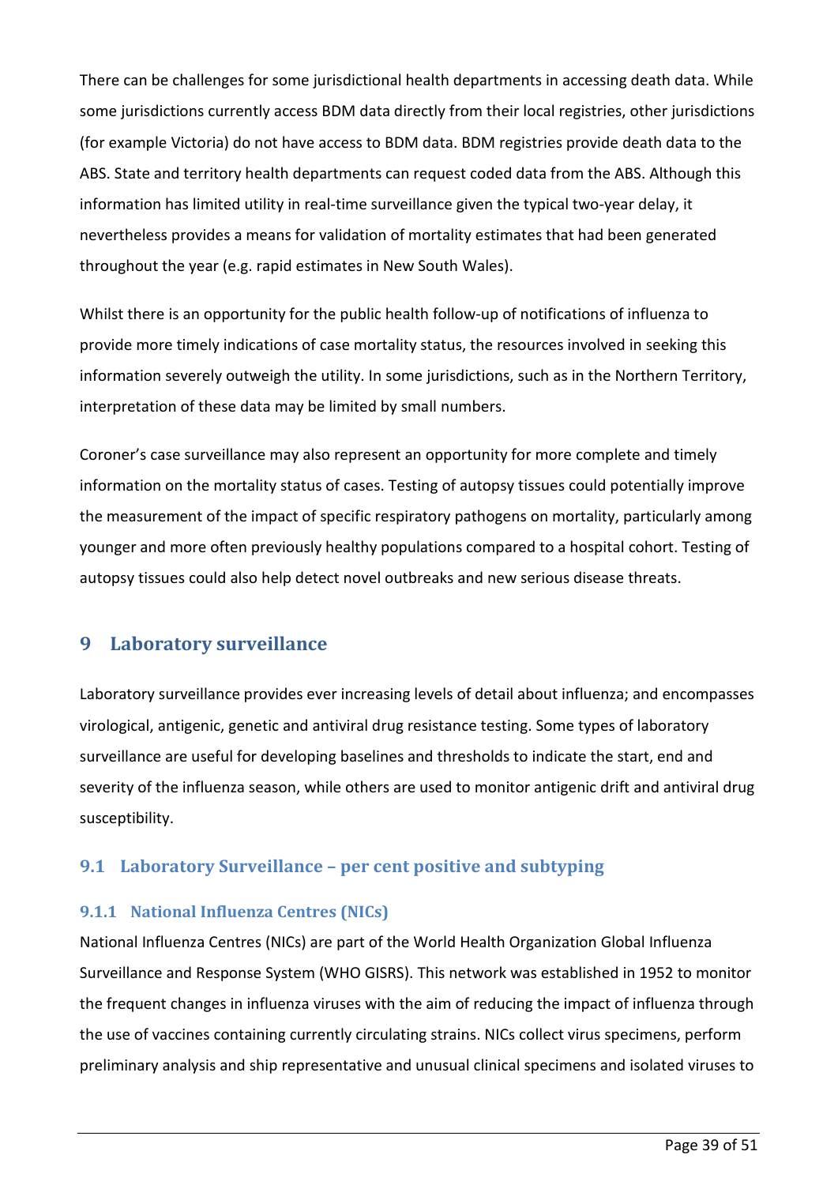There can be challenges for some jurisdictional health departments in accessing death data. While some jurisdictions currently access BDM data directly from their local registries, other jurisdictions (for example Victoria) do not have access to BDM data. BDM registries provide death data to the ABS. State and territory health departments can request coded data from the ABS. Although this information has limited utility in real-time surveillance given the typical two-year delay, it nevertheless provides a means for validation of mortality estimates that had been generated throughout the year (e.g. rapid estimates in New South Wales).

Whilst there is an opportunity for the public health follow-up of notifications of influenza to provide more timely indications of case mortality status, the resources involved in seeking this information severely outweigh the utility. In some jurisdictions, such as in the Northern Territory, interpretation of these data may be limited by small numbers.

Coroner's case surveillance may also represent an opportunity for more complete and timely information on the mortality status of cases. Testing of autopsy tissues could potentially improve the measurement of the impact of specific respiratory pathogens on mortality, particularly among younger and more often previously healthy populations compared to a hospital cohort. Testing of autopsy tissues could also help detect novel outbreaks and new serious disease threats.

# 9 Laboratory surveillance

Laboratory surveillance provides ever increasing levels of detail about influenza; and encompasses virological, antigenic, genetic and antiviral drug resistance testing. Some types of laboratory surveillance are useful for developing baselines and thresholds to indicate the start, end and severity of the influenza season, while others are used to monitor antigenic drift and antiviral drug susceptibility.

## 9.1 Laboratory Surveillance – per cent positive and subtyping

### 9.1.1 National Influenza Centres (NICs)

National Influenza Centres (NICs) are part of the World Health Organization Global Influenza Surveillance and Response System (WHO GISRS). This network was established in 1952 to monitor the frequent changes in influenza viruses with the aim of reducing the impact of influenza through the use of vaccines containing currently circulating strains. NICs collect virus specimens, perform preliminary analysis and ship representative and unusual clinical specimens and isolated viruses to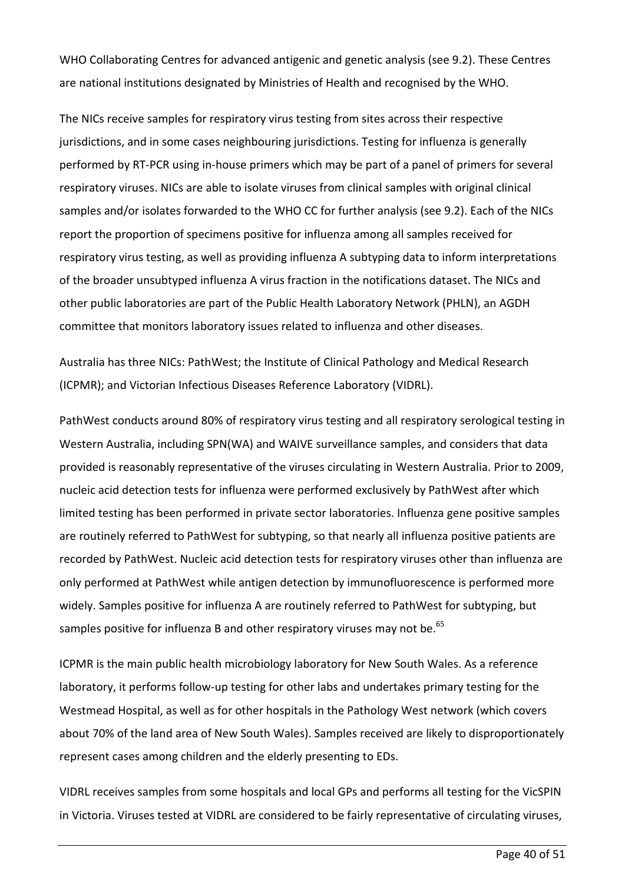WHO Collaborating Centres for advanced antigenic and genetic analysis (see 9.2). These Centres are national institutions designated by Ministries of Health and recognised by the WHO.

The NICs receive samples for respiratory virus testing from sites across their respective jurisdictions, and in some cases neighbouring jurisdictions. Testing for influenza is generally performed by RT-PCR using in-house primers which may be part of a panel of primers for several respiratory viruses. NICs are able to isolate viruses from clinical samples with original clinical samples and/or isolates forwarded to the WHO CC for further analysis (see 9.2). Each of the NICs report the proportion of specimens positive for influenza among all samples received for respiratory virus testing, as well as providing influenza A subtyping data to inform interpretations of the broader unsubtyped influenza A virus fraction in the notifications dataset. The NICs and other public laboratories are part of the Public Health Laboratory Network (PHLN), an AGDH committee that monitors laboratory issues related to influenza and other diseases.

Australia has three NICs: PathWest; the Institute of Clinical Pathology and Medical Research (ICPMR); and Victorian Infectious Diseases Reference Laboratory (VIDRL).

PathWest conducts around 80% of respiratory virus testing and all respiratory serological testing in Western Australia, including SPN(WA) and WAIVE surveillance samples, and considers that data provided is reasonably representative of the viruses circulating in Western Australia. Prior to 2009, nucleic acid detection tests for influenza were performed exclusively by PathWest after which limited testing has been performed in private sector laboratories. Influenza gene positive samples are routinely referred to PathWest for subtyping, so that nearly all influenza positive patients are recorded by PathWest. Nucleic acid detection tests for respiratory viruses other than influenza are only performed at PathWest while antigen detection by immunofluorescence is performed more widely. Samples positive for influenza A are routinely referred to PathWest for subtyping, but samples positive for influenza B and other respiratory viruses may not be.[65]

ICPMR is the main public health microbiology laboratory for New South Wales. As a reference laboratory, it performs follow-up testing for other labs and undertakes primary testing for the Westmead Hospital, as well as for other hospitals in the Pathology West network (which covers about 70% of the land area of New South Wales). Samples received are likely to disproportionately represent cases among children and the elderly presenting to EDs.

VIDRL receives samples from some hospitals and local GPs and performs all testing for the VicSPIN in Victoria. Viruses tested at VIDRL are considered to be fairly representative of circulating viruses,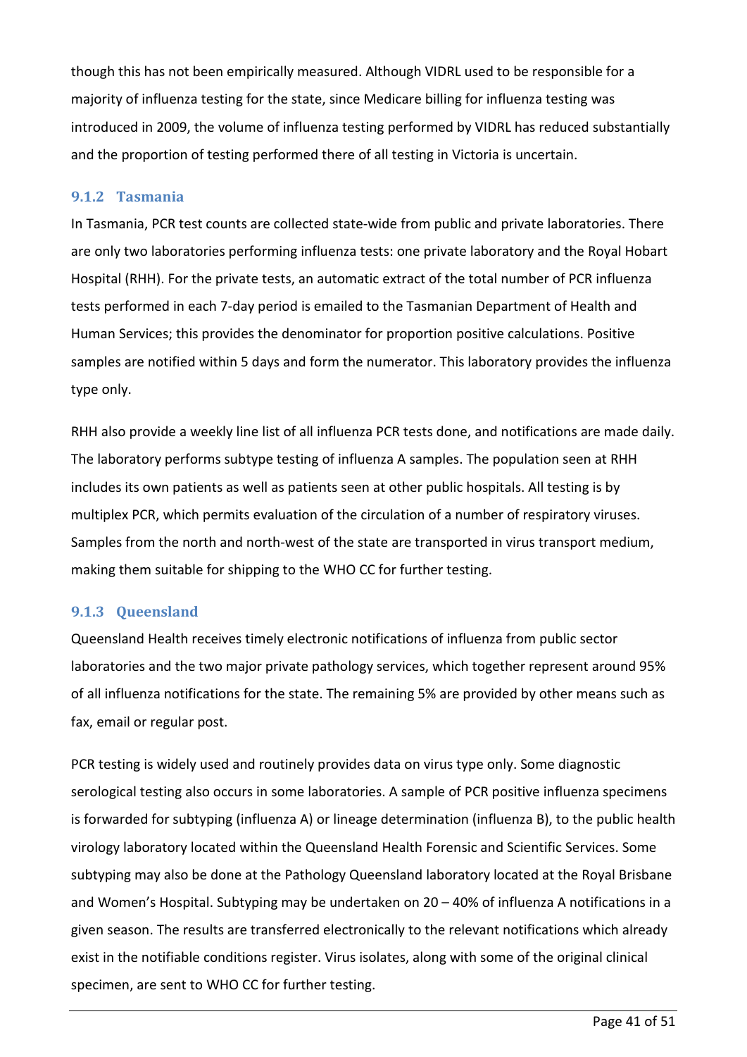though this has not been empirically measured. Although VIDRL used to be responsible for a majority of influenza testing for the state, since Medicare billing for influenza testing was introduced in 2009, the volume of influenza testing performed by VIDRL has reduced substantially and the proportion of testing performed there of all testing in Victoria is uncertain.

### 9.1.2 Tasmania

In Tasmania, PCR test counts are collected state-wide from public and private laboratories. There are only two laboratories performing influenza tests: one private laboratory and the Royal Hobart Hospital (RHH). For the private tests, an automatic extract of the total number of PCR influenza tests performed in each 7-day period is emailed to the Tasmanian Department of Health and Human Services; this provides the denominator for proportion positive calculations. Positive samples are notified within 5 days and form the numerator. This laboratory provides the influenza type only.

RHH also provide a weekly line list of all influenza PCR tests done, and notifications are made daily. The laboratory performs subtype testing of influenza A samples. The population seen at RHH includes its own patients as well as patients seen at other public hospitals. All testing is by multiplex PCR, which permits evaluation of the circulation of a number of respiratory viruses. Samples from the north and north-west of the state are transported in virus transport medium, making them suitable for shipping to the WHO CC for further testing.

### 9.1.3 Queensland

Queensland Health receives timely electronic notifications of influenza from public sector laboratories and the two major private pathology services, which together represent around 95% of all influenza notifications for the state. The remaining 5% are provided by other means such as fax, email or regular post.

PCR testing is widely used and routinely provides data on virus type only. Some diagnostic serological testing also occurs in some laboratories. A sample of PCR positive influenza specimens is forwarded for subtyping (influenza A) or lineage determination (influenza B), to the public health virology laboratory located within the Queensland Health Forensic and Scientific Services. Some subtyping may also be done at the Pathology Queensland laboratory located at the Royal Brisbane and Women's Hospital. Subtyping may be undertaken on 20 – 40% of influenza A notifications in a given season. The results are transferred electronically to the relevant notifications which already exist in the notifiable conditions register. Virus isolates, along with some of the original clinical specimen, are sent to WHO CC for further testing.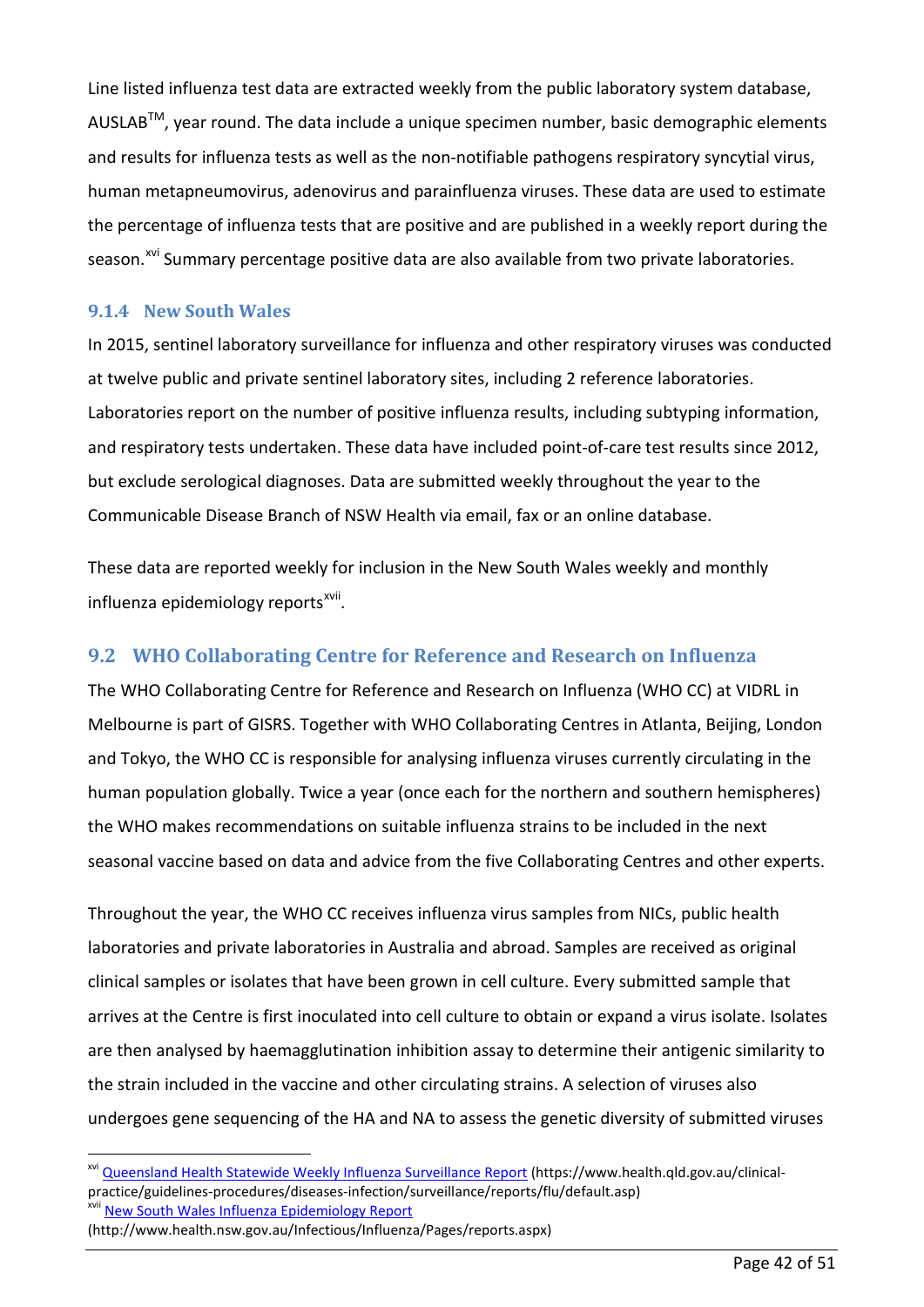Line listed influenza test data are extracted weekly from the public laboratory system database, AUSLAB™, year round. The data include a unique specimen number, basic demographic elements and results for influenza tests as well as the non-notifiable pathogens respiratory syncytial virus, human metapneumovirus, adenovirus and parainfluenza viruses. These data are used to estimate the percentage of influenza tests that are positive and are published in a weekly report during the season.[xvi] Summary percentage positive data are also available from two private laboratories.

### 9.1.4 New South Wales

In 2015, sentinel laboratory surveillance for influenza and other respiratory viruses was conducted at twelve public and private sentinel laboratory sites, including 2 reference laboratories. Laboratories report on the number of positive influenza results, including subtyping information, and respiratory tests undertaken. These data have included point-of-care test results since 2012, but exclude serological diagnoses. Data are submitted weekly throughout the year to the Communicable Disease Branch of NSW Health via email, fax or an online database.

These data are reported weekly for inclusion in the New South Wales weekly and monthly influenza epidemiology reports[xvii].

## 9.2 WHO Collaborating Centre for Reference and Research on Influenza

The WHO Collaborating Centre for Reference and Research on Influenza (WHO CC) at VIDRL in Melbourne is part of GISRS. Together with WHO Collaborating Centres in Atlanta, Beijing, London and Tokyo, the WHO CC is responsible for analysing influenza viruses currently circulating in the human population globally. Twice a year (once each for the northern and southern hemispheres) the WHO makes recommendations on suitable influenza strains to be included in the next seasonal vaccine based on data and advice from the five Collaborating Centres and other experts.

Throughout the year, the WHO CC receives influenza virus samples from NICs, public health laboratories and private laboratories in Australia and abroad. Samples are received as original clinical samples or isolates that have been grown in cell culture. Every submitted sample that arrives at the Centre is first inoculated into cell culture to obtain or expand a virus isolate. Isolates are then analysed by haemagglutination inhibition assay to determine their antigenic similarity to the strain included in the vaccine and other circulating strains. A selection of viruses also undergoes gene sequencing of the HA and NA to assess the genetic diversity of submitted viruses

---

[xvi] Queensland Health Statewide Weekly Influenza Surveillance Report (https://www.health.qld.gov.au/clinical-practice/guidelines-procedures/diseases-infection/surveillance/reports/flu/default.asp)

[xvii] New South Wales Influenza Epidemiology Report (http://www.health.nsw.gov.au/Infectious/Influenza/Pages/reports.aspx)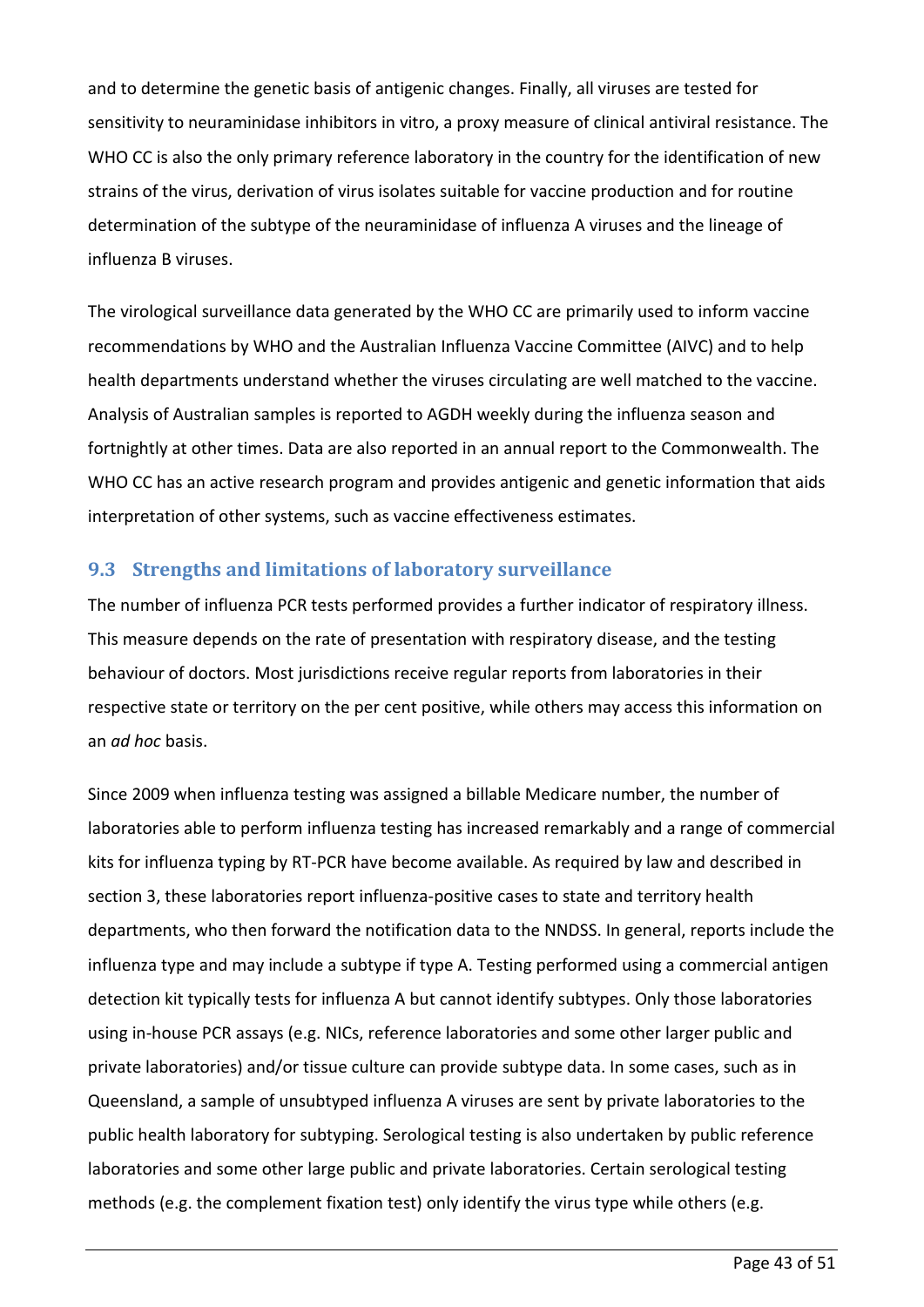and to determine the genetic basis of antigenic changes. Finally, all viruses are tested for sensitivity to neuraminidase inhibitors in vitro, a proxy measure of clinical antiviral resistance. The WHO CC is also the only primary reference laboratory in the country for the identification of new strains of the virus, derivation of virus isolates suitable for vaccine production and for routine determination of the subtype of the neuraminidase of influenza A viruses and the lineage of influenza B viruses.

The virological surveillance data generated by the WHO CC are primarily used to inform vaccine recommendations by WHO and the Australian Influenza Vaccine Committee (AIVC) and to help health departments understand whether the viruses circulating are well matched to the vaccine. Analysis of Australian samples is reported to AGDH weekly during the influenza season and fortnightly at other times. Data are also reported in an annual report to the Commonwealth. The WHO CC has an active research program and provides antigenic and genetic information that aids interpretation of other systems, such as vaccine effectiveness estimates.

## 9.3 Strengths and limitations of laboratory surveillance

The number of influenza PCR tests performed provides a further indicator of respiratory illness. This measure depends on the rate of presentation with respiratory disease, and the testing behaviour of doctors. Most jurisdictions receive regular reports from laboratories in their respective state or territory on the per cent positive, while others may access this information on an *ad hoc* basis.

Since 2009 when influenza testing was assigned a billable Medicare number, the number of laboratories able to perform influenza testing has increased remarkably and a range of commercial kits for influenza typing by RT-PCR have become available. As required by law and described in section 3, these laboratories report influenza-positive cases to state and territory health departments, who then forward the notification data to the NNDSS. In general, reports include the influenza type and may include a subtype if type A. Testing performed using a commercial antigen detection kit typically tests for influenza A but cannot identify subtypes. Only those laboratories using in-house PCR assays (e.g. NICs, reference laboratories and some other larger public and private laboratories) and/or tissue culture can provide subtype data. In some cases, such as in Queensland, a sample of unsubtyped influenza A viruses are sent by private laboratories to the public health laboratory for subtyping. Serological testing is also undertaken by public reference laboratories and some other large public and private laboratories. Certain serological testing methods (e.g. the complement fixation test) only identify the virus type while others (e.g.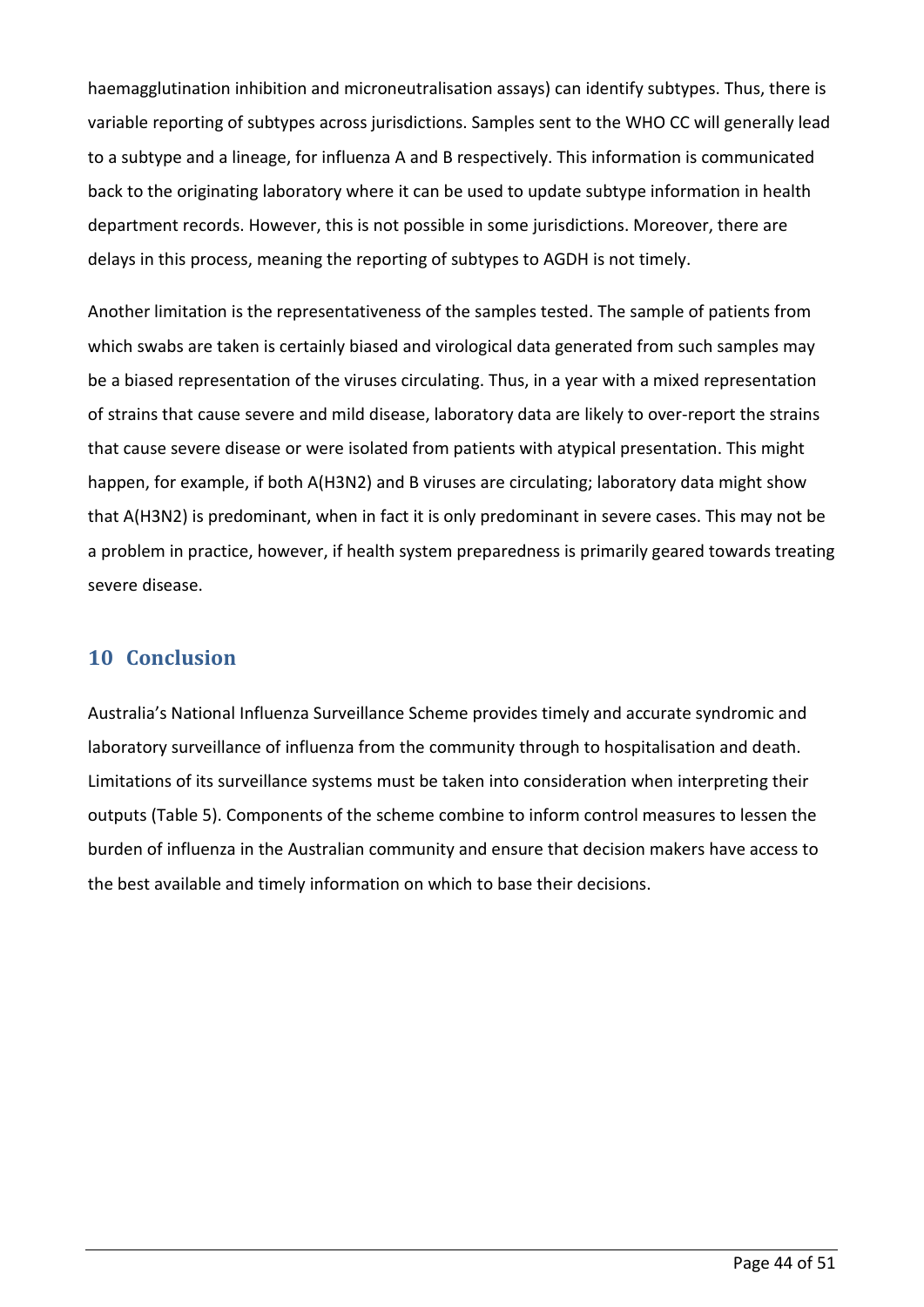haemagglutination inhibition and microneutralisation assays) can identify subtypes. Thus, there is variable reporting of subtypes across jurisdictions. Samples sent to the WHO CC will generally lead to a subtype and a lineage, for influenza A and B respectively. This information is communicated back to the originating laboratory where it can be used to update subtype information in health department records. However, this is not possible in some jurisdictions. Moreover, there are delays in this process, meaning the reporting of subtypes to AGDH is not timely.

Another limitation is the representativeness of the samples tested. The sample of patients from which swabs are taken is certainly biased and virological data generated from such samples may be a biased representation of the viruses circulating. Thus, in a year with a mixed representation of strains that cause severe and mild disease, laboratory data are likely to over-report the strains that cause severe disease or were isolated from patients with atypical presentation. This might happen, for example, if both A(H3N2) and B viruses are circulating; laboratory data might show that A(H3N2) is predominant, when in fact it is only predominant in severe cases. This may not be a problem in practice, however, if health system preparedness is primarily geared towards treating severe disease.

# 10 Conclusion

Australia's National Influenza Surveillance Scheme provides timely and accurate syndromic and laboratory surveillance of influenza from the community through to hospitalisation and death. Limitations of its surveillance systems must be taken into consideration when interpreting their outputs (Table 5). Components of the scheme combine to inform control measures to lessen the burden of influenza in the Australian community and ensure that decision makers have access to the best available and timely information on which to base their decisions.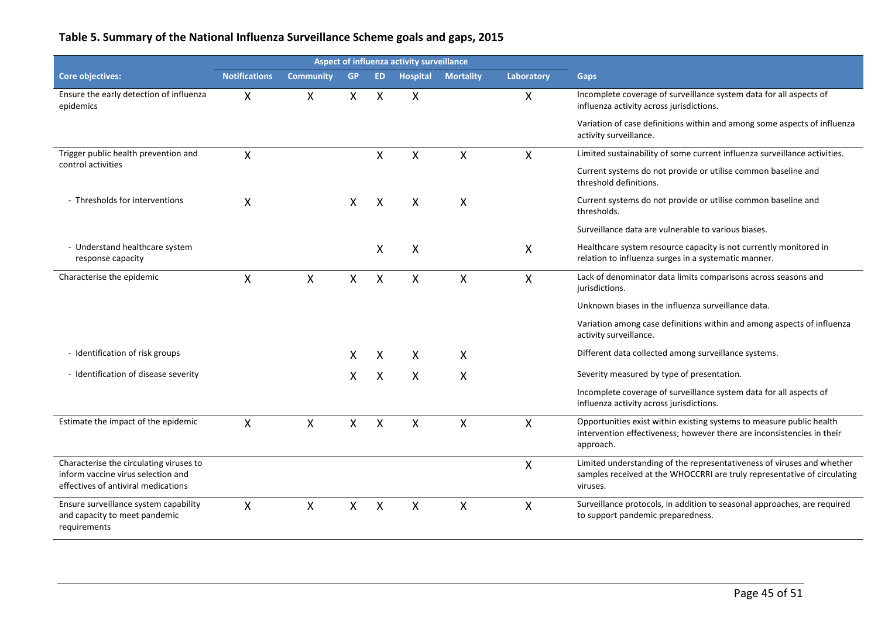## Table 5. Summary of the National Influenza Surveillance Scheme goals and gaps, 2015

| | Aspect of influenza activity surveillance | | | | | | | |
|---|---|---|---|---|---|---|---|---|
| **Core objectives:** | **Notifications** | **Community** | **GP** | **ED** | **Hospital** | **Mortality** | **Laboratory** | **Gaps** |
| Ensure the early detection of influenza epidemics | X | X | X | X | X | | X | Incomplete coverage of surveillance system data for all aspects of influenza activity across jurisdictions. |
| | | | | | | | | Variation of case definitions within and among some aspects of influenza activity surveillance. |
| Trigger public health prevention and control activities | X | | | X | X | X | X | Limited sustainability of some current influenza surveillance activities. |
| | | | | | | | | Current systems do not provide or utilise common baseline and threshold definitions. |
| - Thresholds for interventions | X | | X | X | X | X | | Current systems do not provide or utilise common baseline and thresholds. |
| | | | | | | | | Surveillance data are vulnerable to various biases. |
| - Understand healthcare system response capacity | | | | X | X | | X | Healthcare system resource capacity is not currently monitored in relation to influenza surges in a systematic manner. |
| Characterise the epidemic | X | X | X | X | X | X | X | Lack of denominator data limits comparisons across seasons and jurisdictions. |
| | | | | | | | | Unknown biases in the influenza surveillance data. |
| | | | | | | | | Variation among case definitions within and among aspects of influenza activity surveillance. |
| - Identification of risk groups | | | X | X | X | X | | Different data collected among surveillance systems. |
| - Identification of disease severity | | | X | X | X | X | | Severity measured by type of presentation. |
| | | | | | | | | Incomplete coverage of surveillance system data for all aspects of influenza activity across jurisdictions. |
| Estimate the impact of the epidemic | X | X | X | X | X | X | X | Opportunities exist within existing systems to measure public health intervention effectiveness; however there are inconsistencies in their approach. |
| Characterise the circulating viruses to inform vaccine virus selection and effectives of antiviral medications | | | | | | | X | Limited understanding of the representativeness of viruses and whether samples received at the WHOCCRRI are truly representative of circulating viruses. |
| Ensure surveillance system capability and capacity to meet pandemic requirements | X | X | X | X | X | X | X | Surveillance protocols, in addition to seasonal approaches, are required to support pandemic preparedness. |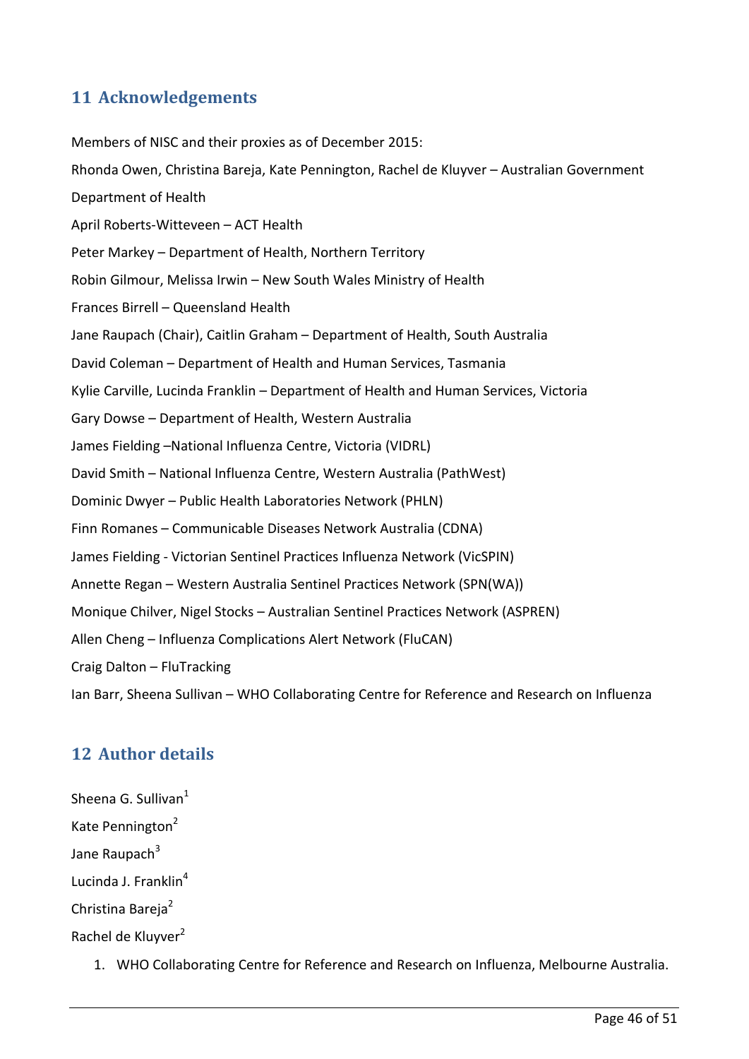## 11 Acknowledgements

Members of NISC and their proxies as of December 2015:

Rhonda Owen, Christina Bareja, Kate Pennington, Rachel de Kluyver – Australian Government Department of Health

April Roberts-Witteveen – ACT Health

Peter Markey – Department of Health, Northern Territory

Robin Gilmour, Melissa Irwin – New South Wales Ministry of Health

Frances Birrell – Queensland Health

Jane Raupach (Chair), Caitlin Graham – Department of Health, South Australia

David Coleman – Department of Health and Human Services, Tasmania

Kylie Carville, Lucinda Franklin – Department of Health and Human Services, Victoria

Gary Dowse – Department of Health, Western Australia

James Fielding –National Influenza Centre, Victoria (VIDRL)

David Smith – National Influenza Centre, Western Australia (PathWest)

Dominic Dwyer – Public Health Laboratories Network (PHLN)

Finn Romanes – Communicable Diseases Network Australia (CDNA)

James Fielding - Victorian Sentinel Practices Influenza Network (VicSPIN)

Annette Regan – Western Australia Sentinel Practices Network (SPN(WA))

Monique Chilver, Nigel Stocks – Australian Sentinel Practices Network (ASPREN)

Allen Cheng – Influenza Complications Alert Network (FluCAN)

Craig Dalton – FluTracking

Ian Barr, Sheena Sullivan – WHO Collaborating Centre for Reference and Research on Influenza

## 12 Author details

Sheena G. Sullivan[1]

Kate Pennington[2]

Jane Raupach[3]

Lucinda J. Franklin[4]

Christina Bareja[2]

Rachel de Kluyver[2]

1. WHO Collaborating Centre for Reference and Research on Influenza, Melbourne Australia.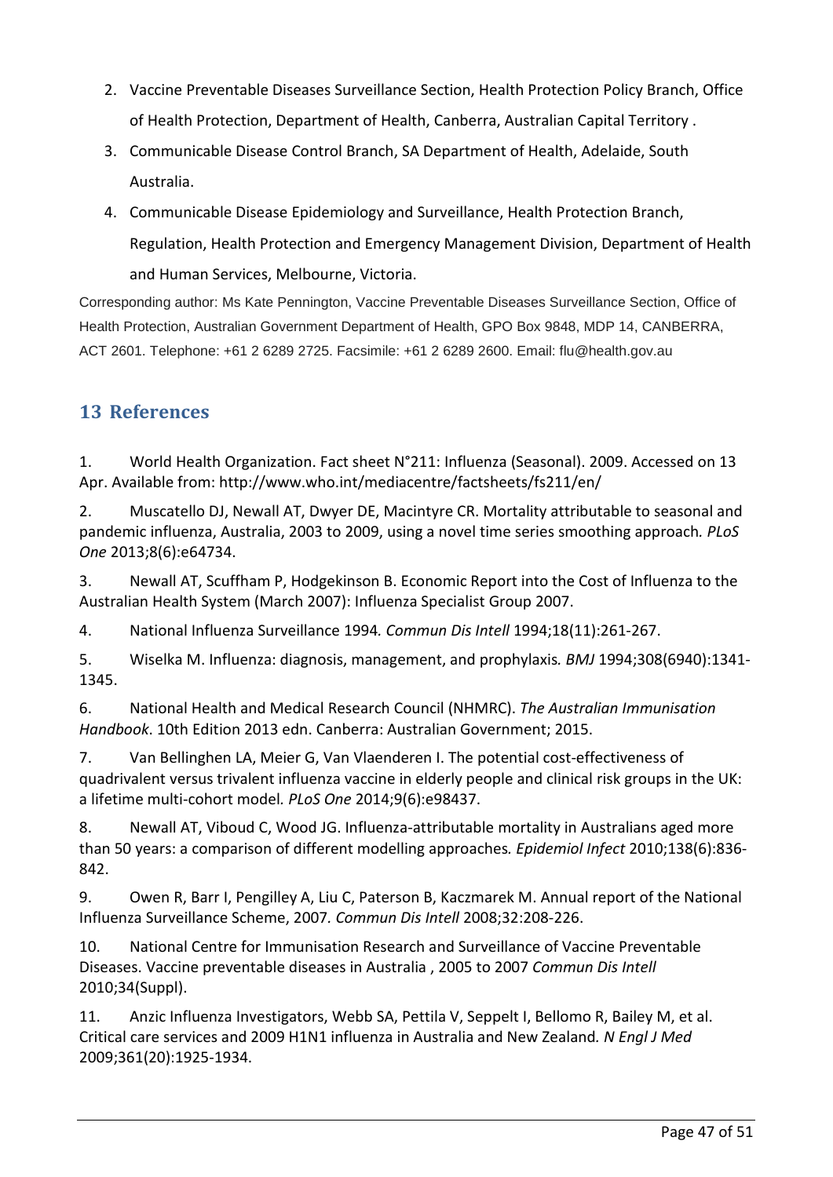2. Vaccine Preventable Diseases Surveillance Section, Health Protection Policy Branch, Office of Health Protection, Department of Health, Canberra, Australian Capital Territory .
3. Communicable Disease Control Branch, SA Department of Health, Adelaide, South Australia.
4. Communicable Disease Epidemiology and Surveillance, Health Protection Branch, Regulation, Health Protection and Emergency Management Division, Department of Health and Human Services, Melbourne, Victoria.

Corresponding author: Ms Kate Pennington, Vaccine Preventable Diseases Surveillance Section, Office of Health Protection, Australian Government Department of Health, GPO Box 9848, MDP 14, CANBERRA, ACT 2601. Telephone: +61 2 6289 2725. Facsimile: +61 2 6289 2600. Email: flu@health.gov.au

## 13 References

1. World Health Organization. Fact sheet N°211: Influenza (Seasonal). 2009. Accessed on 13 Apr. Available from: http://www.who.int/mediacentre/factsheets/fs211/en/

2. Muscatello DJ, Newall AT, Dwyer DE, Macintyre CR. Mortality attributable to seasonal and pandemic influenza, Australia, 2003 to 2009, using a novel time series smoothing approach. *PLoS One* 2013;8(6):e64734.

3. Newall AT, Scuffham P, Hodgekinson B. Economic Report into the Cost of Influenza to the Australian Health System (March 2007): Influenza Specialist Group 2007.

4. National Influenza Surveillance 1994. *Commun Dis Intell* 1994;18(11):261-267.

5. Wiselka M. Influenza: diagnosis, management, and prophylaxis. *BMJ* 1994;308(6940):1341-1345.

6. National Health and Medical Research Council (NHMRC). *The Australian Immunisation Handbook*. 10th Edition 2013 edn. Canberra: Australian Government; 2015.

7. Van Bellinghen LA, Meier G, Van Vlaenderen I. The potential cost-effectiveness of quadrivalent versus trivalent influenza vaccine in elderly people and clinical risk groups in the UK: a lifetime multi-cohort model. *PLoS One* 2014;9(6):e98437.

8. Newall AT, Viboud C, Wood JG. Influenza-attributable mortality in Australians aged more than 50 years: a comparison of different modelling approaches. *Epidemiol Infect* 2010;138(6):836-842.

9. Owen R, Barr I, Pengilley A, Liu C, Paterson B, Kaczmarek M. Annual report of the National Influenza Surveillance Scheme, 2007. *Commun Dis Intell* 2008;32:208-226.

10. National Centre for Immunisation Research and Surveillance of Vaccine Preventable Diseases. Vaccine preventable diseases in Australia , 2005 to 2007 *Commun Dis Intell* 2010;34(Suppl).

11. Anzic Influenza Investigators, Webb SA, Pettila V, Seppelt I, Bellomo R, Bailey M, et al. Critical care services and 2009 H1N1 influenza in Australia and New Zealand. *N Engl J Med* 2009;361(20):1925-1934.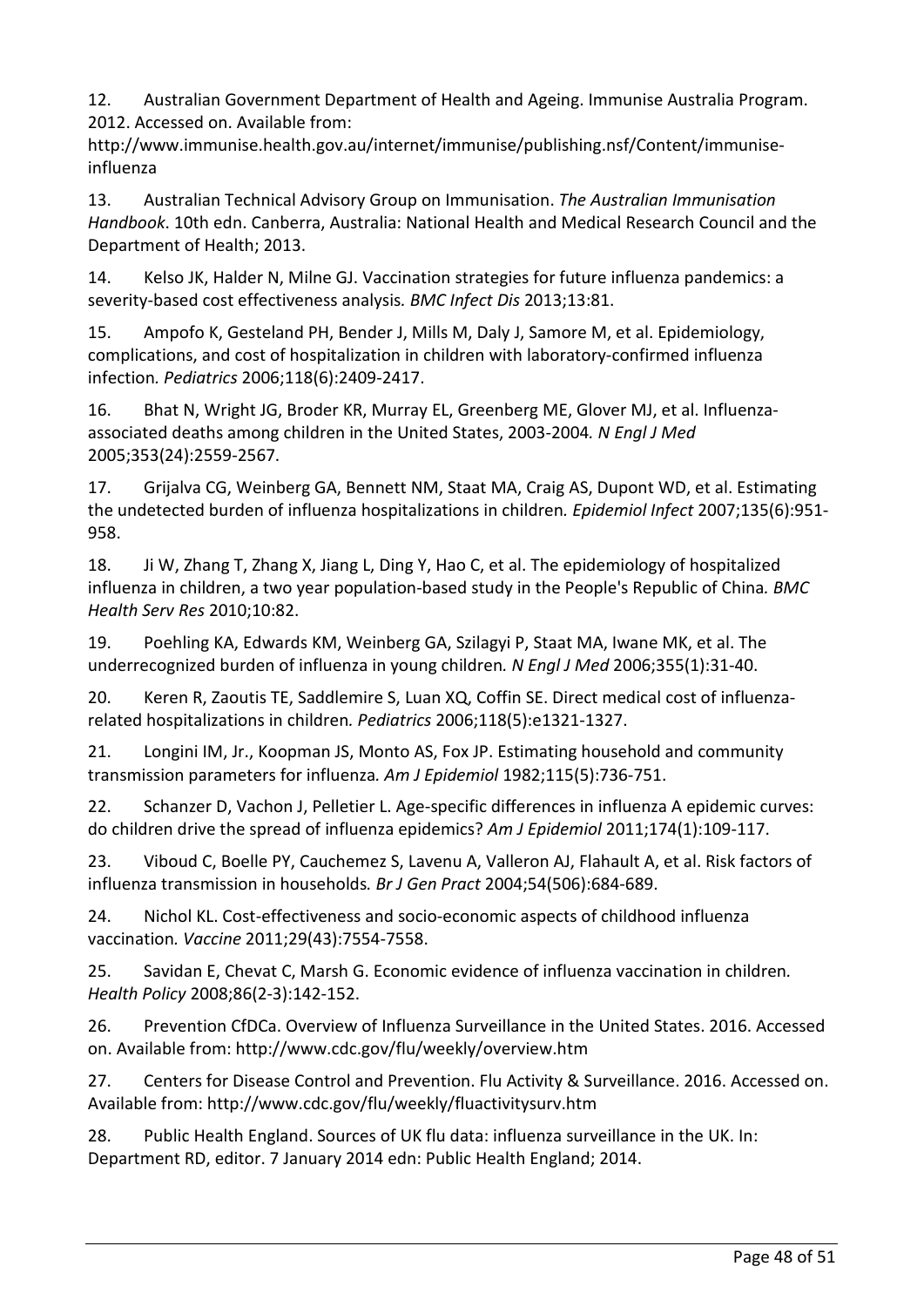12. Australian Government Department of Health and Ageing. Immunise Australia Program. 2012. Accessed on. Available from: http://www.immunise.health.gov.au/internet/immunise/publishing.nsf/Content/immunise-influenza

13. Australian Technical Advisory Group on Immunisation. *The Australian Immunisation Handbook*. 10th edn. Canberra, Australia: National Health and Medical Research Council and the Department of Health; 2013.

14. Kelso JK, Halder N, Milne GJ. Vaccination strategies for future influenza pandemics: a severity-based cost effectiveness analysis*. BMC Infect Dis* 2013;13:81.

15. Ampofo K, Gesteland PH, Bender J, Mills M, Daly J, Samore M, et al. Epidemiology, complications, and cost of hospitalization in children with laboratory-confirmed influenza infection*. Pediatrics* 2006;118(6):2409-2417.

16. Bhat N, Wright JG, Broder KR, Murray EL, Greenberg ME, Glover MJ, et al. Influenza-associated deaths among children in the United States, 2003-2004*. N Engl J Med* 2005;353(24):2559-2567.

17. Grijalva CG, Weinberg GA, Bennett NM, Staat MA, Craig AS, Dupont WD, et al. Estimating the undetected burden of influenza hospitalizations in children*. Epidemiol Infect* 2007;135(6):951-958.

18. Ji W, Zhang T, Zhang X, Jiang L, Ding Y, Hao C, et al. The epidemiology of hospitalized influenza in children, a two year population-based study in the People's Republic of China*. BMC Health Serv Res* 2010;10:82.

19. Poehling KA, Edwards KM, Weinberg GA, Szilagyi P, Staat MA, Iwane MK, et al. The underrecognized burden of influenza in young children*. N Engl J Med* 2006;355(1):31-40.

20. Keren R, Zaoutis TE, Saddlemire S, Luan XQ, Coffin SE. Direct medical cost of influenza-related hospitalizations in children*. Pediatrics* 2006;118(5):e1321-1327.

21. Longini IM, Jr., Koopman JS, Monto AS, Fox JP. Estimating household and community transmission parameters for influenza*. Am J Epidemiol* 1982;115(5):736-751.

22. Schanzer D, Vachon J, Pelletier L. Age-specific differences in influenza A epidemic curves: do children drive the spread of influenza epidemics? *Am J Epidemiol* 2011;174(1):109-117.

23. Viboud C, Boelle PY, Cauchemez S, Lavenu A, Valleron AJ, Flahault A, et al. Risk factors of influenza transmission in households*. Br J Gen Pract* 2004;54(506):684-689.

24. Nichol KL. Cost-effectiveness and socio-economic aspects of childhood influenza vaccination*. Vaccine* 2011;29(43):7554-7558.

25. Savidan E, Chevat C, Marsh G. Economic evidence of influenza vaccination in children*. Health Policy* 2008;86(2-3):142-152.

26. Prevention CfDCa. Overview of Influenza Surveillance in the United States. 2016. Accessed on. Available from: http://www.cdc.gov/flu/weekly/overview.htm

27. Centers for Disease Control and Prevention. Flu Activity & Surveillance. 2016. Accessed on. Available from: http://www.cdc.gov/flu/weekly/fluactivitysurv.htm

28. Public Health England. Sources of UK flu data: influenza surveillance in the UK. In: Department RD, editor. 7 January 2014 edn: Public Health England; 2014.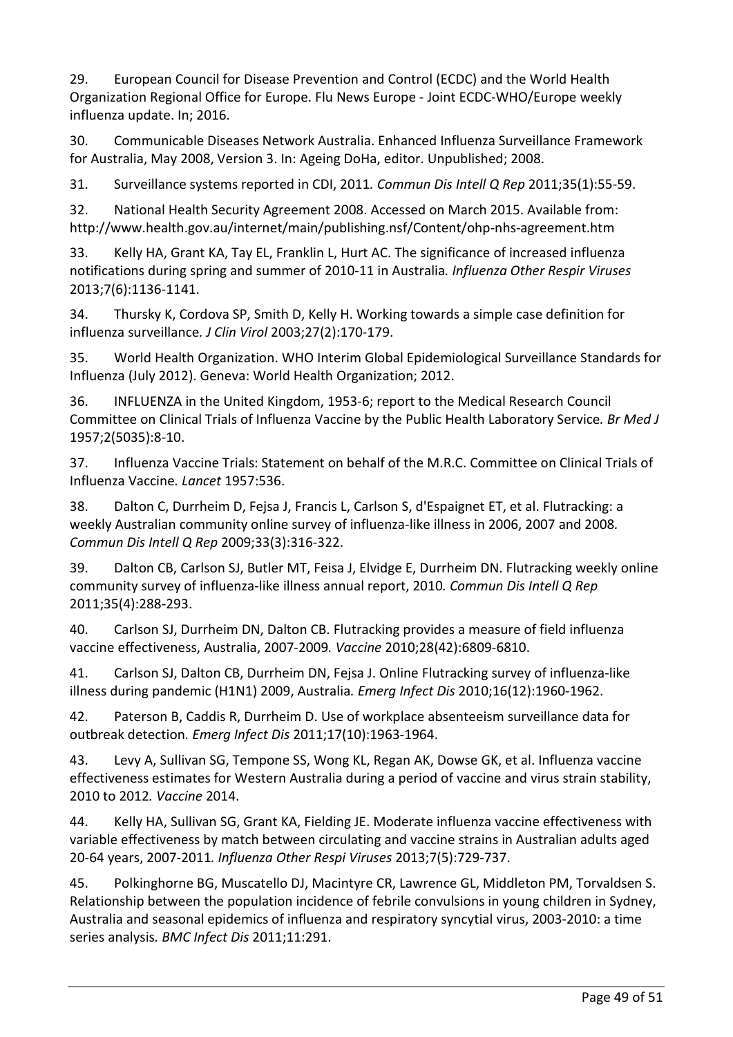29. European Council for Disease Prevention and Control (ECDC) and the World Health Organization Regional Office for Europe. Flu News Europe - Joint ECDC-WHO/Europe weekly influenza update. In; 2016.

30. Communicable Diseases Network Australia. Enhanced Influenza Surveillance Framework for Australia, May 2008, Version 3. In: Ageing DoHa, editor. Unpublished; 2008.

31. Surveillance systems reported in CDI, 2011*. Commun Dis Intell Q Rep* 2011;35(1):55-59.

32. National Health Security Agreement 2008. Accessed on March 2015. Available from: http://www.health.gov.au/internet/main/publishing.nsf/Content/ohp-nhs-agreement.htm

33. Kelly HA, Grant KA, Tay EL, Franklin L, Hurt AC. The significance of increased influenza notifications during spring and summer of 2010-11 in Australia*. Influenza Other Respir Viruses* 2013;7(6):1136-1141.

34. Thursky K, Cordova SP, Smith D, Kelly H. Working towards a simple case definition for influenza surveillance*. J Clin Virol* 2003;27(2):170-179.

35. World Health Organization. WHO Interim Global Epidemiological Surveillance Standards for Influenza (July 2012). Geneva: World Health Organization; 2012.

36. INFLUENZA in the United Kingdom, 1953-6; report to the Medical Research Council Committee on Clinical Trials of Influenza Vaccine by the Public Health Laboratory Service*. Br Med J* 1957;2(5035):8-10.

37. Influenza Vaccine Trials: Statement on behalf of the M.R.C. Committee on Clinical Trials of Influenza Vaccine*. Lancet* 1957:536.

38. Dalton C, Durrheim D, Fejsa J, Francis L, Carlson S, d'Espaignet ET, et al. Flutracking: a weekly Australian community online survey of influenza-like illness in 2006, 2007 and 2008*. Commun Dis Intell Q Rep* 2009;33(3):316-322.

39. Dalton CB, Carlson SJ, Butler MT, Feisa J, Elvidge E, Durrheim DN. Flutracking weekly online community survey of influenza-like illness annual report, 2010*. Commun Dis Intell Q Rep* 2011;35(4):288-293.

40. Carlson SJ, Durrheim DN, Dalton CB. Flutracking provides a measure of field influenza vaccine effectiveness, Australia, 2007-2009*. Vaccine* 2010;28(42):6809-6810.

41. Carlson SJ, Dalton CB, Durrheim DN, Fejsa J. Online Flutracking survey of influenza-like illness during pandemic (H1N1) 2009, Australia*. Emerg Infect Dis* 2010;16(12):1960-1962.

42. Paterson B, Caddis R, Durrheim D. Use of workplace absenteeism surveillance data for outbreak detection*. Emerg Infect Dis* 2011;17(10):1963-1964.

43. Levy A, Sullivan SG, Tempone SS, Wong KL, Regan AK, Dowse GK, et al. Influenza vaccine effectiveness estimates for Western Australia during a period of vaccine and virus strain stability, 2010 to 2012*. Vaccine* 2014.

44. Kelly HA, Sullivan SG, Grant KA, Fielding JE. Moderate influenza vaccine effectiveness with variable effectiveness by match between circulating and vaccine strains in Australian adults aged 20-64 years, 2007-2011*. Influenza Other Respi Viruses* 2013;7(5):729-737.

45. Polkinghorne BG, Muscatello DJ, Macintyre CR, Lawrence GL, Middleton PM, Torvaldsen S. Relationship between the population incidence of febrile convulsions in young children in Sydney, Australia and seasonal epidemics of influenza and respiratory syncytial virus, 2003-2010: a time series analysis*. BMC Infect Dis* 2011;11:291.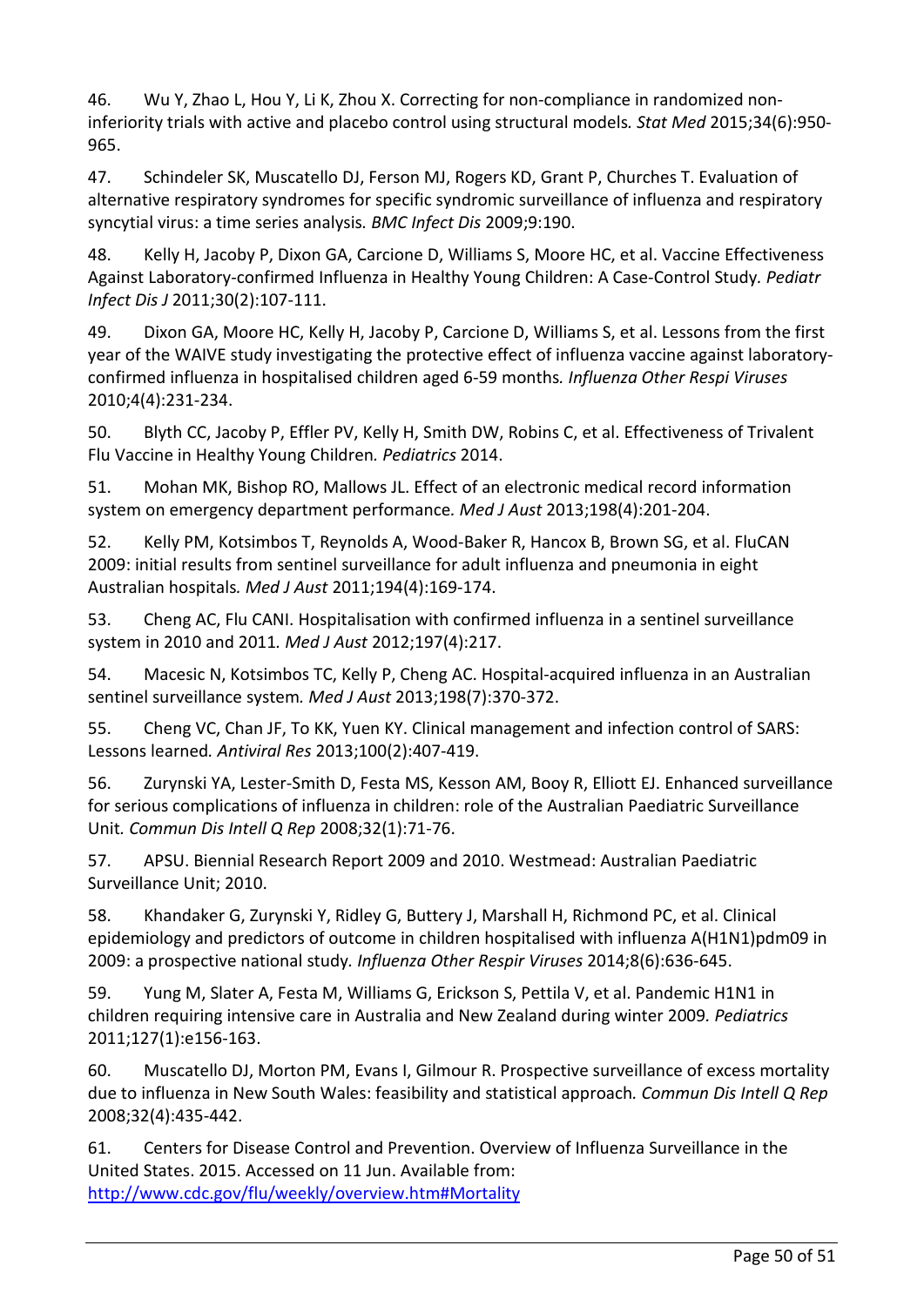46. Wu Y, Zhao L, Hou Y, Li K, Zhou X. Correcting for non-compliance in randomized non-inferiority trials with active and placebo control using structural models. *Stat Med* 2015;34(6):950-965.

47. Schindeler SK, Muscatello DJ, Ferson MJ, Rogers KD, Grant P, Churches T. Evaluation of alternative respiratory syndromes for specific syndromic surveillance of influenza and respiratory syncytial virus: a time series analysis. *BMC Infect Dis* 2009;9:190.

48. Kelly H, Jacoby P, Dixon GA, Carcione D, Williams S, Moore HC, et al. Vaccine Effectiveness Against Laboratory-confirmed Influenza in Healthy Young Children: A Case-Control Study. *Pediatr Infect Dis J* 2011;30(2):107-111.

49. Dixon GA, Moore HC, Kelly H, Jacoby P, Carcione D, Williams S, et al. Lessons from the first year of the WAIVE study investigating the protective effect of influenza vaccine against laboratory-confirmed influenza in hospitalised children aged 6-59 months. *Influenza Other Respi Viruses* 2010;4(4):231-234.

50. Blyth CC, Jacoby P, Effler PV, Kelly H, Smith DW, Robins C, et al. Effectiveness of Trivalent Flu Vaccine in Healthy Young Children. *Pediatrics* 2014.

51. Mohan MK, Bishop RO, Mallows JL. Effect of an electronic medical record information system on emergency department performance. *Med J Aust* 2013;198(4):201-204.

52. Kelly PM, Kotsimbos T, Reynolds A, Wood-Baker R, Hancox B, Brown SG, et al. FluCAN 2009: initial results from sentinel surveillance for adult influenza and pneumonia in eight Australian hospitals. *Med J Aust* 2011;194(4):169-174.

53. Cheng AC, Flu CANI. Hospitalisation with confirmed influenza in a sentinel surveillance system in 2010 and 2011. *Med J Aust* 2012;197(4):217.

54. Macesic N, Kotsimbos TC, Kelly P, Cheng AC. Hospital-acquired influenza in an Australian sentinel surveillance system. *Med J Aust* 2013;198(7):370-372.

55. Cheng VC, Chan JF, To KK, Yuen KY. Clinical management and infection control of SARS: Lessons learned. *Antiviral Res* 2013;100(2):407-419.

56. Zurynski YA, Lester-Smith D, Festa MS, Kesson AM, Booy R, Elliott EJ. Enhanced surveillance for serious complications of influenza in children: role of the Australian Paediatric Surveillance Unit. *Commun Dis Intell Q Rep* 2008;32(1):71-76.

57. APSU. Biennial Research Report 2009 and 2010. Westmead: Australian Paediatric Surveillance Unit; 2010.

58. Khandaker G, Zurynski Y, Ridley G, Buttery J, Marshall H, Richmond PC, et al. Clinical epidemiology and predictors of outcome in children hospitalised with influenza A(H1N1)pdm09 in 2009: a prospective national study. *Influenza Other Respir Viruses* 2014;8(6):636-645.

59. Yung M, Slater A, Festa M, Williams G, Erickson S, Pettila V, et al. Pandemic H1N1 in children requiring intensive care in Australia and New Zealand during winter 2009. *Pediatrics* 2011;127(1):e156-163.

60. Muscatello DJ, Morton PM, Evans I, Gilmour R. Prospective surveillance of excess mortality due to influenza in New South Wales: feasibility and statistical approach. *Commun Dis Intell Q Rep* 2008;32(4):435-442.

61. Centers for Disease Control and Prevention. Overview of Influenza Surveillance in the United States. 2015. Accessed on 11 Jun. Available from: http://www.cdc.gov/flu/weekly/overview.htm#Mortality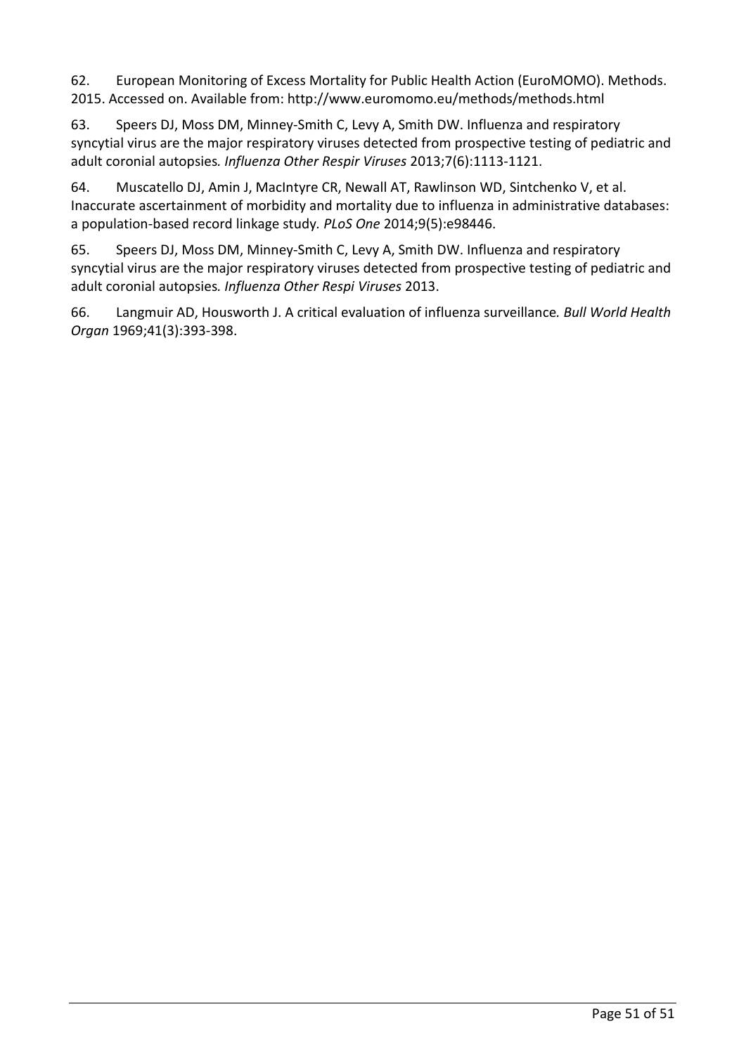62. European Monitoring of Excess Mortality for Public Health Action (EuroMOMO). Methods. 2015. Accessed on. Available from: http://www.euromomo.eu/methods/methods.html

63. Speers DJ, Moss DM, Minney-Smith C, Levy A, Smith DW. Influenza and respiratory syncytial virus are the major respiratory viruses detected from prospective testing of pediatric and adult coronial autopsies. *Influenza Other Respir Viruses* 2013;7(6):1113-1121.

64. Muscatello DJ, Amin J, MacIntyre CR, Newall AT, Rawlinson WD, Sintchenko V, et al. Inaccurate ascertainment of morbidity and mortality due to influenza in administrative databases: a population-based record linkage study. *PLoS One* 2014;9(5):e98446.

65. Speers DJ, Moss DM, Minney-Smith C, Levy A, Smith DW. Influenza and respiratory syncytial virus are the major respiratory viruses detected from prospective testing of pediatric and adult coronial autopsies. *Influenza Other Respi Viruses* 2013.

66. Langmuir AD, Housworth J. A critical evaluation of influenza surveillance. *Bull World Health Organ* 1969;41(3):393-398.